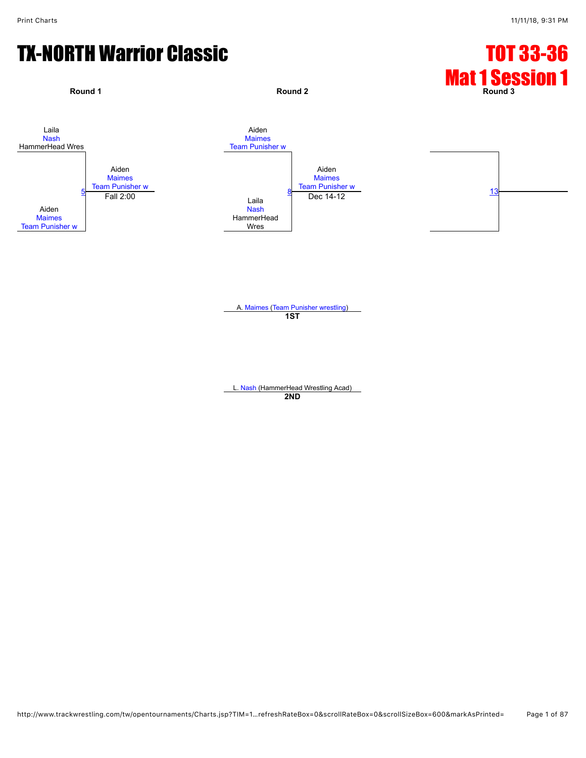# TX-NORTH Warrior Classic

## TOT 33-36
## Mat 1 Session 1

**Round 1**

Laila
Nash
HammerHead Wres

5

Aiden
Maimes
Team Punisher w

Aiden
Maimes
Team Punisher w
Fall 2:00

**Round 2**

Aiden
Maimes
Team Punisher w

8

Laila
Nash
HammerHead
Wres

Aiden
Maimes
Team Punisher w
Dec 14-12

**Round 3**

13

A. Maimes (Team Punisher wrestling)
**1ST**

L. Nash (HammerHead Wrestling Acad)
**2ND**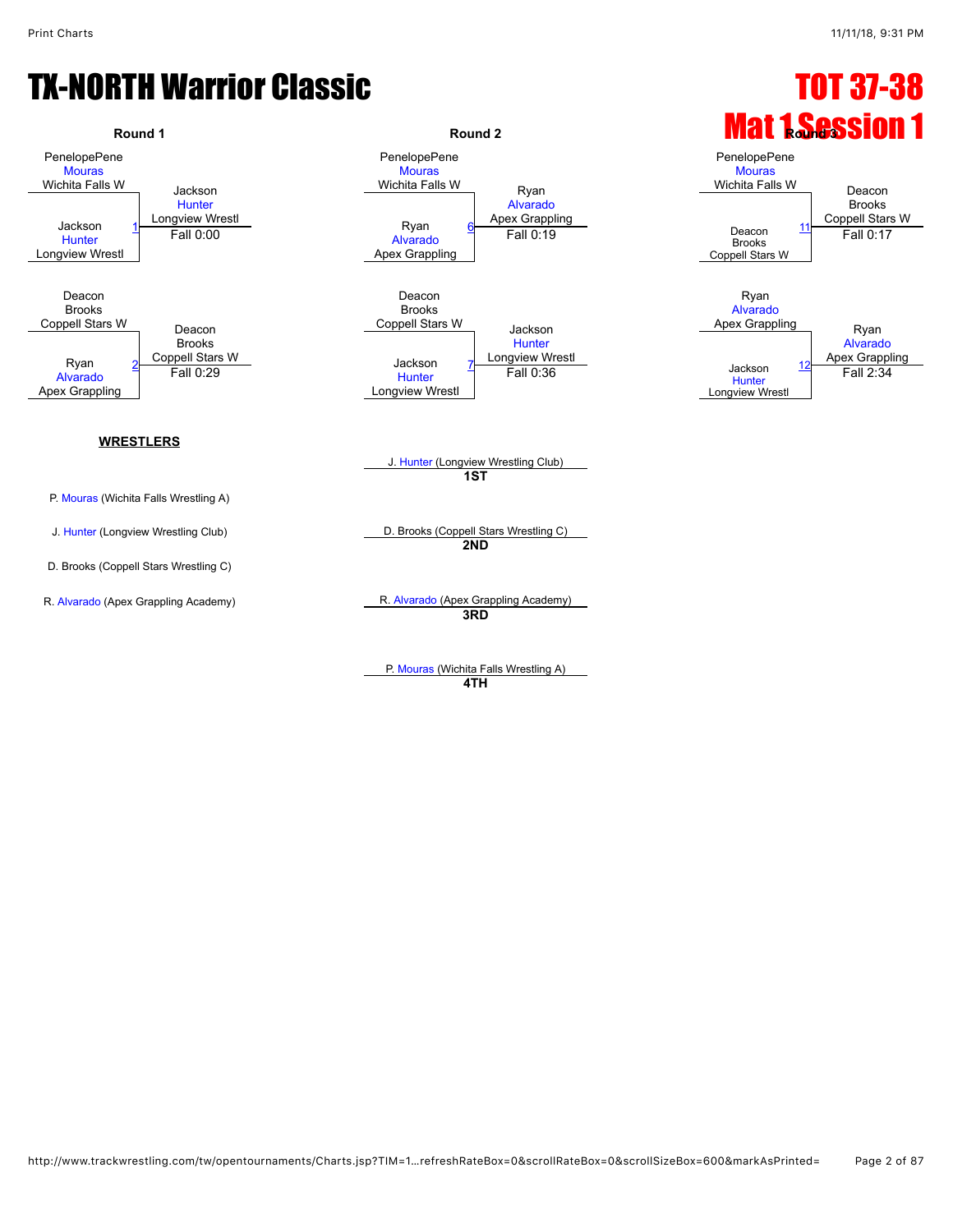# TX-NORTH Warrior Classic

# TOT 37-38
# Mat 1 Session 1

## Round 1

| Match | Wrestler 1 | Wrestler 2 | Winner | Result |
|---|---|---|---|---|
| 1 | PenelopePene Mouras (Wichita Falls W) | Jackson Hunter (Longview Wrestl) | Jackson Hunter (Longview Wrestl) | Fall 0:00 |
| 2 | Deacon Brooks (Coppell Stars W) | Ryan Alvarado (Apex Grappling) | Deacon Brooks (Coppell Stars W) | Fall 0:29 |

## Round 2

| Match | Wrestler 1 | Wrestler 2 | Winner | Result |
|---|---|---|---|---|
| 6 | PenelopePene Mouras (Wichita Falls W) | Ryan Alvarado (Apex Grappling) | Ryan Alvarado (Apex Grappling) | Fall 0:19 |
| 7 | Deacon Brooks (Coppell Stars W) | Jackson Hunter (Longview Wrestl) | Jackson Hunter (Longview Wrestl) | Fall 0:36 |

## Round 3

| Match | Wrestler 1 | Wrestler 2 | Winner | Result |
|---|---|---|---|---|
| 11 | PenelopePene Mouras (Wichita Falls W) | Deacon Brooks (Coppell Stars W) | Deacon Brooks (Coppell Stars W) | Fall 0:17 |
| 12 | Ryan Alvarado (Apex Grappling) | Jackson Hunter (Longview Wrestl) | Ryan Alvarado (Apex Grappling) | Fall 2:34 |

## WRESTLERS

- P. Mouras (Wichita Falls Wrestling A)
- J. Hunter (Longview Wrestling Club)
- D. Brooks (Coppell Stars Wrestling C)
- R. Alvarado (Apex Grappling Academy)

## Placings

- **1ST**: J. Hunter (Longview Wrestling Club)
- **2ND**: D. Brooks (Coppell Stars Wrestling C)
- **3RD**: R. Alvarado (Apex Grappling Academy)
- **4TH**: P. Mouras (Wichita Falls Wrestling A)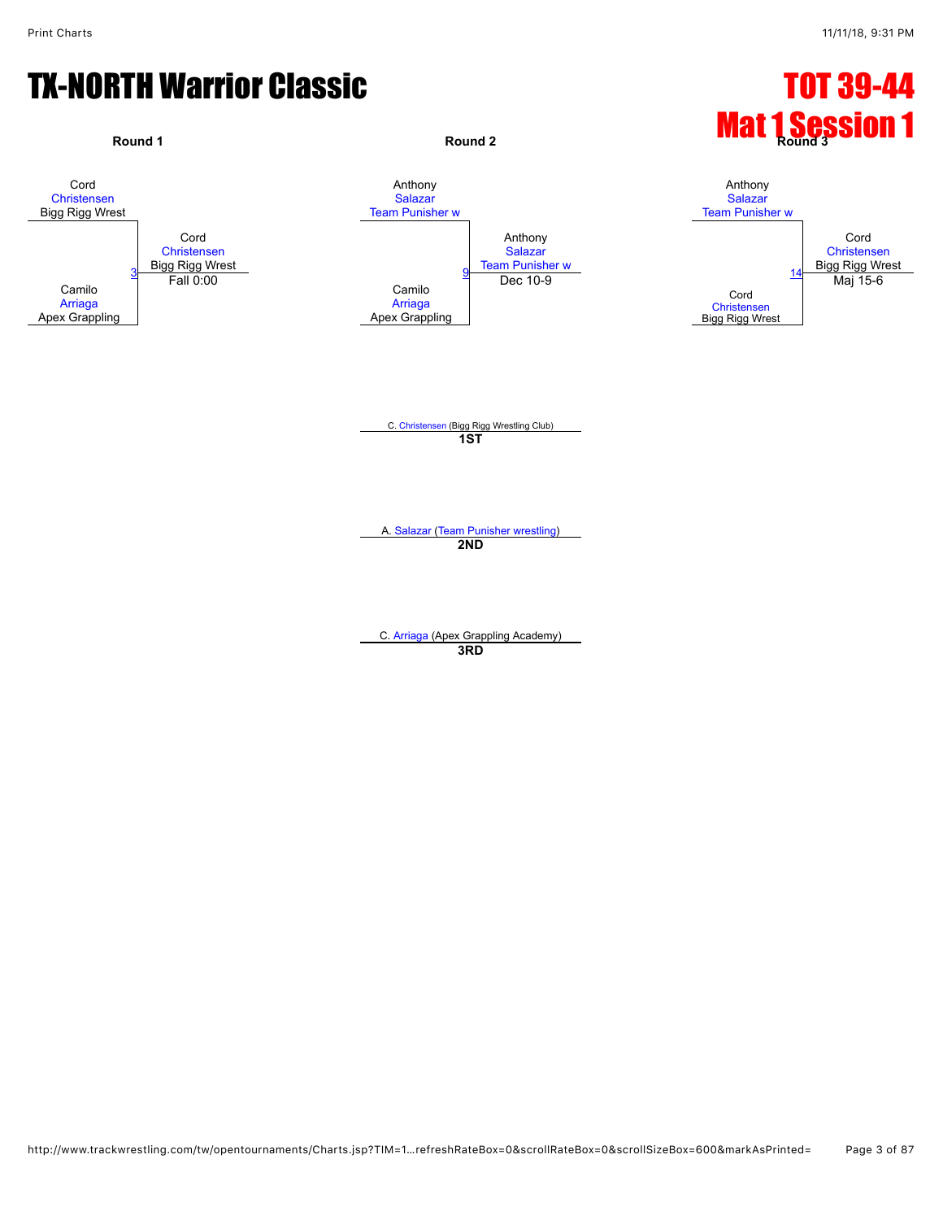# TX-NORTH Warrior Classic

## TOT 39-44
## Mat 1 Session 1

**Round 1**

Cord Christensen, Bigg Rigg Wrest
vs.
Camilo Arriaga, Apex Grappling

Match 3 — Winner: Cord Christensen, Bigg Rigg Wrest — Fall 0:00

**Round 2**

Anthony Salazar, Team Punisher w
vs.
Camilo Arriaga, Apex Grappling

Match 9 — Winner: Anthony Salazar, Team Punisher w — Dec 10-9

**Round 3**

Anthony Salazar, Team Punisher w
vs.
Cord Christensen, Bigg Rigg Wrest

Match 14 — Winner: Cord Christensen, Bigg Rigg Wrest — Maj 15-6

**1ST**: C. Christensen (Bigg Rigg Wrestling Club)

**2ND**: A. Salazar (Team Punisher wrestling)

**3RD**: C. Arriaga (Apex Grappling Academy)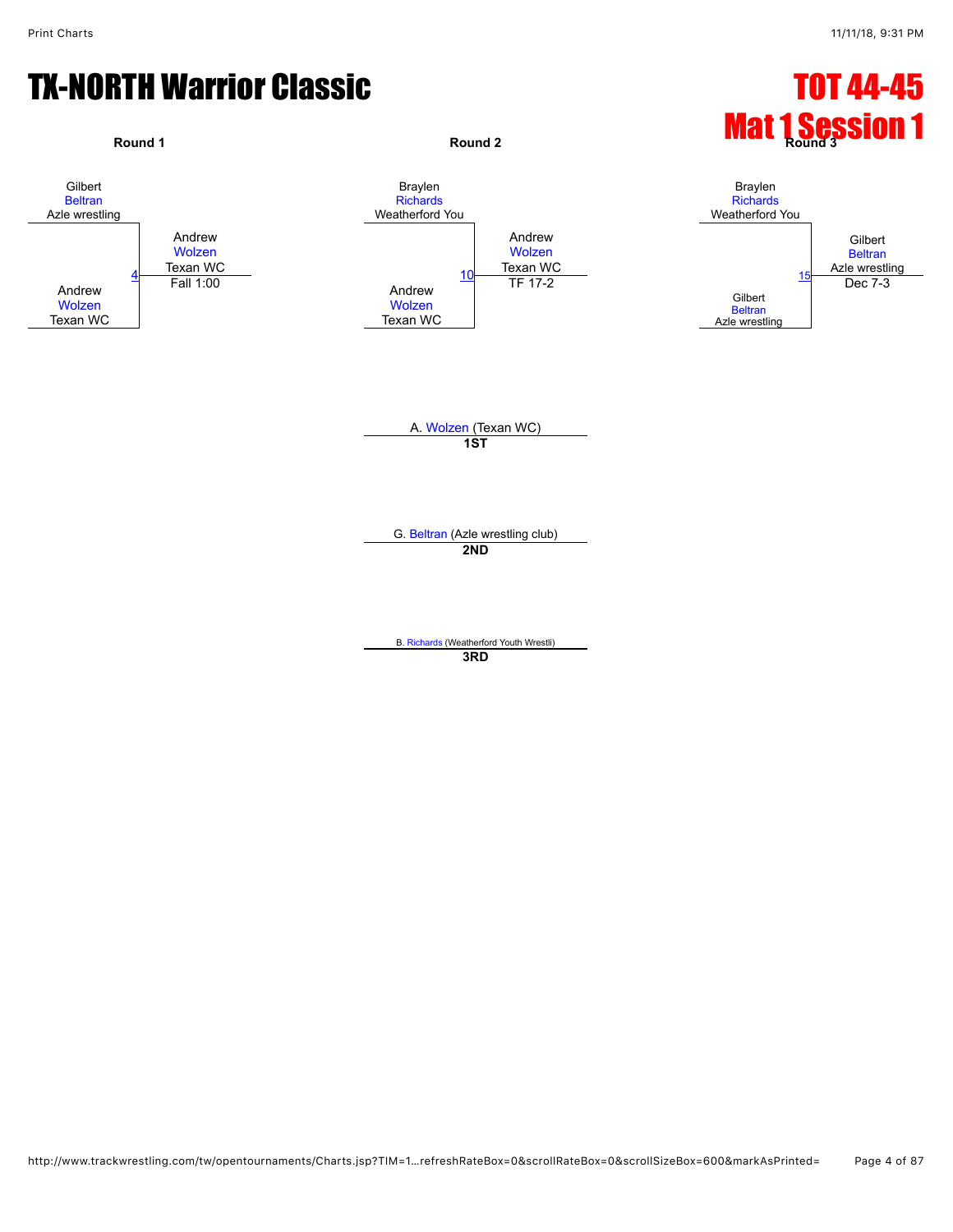# TX-NORTH Warrior Classic

# TOT 44-45
# Mat 1 Session 1

### Round 1

Gilbert Beltran, Azle wrestling

Andrew Wolzen, Texan WC

Match 4: Andrew Wolzen, Texan WC — Fall 1:00

### Round 2

Braylen Richards, Weatherford You

Andrew Wolzen, Texan WC

Match 10: Andrew Wolzen, Texan WC — TF 17-2

### Round 3

Braylen Richards, Weatherford You

Gilbert Beltran, Azle wrestling

Match 15: Gilbert Beltran, Azle wrestling — Dec 7-3

---

A. Wolzen (Texan WC)
**1ST**

G. Beltran (Azle wrestling club)
**2ND**

B. Richards (Weatherford Youth Wrestli)
**3RD**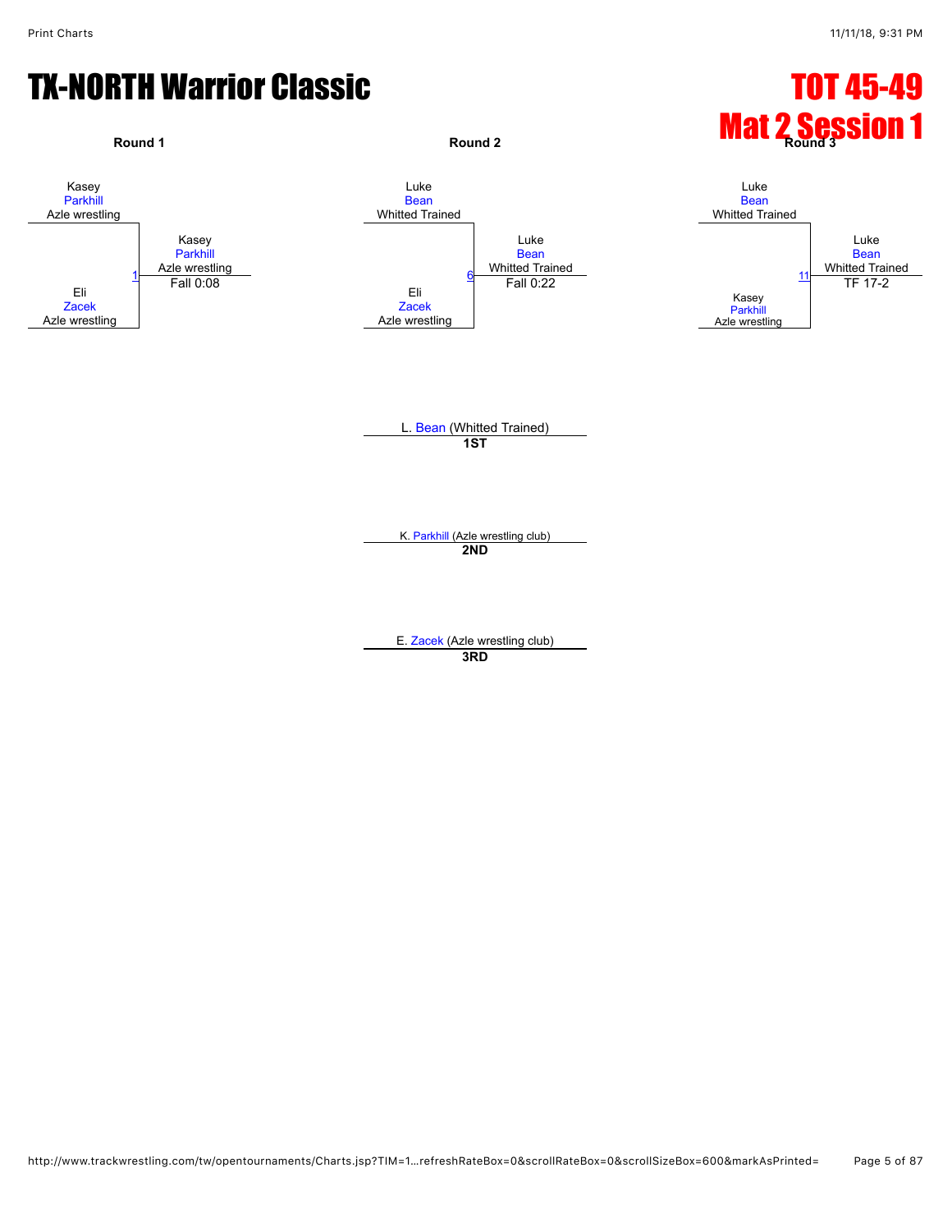# TX-NORTH Warrior Classic

## TOT 45-49
## Mat 2 Session 1

### Round 1

Kasey Parkhill, Azle wrestling
vs
Eli Zacek, Azle wrestling

Match 1: **Kasey Parkhill**, Azle wrestling — Fall 0:08

### Round 2

Luke Bean, Whitted Trained
vs
Eli Zacek, Azle wrestling

Match 6: **Luke Bean**, Whitted Trained — Fall 0:22

### Round 3

Luke Bean, Whitted Trained
vs
Kasey Parkhill, Azle wrestling

Match 11: **Luke Bean**, Whitted Trained — TF 17-2

---

L. Bean (Whitted Trained)
**1ST**

K. Parkhill (Azle wrestling club)
**2ND**

E. Zacek (Azle wrestling club)
**3RD**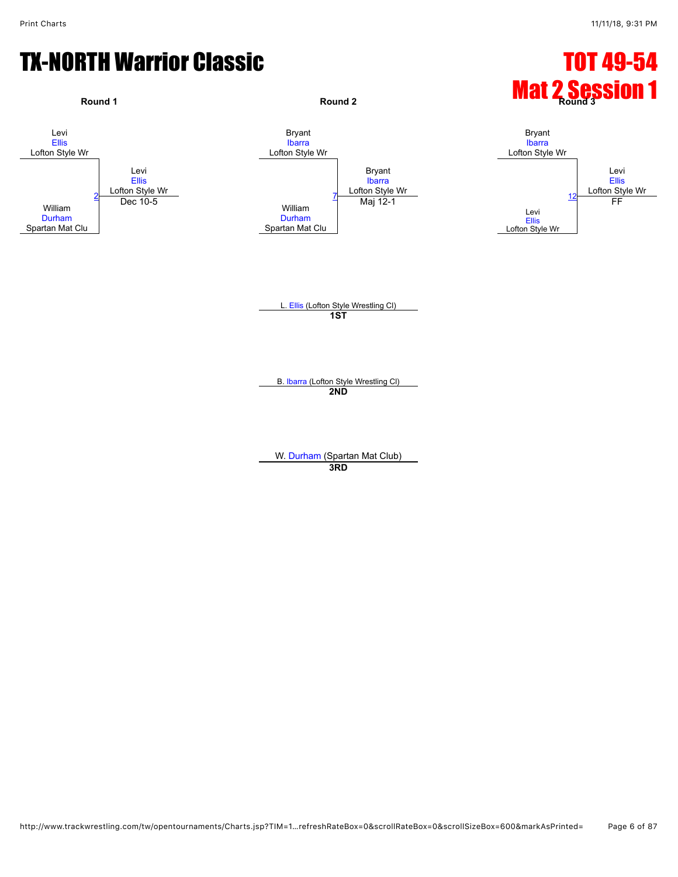# TX-NORTH Warrior Classic

# TOT 49-54
# Mat 2 Session 1

**Round 1**

Levi
Ellis
Lofton Style Wr

William
Durham
Spartan Mat Clu

Match 2 → Levi Ellis, Lofton Style Wr — Dec 10-5

**Round 2**

Bryant
Ibarra
Lofton Style Wr

William
Durham
Spartan Mat Clu

Match 7 → Bryant Ibarra, Lofton Style Wr — Maj 12-1

**Round 3**

Bryant
Ibarra
Lofton Style Wr

Levi
Ellis
Lofton Style Wr

Match 12 → Levi Ellis, Lofton Style Wr — FF

L. Ellis (Lofton Style Wrestling Cl)
**1ST**

B. Ibarra (Lofton Style Wrestling Cl)
**2ND**

W. Durham (Spartan Mat Club)
**3RD**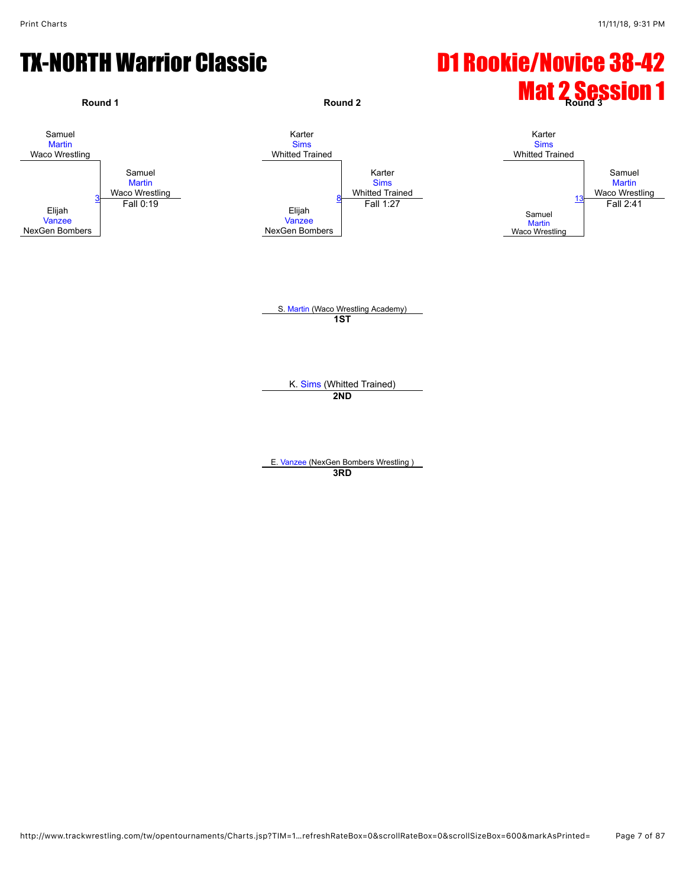# TX-NORTH Warrior Classic

# D1 Rookie/Novice 38-42
# Mat 2 Session 1

### Round 1

Samuel Martin, Waco Wrestling
vs.
Elijah Vanzee, NexGen Bombers

Match 3 — Winner: Samuel Martin, Waco Wrestling — Fall 0:19

### Round 2

Karter Sims, Whitted Trained
vs.
Elijah Vanzee, NexGen Bombers

Match 8 — Winner: Karter Sims, Whitted Trained — Fall 1:27

### Round 3

Karter Sims, Whitted Trained
vs.
Samuel Martin, Waco Wrestling

Match 13 — Winner: Samuel Martin, Waco Wrestling — Fall 2:41

### Placements

S. Martin (Waco Wrestling Academy)
**1ST**

K. Sims (Whitted Trained)
**2ND**

E. Vanzee (NexGen Bombers Wrestling )
**3RD**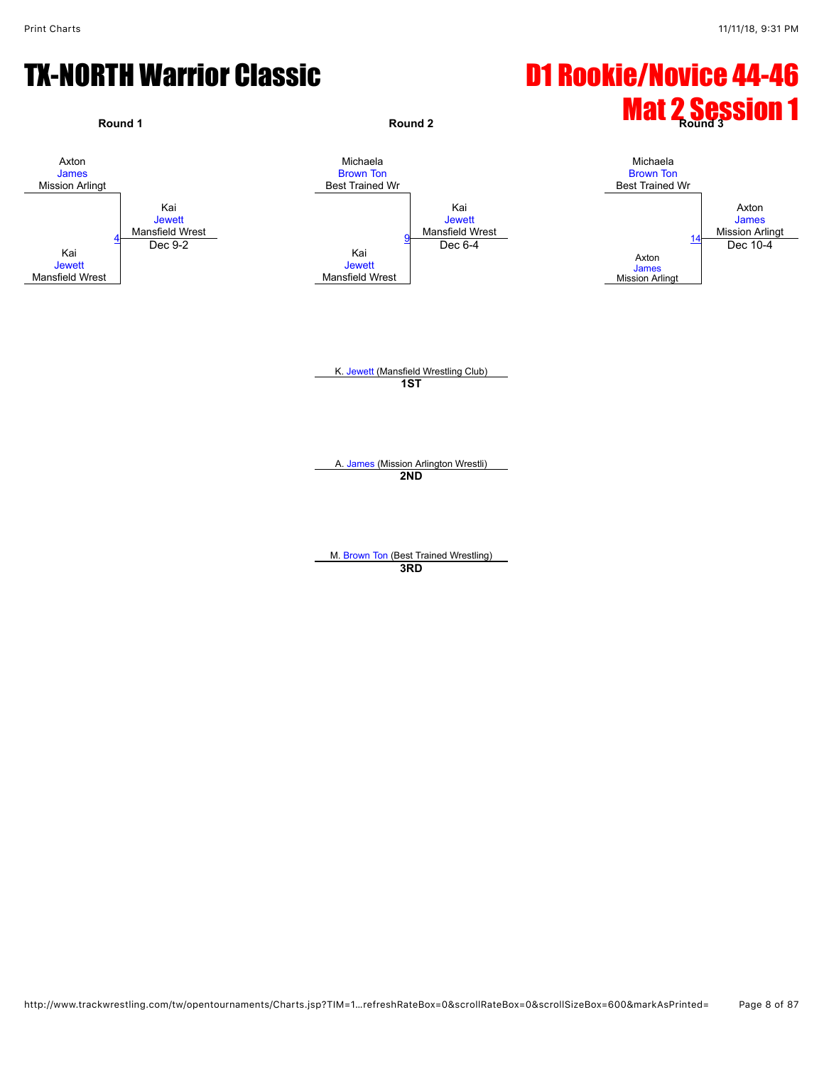# TX-NORTH Warrior Classic

# D1 Rookie/Novice 44-46
# Mat 2 Session 1

### Round 1

Axton
James
Mission Arlingt

4

Kai
Jewett
Mansfield Wrest

Winner: Kai Jewett, Mansfield Wrest — Dec 9-2

### Round 2

Michaela
Brown Ton
Best Trained Wr

9

Kai
Jewett
Mansfield Wrest

Winner: Kai Jewett, Mansfield Wrest — Dec 6-4

### Round 3

Michaela
Brown Ton
Best Trained Wr

14

Axton
James
Mission Arlingt

Winner: Axton James, Mission Arlingt — Dec 10-4

---

K. Jewett (Mansfield Wrestling Club)
**1ST**

A. James (Mission Arlington Wrestli)
**2ND**

M. Brown Ton (Best Trained Wrestling)
**3RD**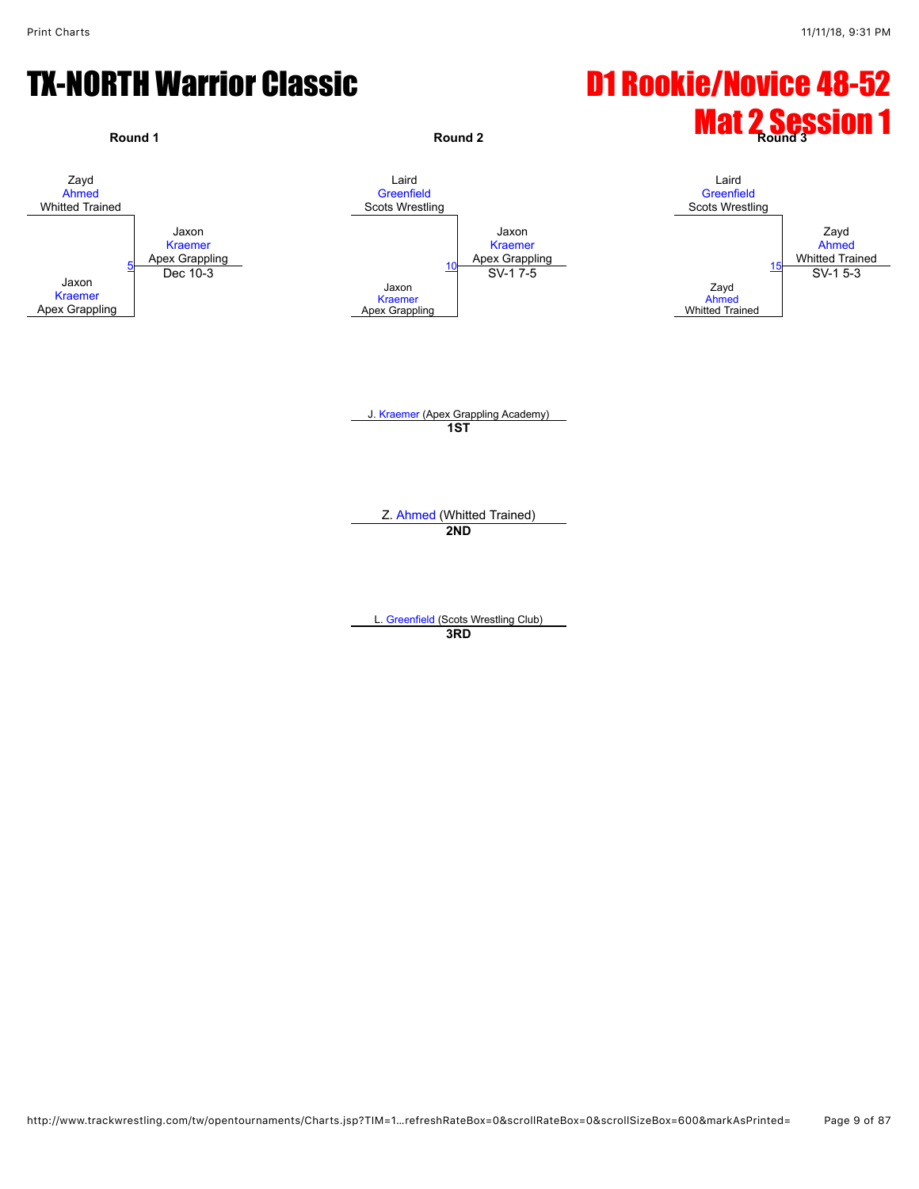# TX-NORTH Warrior Classic

# D1 Rookie/Novice 48-52 Mat 2 Session 1

## Round 1

Zayd Ahmed
Whitted Trained

Jaxon Kraemer
Apex Grappling

5

Winner: Jaxon Kraemer, Apex Grappling — Dec 10-3

## Round 2

Laird Greenfield
Scots Wrestling

Jaxon Kraemer
Apex Grappling

10

Winner: Jaxon Kraemer, Apex Grappling — SV-1 7-5

## Round 3

Laird Greenfield
Scots Wrestling

Zayd Ahmed
Whitted Trained

15

Winner: Zayd Ahmed, Whitted Trained — SV-1 5-3

## Placements

J. Kraemer (Apex Grappling Academy)
**1ST**

Z. Ahmed (Whitted Trained)
**2ND**

L. Greenfield (Scots Wrestling Club)
**3RD**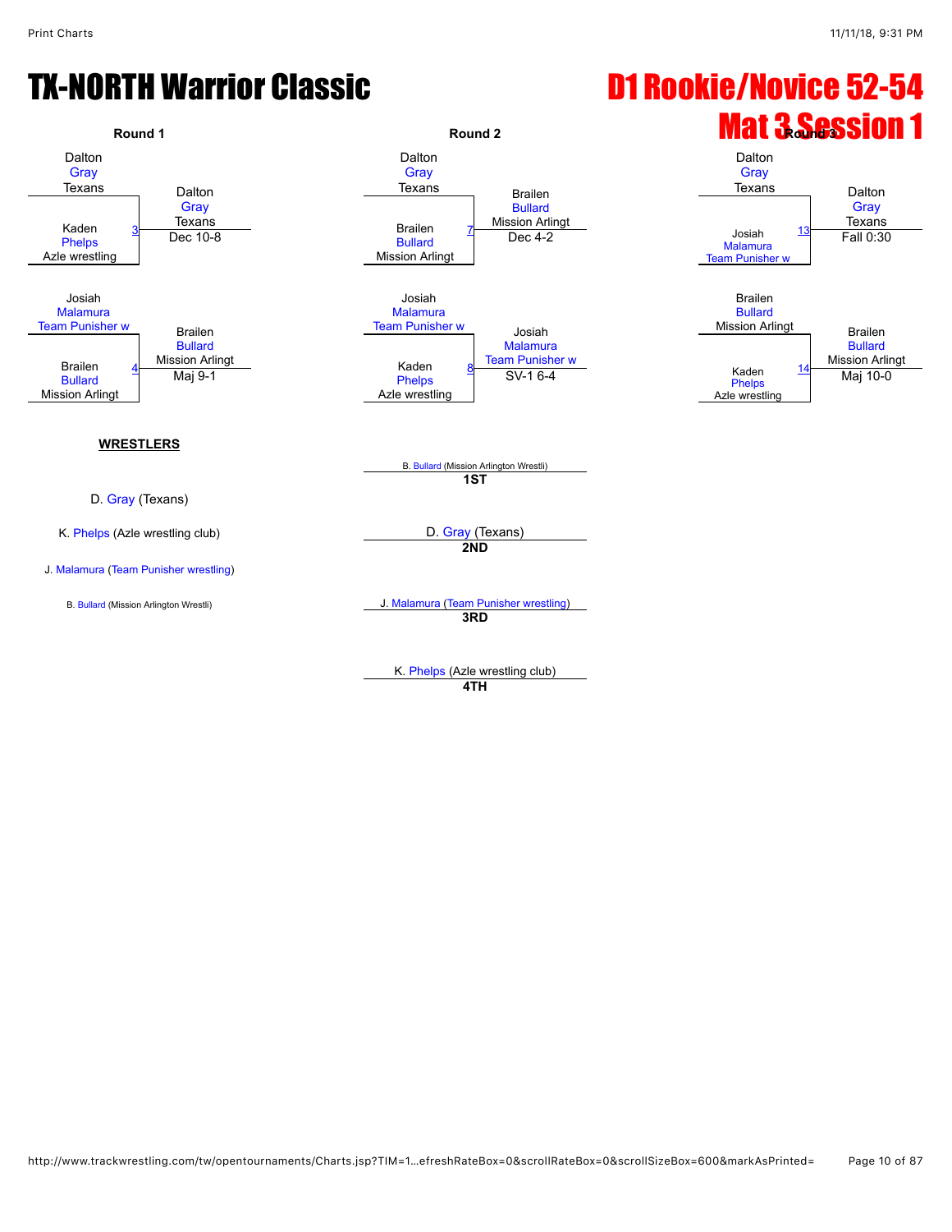# TX-NORTH Warrior Classic

# D1 Rookie/Novice 52-54

## Mat 3 Session 1

### Round 1

| Match | Wrestler 1 | Wrestler 2 | Winner | Result |
|---|---|---|---|---|
| 3 | Dalton Gray (Texans) | Kaden Phelps (Azle wrestling) | Dalton Gray (Texans) | Dec 10-8 |
| 4 | Josiah Malamura (Team Punisher w) | Brailen Bullard (Mission Arlingt) | Brailen Bullard (Mission Arlingt) | Maj 9-1 |

### Round 2

| Match | Wrestler 1 | Wrestler 2 | Winner | Result |
|---|---|---|---|---|
| 7 | Dalton Gray (Texans) | Brailen Bullard (Mission Arlingt) | Brailen Bullard (Mission Arlingt) | Dec 4-2 |
| 8 | Josiah Malamura (Team Punisher w) | Kaden Phelps (Azle wrestling) | Josiah Malamura (Team Punisher w) | SV-1 6-4 |

### Round 3

| Match | Wrestler 1 | Wrestler 2 | Winner | Result |
|---|---|---|---|---|
| 13 | Dalton Gray (Texans) | Josiah Malamura (Team Punisher w) | Dalton Gray (Texans) | Fall 0:30 |
| 14 | Brailen Bullard (Mission Arlingt) | Kaden Phelps (Azle wrestling) | Brailen Bullard (Mission Arlingt) | Maj 10-0 |

### WRESTLERS

- D. Gray (Texans)
- K. Phelps (Azle wrestling club)
- J. Malamura (Team Punisher wrestling)
- B. Bullard (Mission Arlington Wrestli)

### Placements

- **1ST**: B. Bullard (Mission Arlington Wrestli)
- **2ND**: D. Gray (Texans)
- **3RD**: J. Malamura (Team Punisher wrestling)
- **4TH**: K. Phelps (Azle wrestling club)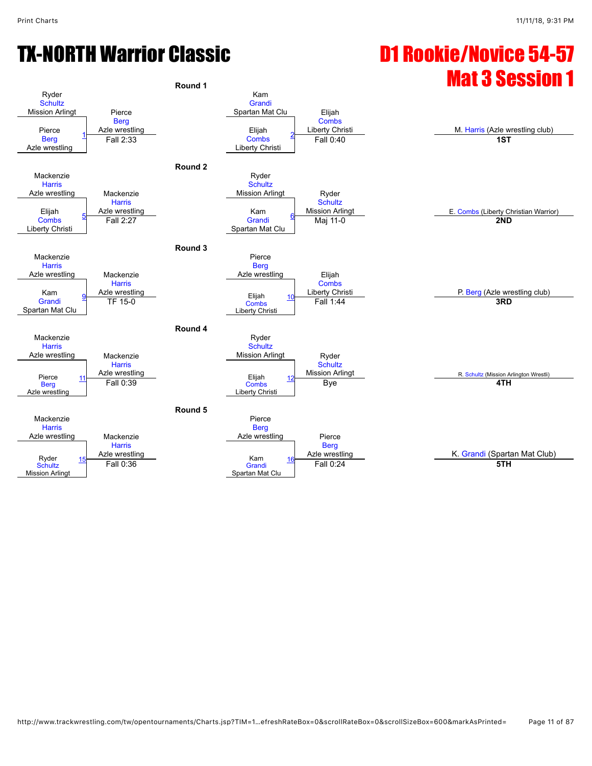# TX-NORTH Warrior Classic

# D1 Rookie/Novice 54-57 Mat 3 Session 1

## Round 1

| Match | Wrestler 1 | Wrestler 2 | Winner | Result |
|---|---|---|---|---|
| 1 | Ryder Schultz (Mission Arlingt) | Pierce Berg (Azle wrestling) | Pierce Berg (Azle wrestling) | Fall 2:33 |
| 2 | Kam Grandi (Spartan Mat Clu) | Elijah Combs (Liberty Christi) | Elijah Combs (Liberty Christi) | Fall 0:40 |

## Round 2

| Match | Wrestler 1 | Wrestler 2 | Winner | Result |
|---|---|---|---|---|
| 5 | Mackenzie Harris (Azle wrestling) | Elijah Combs (Liberty Christi) | Mackenzie Harris (Azle wrestling) | Fall 2:27 |
| 6 | Ryder Schultz (Mission Arlingt) | Kam Grandi (Spartan Mat Clu) | Ryder Schultz (Mission Arlingt) | Maj 11-0 |

## Round 3

| Match | Wrestler 1 | Wrestler 2 | Winner | Result |
|---|---|---|---|---|
| 9 | Mackenzie Harris (Azle wrestling) | Kam Grandi (Spartan Mat Clu) | Mackenzie Harris (Azle wrestling) | TF 15-0 |
| 10 | Pierce Berg (Azle wrestling) | Elijah Combs (Liberty Christi) | Elijah Combs (Liberty Christi) | Fall 1:44 |

## Round 4

| Match | Wrestler 1 | Wrestler 2 | Winner | Result |
|---|---|---|---|---|
| 11 | Mackenzie Harris (Azle wrestling) | Pierce Berg (Azle wrestling) | Mackenzie Harris (Azle wrestling) | Fall 0:39 |
| 12 | Ryder Schultz (Mission Arlingt) | Elijah Combs (Liberty Christi) | Ryder Schultz (Mission Arlingt) | Bye |

## Round 5

| Match | Wrestler 1 | Wrestler 2 | Winner | Result |
|---|---|---|---|---|
| 15 | Mackenzie Harris (Azle wrestling) | Ryder Schultz (Mission Arlingt) | Mackenzie Harris (Azle wrestling) | Fall 0:36 |
| 16 | Pierce Berg (Azle wrestling) | Kam Grandi (Spartan Mat Clu) | Pierce Berg (Azle wrestling) | Fall 0:24 |

## Placements

| Place | Wrestler |
|---|---|
| 1ST | M. Harris (Azle wrestling club) |
| 2ND | E. Combs (Liberty Christian Warrior) |
| 3RD | P. Berg (Azle wrestling club) |
| 4TH | R. Schultz (Mission Arlington Wrestli) |
| 5TH | K. Grandi (Spartan Mat Club) |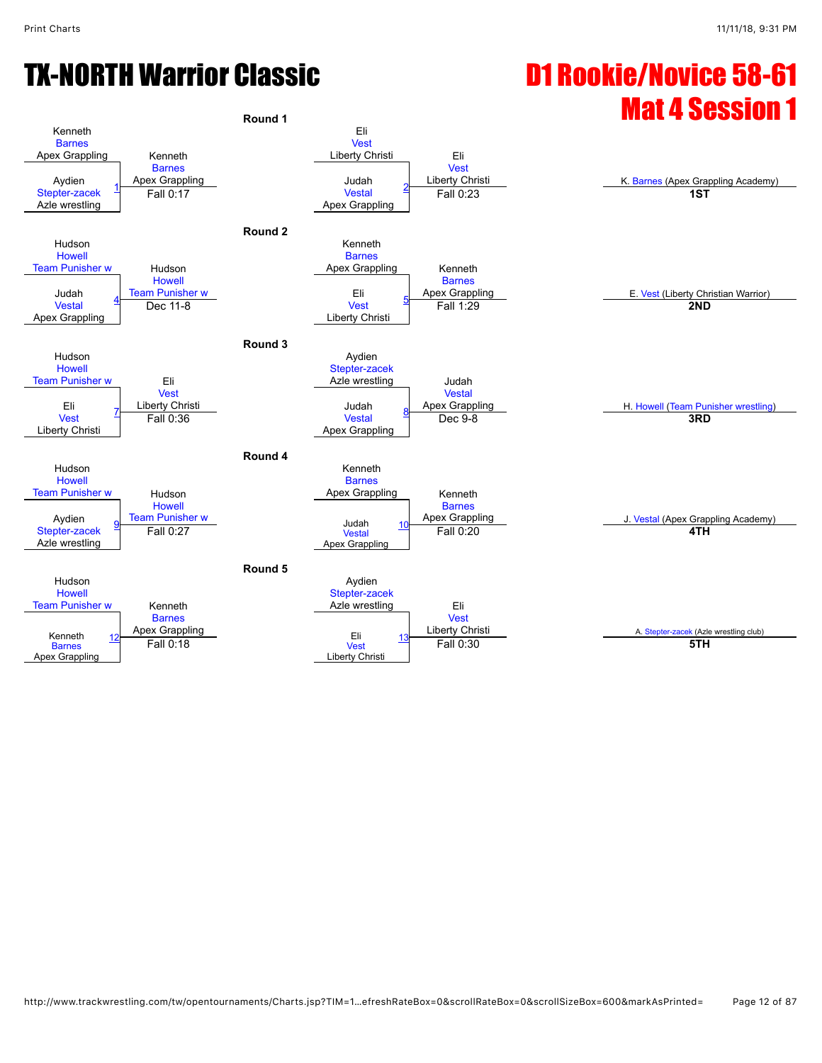# TX-NORTH Warrior Classic

# D1 Rookie/Novice 58-61 Mat 4 Session 1

## Round 1

| Match | Wrestler 1 | Wrestler 2 | Winner | Result |
|---|---|---|---|---|
| 1 | Kenneth Barnes (Apex Grappling) | Aydien Stepter-zacek (Azle wrestling) | Kenneth Barnes (Apex Grappling) | Fall 0:17 |
| 2 | Eli Vest (Liberty Christi) | Judah Vestal (Apex Grappling) | Eli Vest (Liberty Christi) | Fall 0:23 |

## Round 2

| Match | Wrestler 1 | Wrestler 2 | Winner | Result |
|---|---|---|---|---|
| 4 | Hudson Howell (Team Punisher w) | Judah Vestal (Apex Grappling) | Hudson Howell (Team Punisher w) | Dec 11-8 |
| 5 | Kenneth Barnes (Apex Grappling) | Eli Vest (Liberty Christi) | Kenneth Barnes (Apex Grappling) | Fall 1:29 |

## Round 3

| Match | Wrestler 1 | Wrestler 2 | Winner | Result |
|---|---|---|---|---|
| 7 | Hudson Howell (Team Punisher w) | Eli Vest (Liberty Christi) | Eli Vest (Liberty Christi) | Fall 0:36 |
| 8 | Aydien Stepter-zacek (Azle wrestling) | Judah Vestal (Apex Grappling) | Judah Vestal (Apex Grappling) | Dec 9-8 |

## Round 4

| Match | Wrestler 1 | Wrestler 2 | Winner | Result |
|---|---|---|---|---|
| 9 | Hudson Howell (Team Punisher w) | Aydien Stepter-zacek (Azle wrestling) | Hudson Howell (Team Punisher w) | Fall 0:27 |
| 10 | Kenneth Barnes (Apex Grappling) | Judah Vestal (Apex Grappling) | Kenneth Barnes (Apex Grappling) | Fall 0:20 |

## Round 5

| Match | Wrestler 1 | Wrestler 2 | Winner | Result |
|---|---|---|---|---|
| 12 | Hudson Howell (Team Punisher w) | Kenneth Barnes (Apex Grappling) | Kenneth Barnes (Apex Grappling) | Fall 0:18 |
| 13 | Aydien Stepter-zacek (Azle wrestling) | Eli Vest (Liberty Christi) | Eli Vest (Liberty Christi) | Fall 0:30 |

## Placements

| Place | Wrestler |
|---|---|
| 1ST | K. Barnes (Apex Grappling Academy) |
| 2ND | E. Vest (Liberty Christian Warrior) |
| 3RD | H. Howell (Team Punisher wrestling) |
| 4TH | J. Vestal (Apex Grappling Academy) |
| 5TH | A. Stepter-zacek (Azle wrestling club) |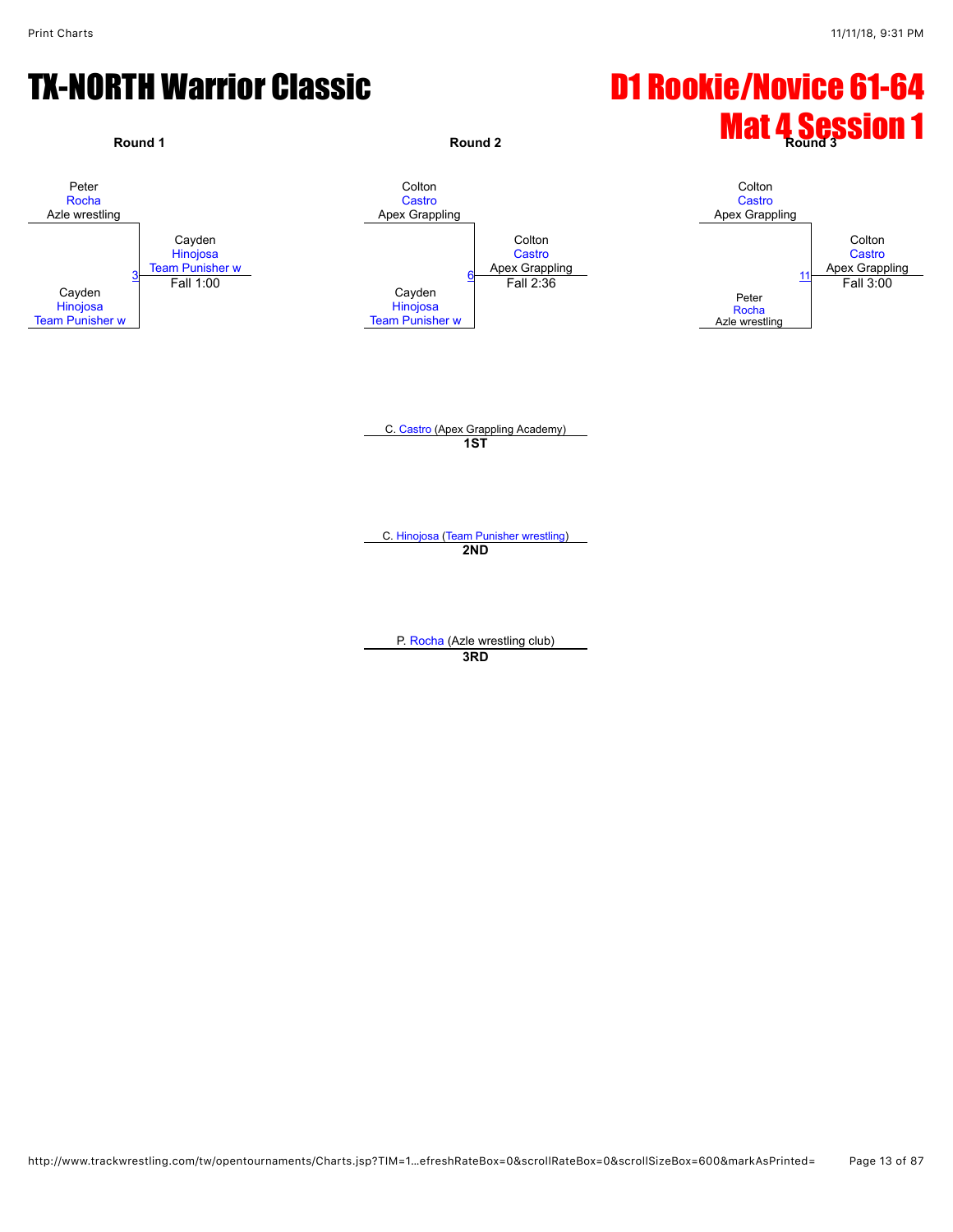# TX-NORTH Warrior Classic

# D1 Rookie/Novice 61-64
# Mat 4 Session 1

**Round 1**

Peter
Rocha
Azle wrestling

3

Cayden
Hinojosa
Team Punisher w

Winner: Cayden
Hinojosa
Team Punisher w
Fall 1:00

**Round 2**

Colton
Castro
Apex Grappling

6

Cayden
Hinojosa
Team Punisher w

Winner: Colton
Castro
Apex Grappling
Fall 2:36

**Round 3**

Colton
Castro
Apex Grappling

11

Peter
Rocha
Azle wrestling

Winner: Colton
Castro
Apex Grappling
Fall 3:00

C. Castro (Apex Grappling Academy)
**1ST**

C. Hinojosa (Team Punisher wrestling)
**2ND**

P. Rocha (Azle wrestling club)
**3RD**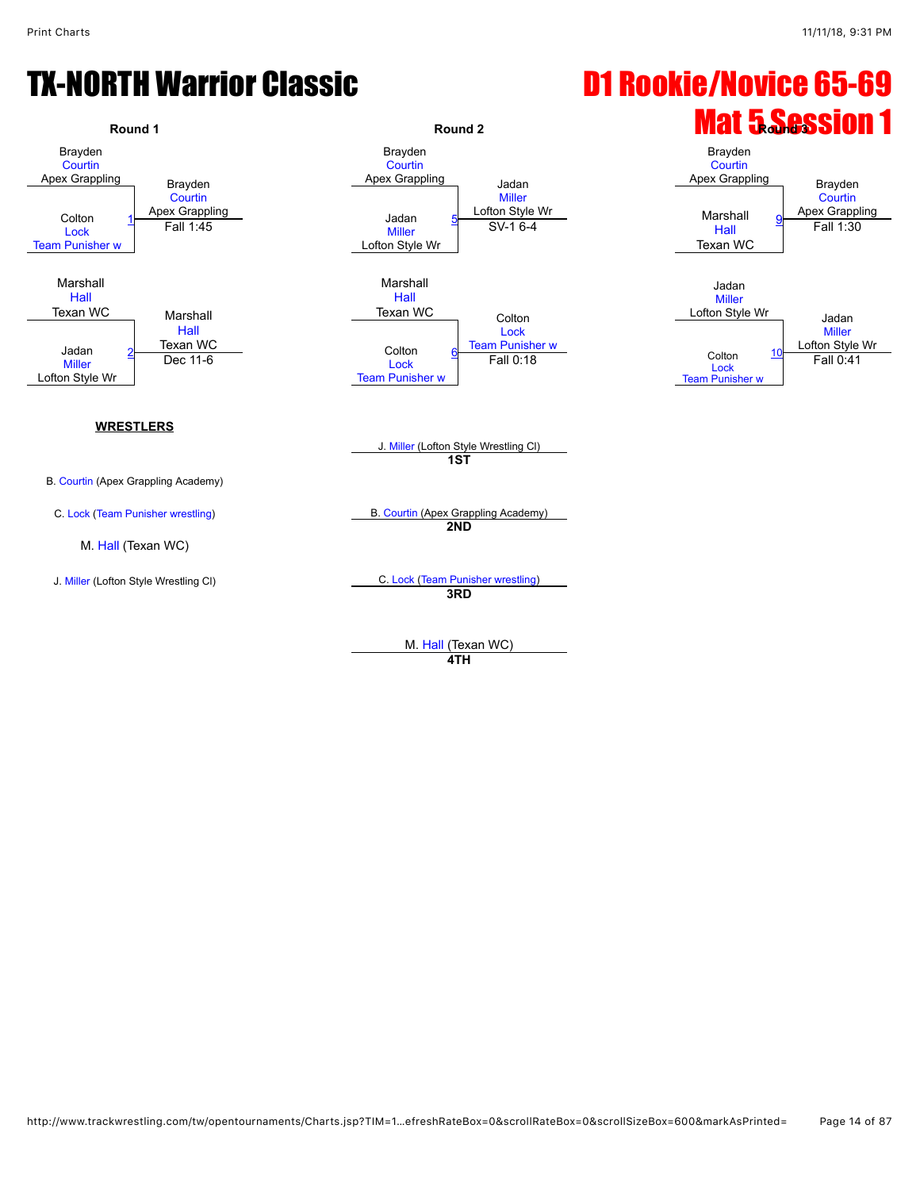# TX-NORTH Warrior Classic

# D1 Rookie/Novice 65-69

## Mat 5 Session 1

### Round 1

| Match | Wrestler 1 | Wrestler 2 | Winner | Result |
|---|---|---|---|---|
| 1 | Brayden Courtin (Apex Grappling) | Colton Lock (Team Punisher w) | Brayden Courtin (Apex Grappling) | Fall 1:45 |
| 2 | Marshall Hall (Texan WC) | Jadan Miller (Lofton Style Wr) | Marshall Hall (Texan WC) | Dec 11-6 |

### Round 2

| Match | Wrestler 1 | Wrestler 2 | Winner | Result |
|---|---|---|---|---|
| 5 | Brayden Courtin (Apex Grappling) | Jadan Miller (Lofton Style Wr) | Jadan Miller (Lofton Style Wr) | SV-1 6-4 |
| 6 | Marshall Hall (Texan WC) | Colton Lock (Team Punisher w) | Colton Lock (Team Punisher w) | Fall 0:18 |

### Round 3

| Match | Wrestler 1 | Wrestler 2 | Winner | Result |
|---|---|---|---|---|
| 9 | Brayden Courtin (Apex Grappling) | Marshall Hall (Texan WC) | Brayden Courtin (Apex Grappling) | Fall 1:30 |
| 10 | Jadan Miller (Lofton Style Wr) | Colton Lock (Team Punisher w) | Jadan Miller (Lofton Style Wr) | Fall 0:41 |

### WRESTLERS

- B. Courtin (Apex Grappling Academy)
- C. Lock (Team Punisher wrestling)
- M. Hall (Texan WC)
- J. Miller (Lofton Style Wrestling Cl)

### Placings

- **1ST**: J. Miller (Lofton Style Wrestling Cl)
- **2ND**: B. Courtin (Apex Grappling Academy)
- **3RD**: C. Lock (Team Punisher wrestling)
- **4TH**: M. Hall (Texan WC)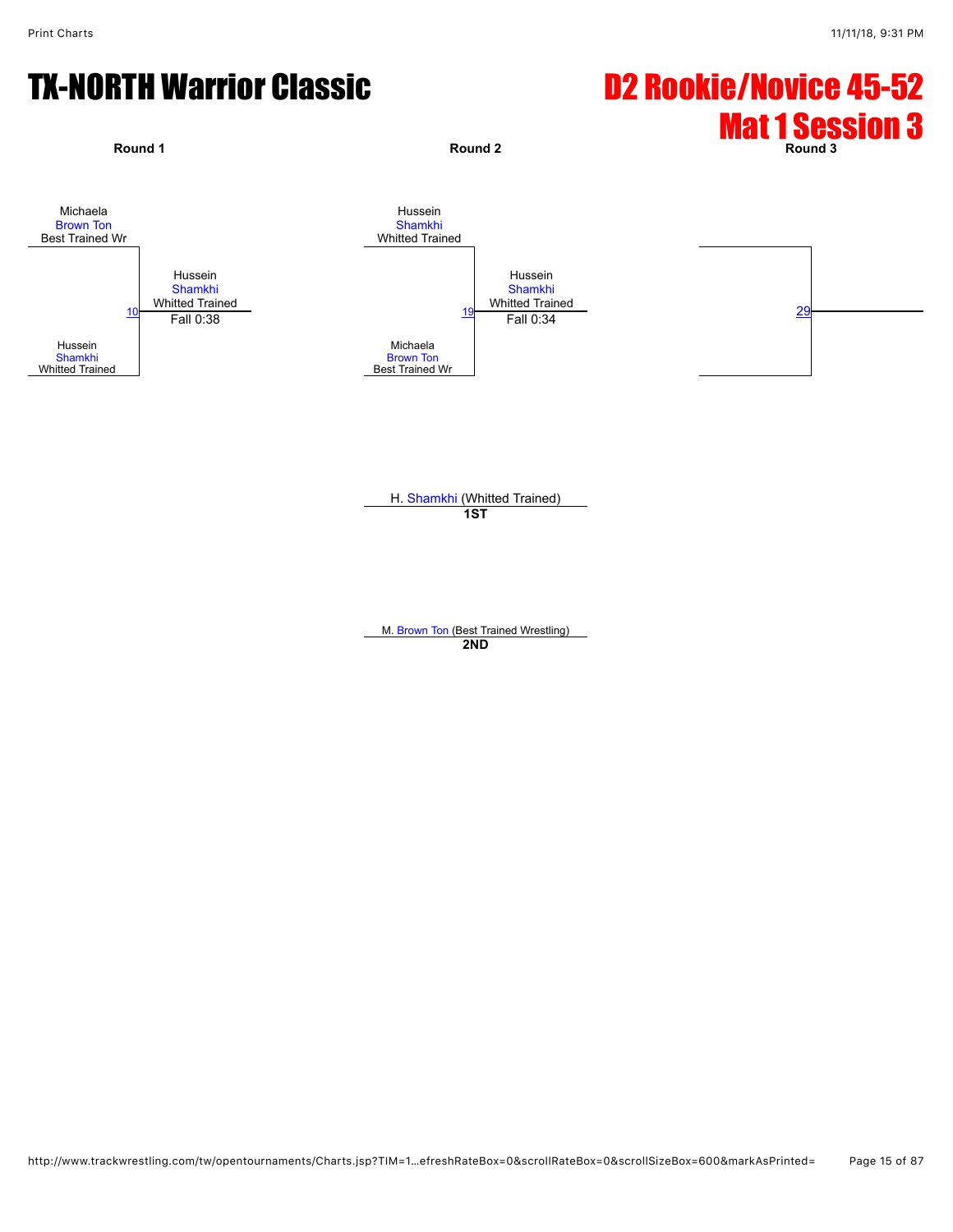# TX-NORTH Warrior Classic

# D2 Rookie/Novice 45-52

## Mat 1 Session 3

### Round 1

Michaela
Brown Ton
Best Trained Wr

10

Hussein
Shamkhi
Whitted Trained

Winner: Hussein Shamkhi, Whitted Trained — Fall 0:38

### Round 2

Hussein
Shamkhi
Whitted Trained

19

Michaela
Brown Ton
Best Trained Wr

Winner: Hussein Shamkhi, Whitted Trained — Fall 0:34

### Round 3

29

---

H. Shamkhi (Whitted Trained)
**1ST**

M. Brown Ton (Best Trained Wrestling)
**2ND**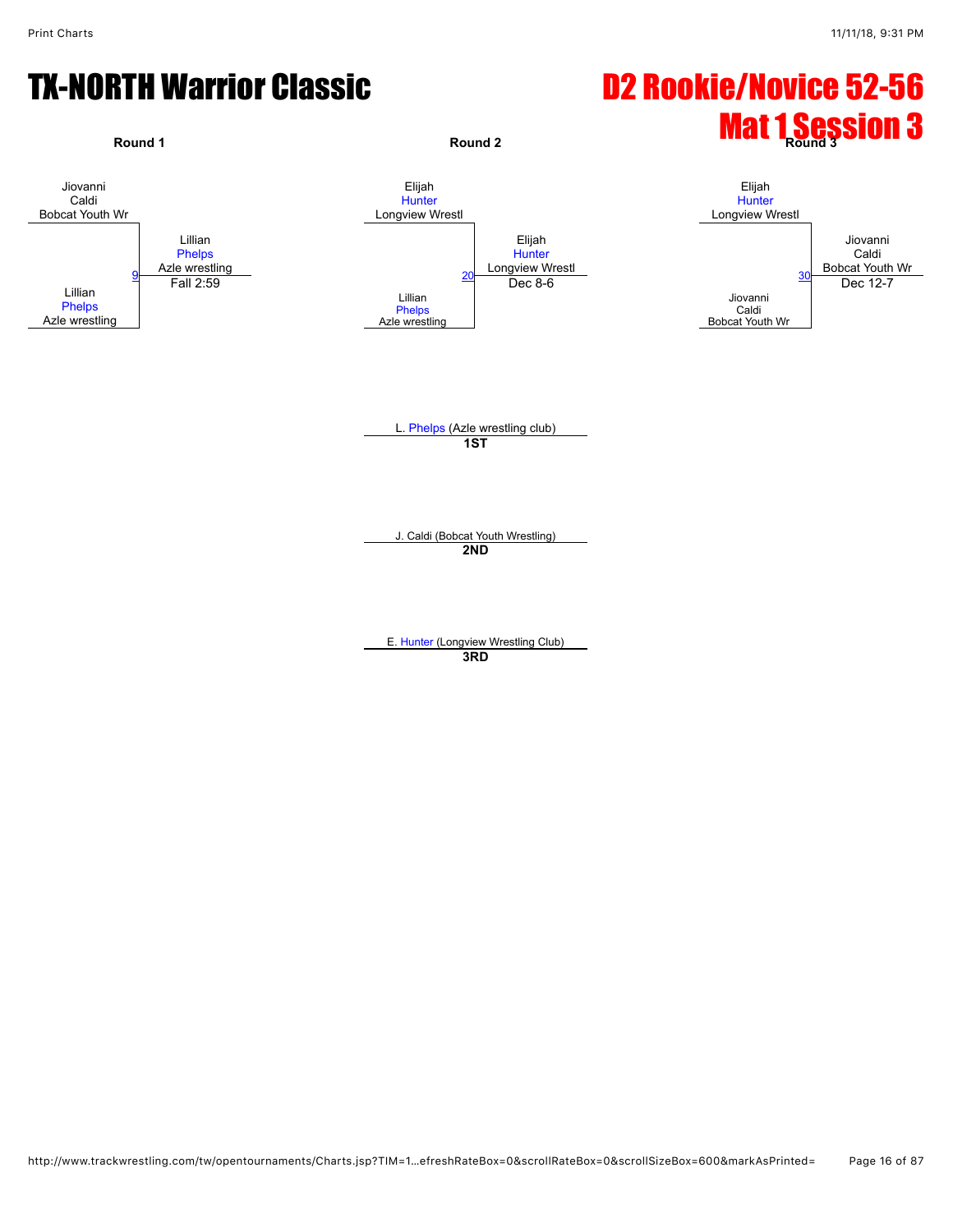# TX-NORTH Warrior Classic

# D2 Rookie/Novice 52-56
## Mat 1 Session 3

### Round 1

Jiovanni Caldi, Bobcat Youth Wr
vs.
Lillian Phelps, Azle wrestling

Match 9 — Winner: Lillian Phelps, Azle wrestling — Fall 2:59

### Round 2

Elijah Hunter, Longview Wrestl
vs.
Lillian Phelps, Azle wrestling

Match 20 — Winner: Elijah Hunter, Longview Wrestl — Dec 8-6

### Round 3

Elijah Hunter, Longview Wrestl
vs.
Jiovanni Caldi, Bobcat Youth Wr

Match 30 — Winner: Jiovanni Caldi, Bobcat Youth Wr — Dec 12-7

### Placements

**1ST**: L. Phelps (Azle wrestling club)

**2ND**: J. Caldi (Bobcat Youth Wrestling)

**3RD**: E. Hunter (Longview Wrestling Club)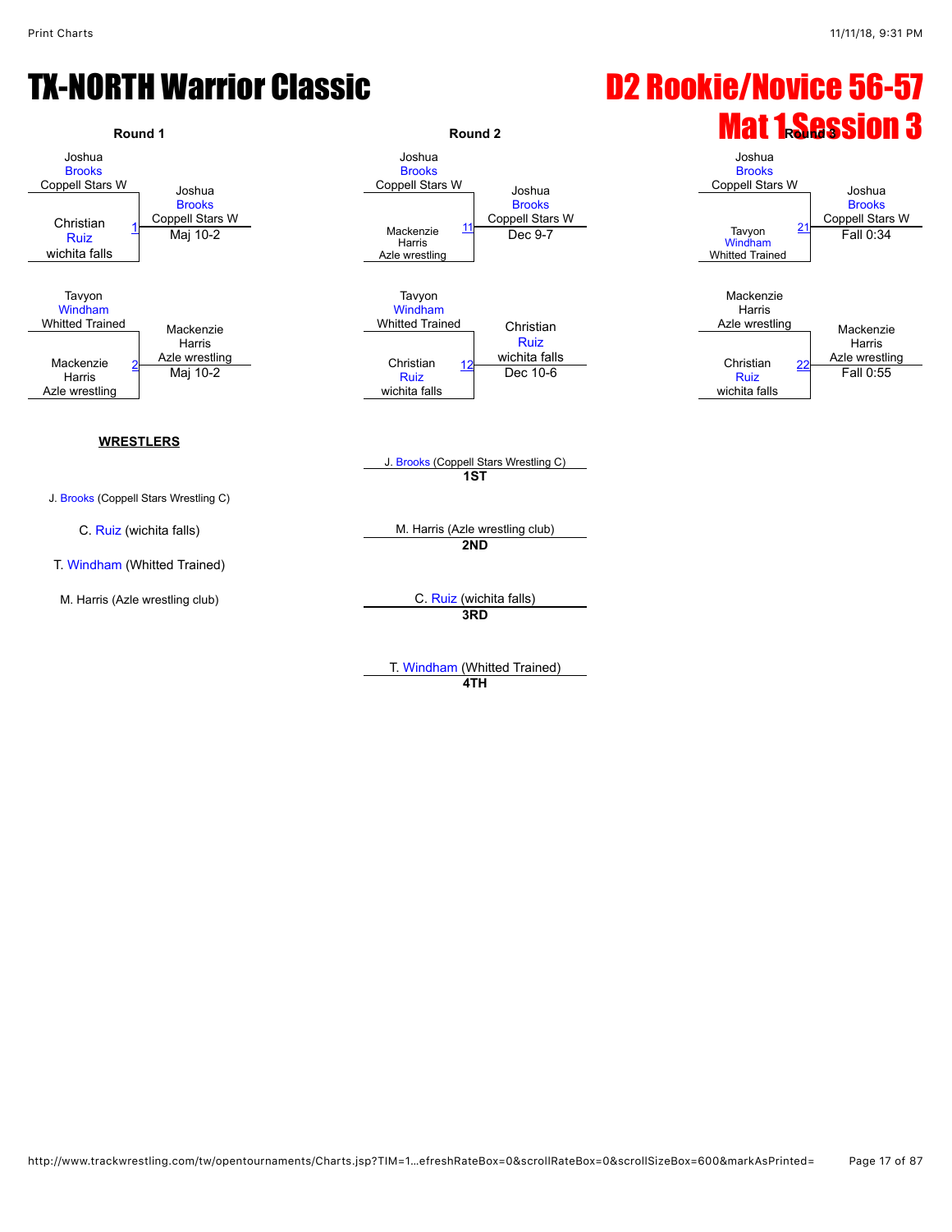# TX-NORTH Warrior Classic

# D2 Rookie/Novice 56-57

# Mat 1 Session 3

## Round 1

- Joshua Brooks (Coppell Stars W) vs Christian Ruiz (wichita falls) — Match 1 — Winner: Joshua Brooks (Coppell Stars W), Maj 10-2
- Tavyon Windham (Whitted Trained) vs Mackenzie Harris (Azle wrestling) — Match 2 — Winner: Mackenzie Harris (Azle wrestling), Maj 10-2

## Round 2

- Joshua Brooks (Coppell Stars W) vs Mackenzie Harris (Azle wrestling) — Match 11 — Winner: Joshua Brooks (Coppell Stars W), Dec 9-7
- Tavyon Windham (Whitted Trained) vs Christian Ruiz (wichita falls) — Match 12 — Winner: Christian Ruiz (wichita falls), Dec 10-6

## Round 3

- Joshua Brooks (Coppell Stars W) vs Tavyon Windham (Whitted Trained) — Match 21 — Winner: Joshua Brooks (Coppell Stars W), Fall 0:34
- Mackenzie Harris (Azle wrestling) vs Christian Ruiz (wichita falls) — Match 22 — Winner: Mackenzie Harris (Azle wrestling), Fall 0:55

## WRESTLERS

J. Brooks (Coppell Stars Wrestling C)

C. Ruiz (wichita falls)

T. Windham (Whitted Trained)

M. Harris (Azle wrestling club)

## Placements

| Place | Wrestler |
| --- | --- |
| 1ST | J. Brooks (Coppell Stars Wrestling C) |
| 2ND | M. Harris (Azle wrestling club) |
| 3RD | C. Ruiz (wichita falls) |
| 4TH | T. Windham (Whitted Trained) |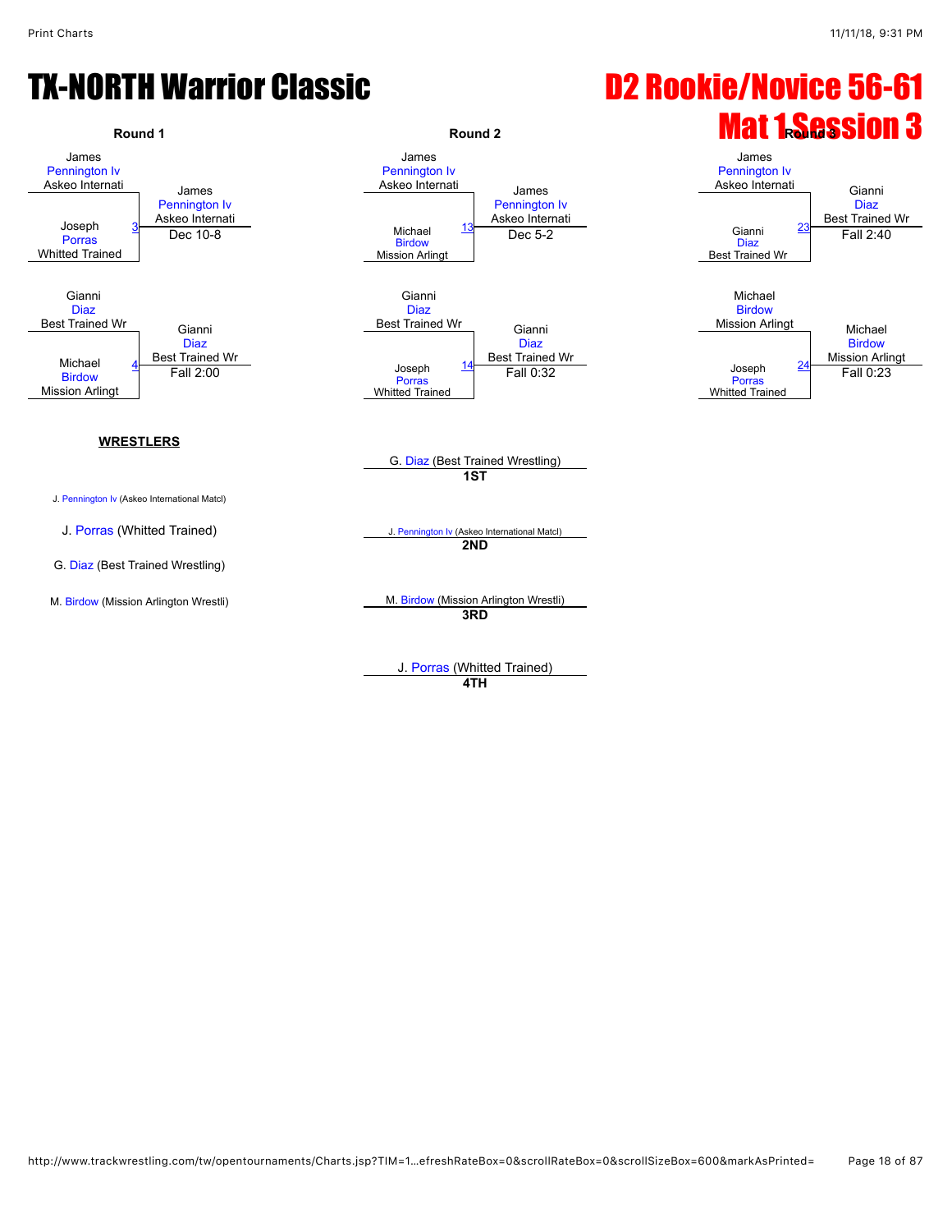# TX-NORTH Warrior Classic

# D2 Rookie/Novice 56-61 Mat 1 Session 3

### Round 1

- James Pennington Iv (Askeo Internati) vs. Joseph Porras (Whitted Trained) — Bout 3 — Winner: James Pennington Iv (Askeo Internati), Dec 10-8
- Gianni Diaz (Best Trained Wr) vs. Michael Birdow (Mission Arlingt) — Bout 4 — Winner: Gianni Diaz (Best Trained Wr), Fall 2:00

### Round 2

- James Pennington Iv (Askeo Internati) vs. Michael Birdow (Mission Arlingt) — Bout 13 — Winner: James Pennington Iv (Askeo Internati), Dec 5-2
- Gianni Diaz (Best Trained Wr) vs. Joseph Porras (Whitted Trained) — Bout 14 — Winner: Gianni Diaz (Best Trained Wr), Fall 0:32

### Round 3

- James Pennington Iv (Askeo Internati) vs. Gianni Diaz (Best Trained Wr) — Bout 23 — Winner: Gianni Diaz (Best Trained Wr), Fall 2:40
- Michael Birdow (Mission Arlingt) vs. Joseph Porras (Whitted Trained) — Bout 24 — Winner: Michael Birdow (Mission Arlingt), Fall 0:23

**WRESTLERS**

- J. Pennington Iv (Askeo International Matcl)
- J. Porras (Whitted Trained)
- G. Diaz (Best Trained Wrestling)
- M. Birdow (Mission Arlington Wrestli)

**1ST** — G. Diaz (Best Trained Wrestling)

**2ND** — J. Pennington Iv (Askeo International Matcl)

**3RD** — M. Birdow (Mission Arlington Wrestli)

**4TH** — J. Porras (Whitted Trained)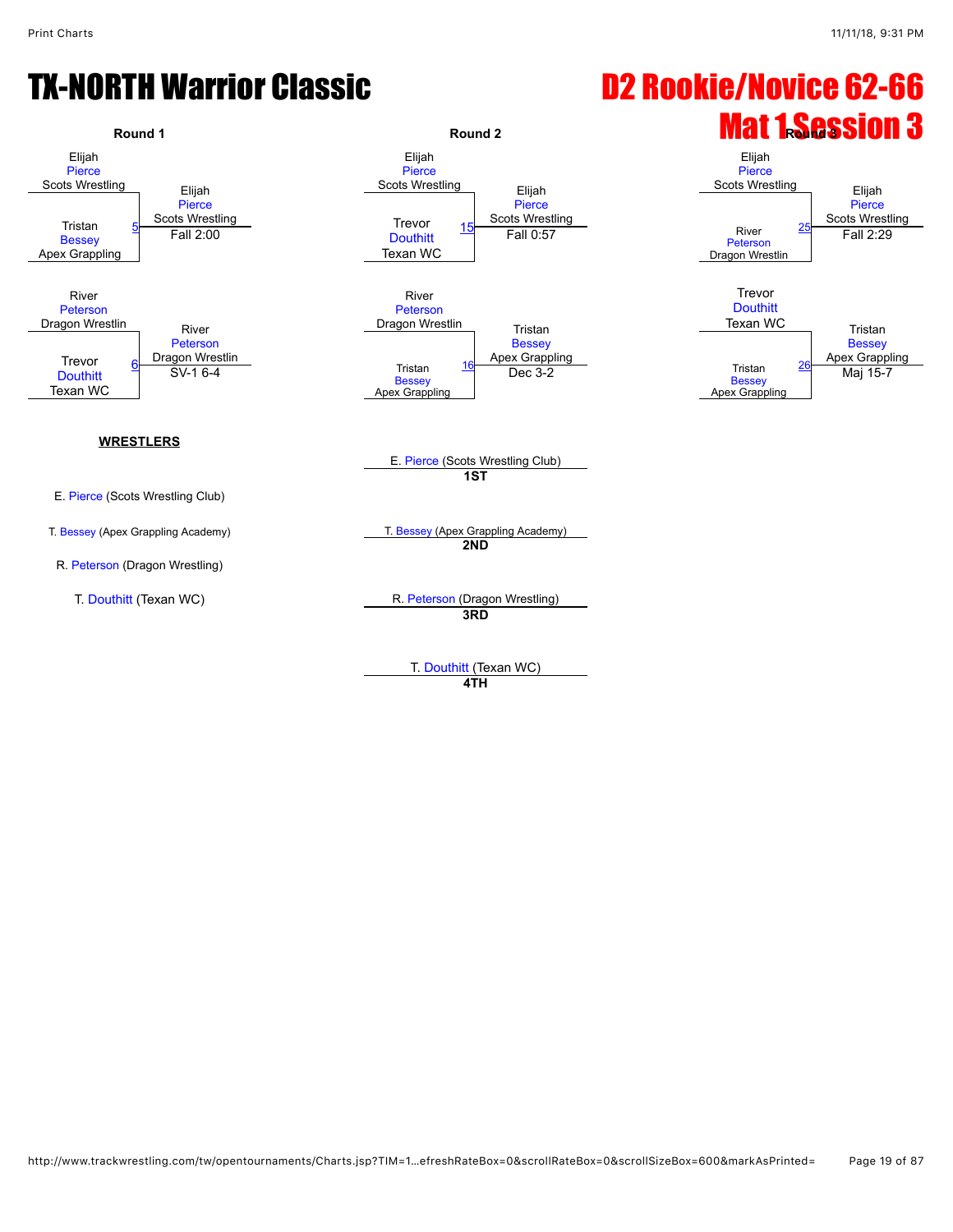# TX-NORTH Warrior Classic

# D2 Rookie/Novice 62-66

## Mat 1 Session 3

### Round 1

| Match | Wrestler 1 | Wrestler 2 | Winner | Result |
|---|---|---|---|---|
| 5 | Elijah Pierce (Scots Wrestling) | Tristan Bessey (Apex Grappling) | Elijah Pierce (Scots Wrestling) | Fall 2:00 |
| 6 | River Peterson (Dragon Wrestlin) | Trevor Douthitt (Texan WC) | River Peterson (Dragon Wrestlin) | SV-1 6-4 |

### Round 2

| Match | Wrestler 1 | Wrestler 2 | Winner | Result |
|---|---|---|---|---|
| 15 | Elijah Pierce (Scots Wrestling) | Trevor Douthitt (Texan WC) | Elijah Pierce (Scots Wrestling) | Fall 0:57 |
| 16 | River Peterson (Dragon Wrestlin) | Tristan Bessey (Apex Grappling) | Tristan Bessey (Apex Grappling) | Dec 3-2 |

### Round 3

| Match | Wrestler 1 | Wrestler 2 | Winner | Result |
|---|---|---|---|---|
| 25 | Elijah Pierce (Scots Wrestling) | River Peterson (Dragon Wrestlin) | Elijah Pierce (Scots Wrestling) | Fall 2:29 |
| 26 | Trevor Douthitt (Texan WC) | Tristan Bessey (Apex Grappling) | Tristan Bessey (Apex Grappling) | Maj 15-7 |

### WRESTLERS

- E. Pierce (Scots Wrestling Club)
- T. Bessey (Apex Grappling Academy)
- R. Peterson (Dragon Wrestling)
- T. Douthitt (Texan WC)

### Placements

- **1ST**: E. Pierce (Scots Wrestling Club)
- **2ND**: T. Bessey (Apex Grappling Academy)
- **3RD**: R. Peterson (Dragon Wrestling)
- **4TH**: T. Douthitt (Texan WC)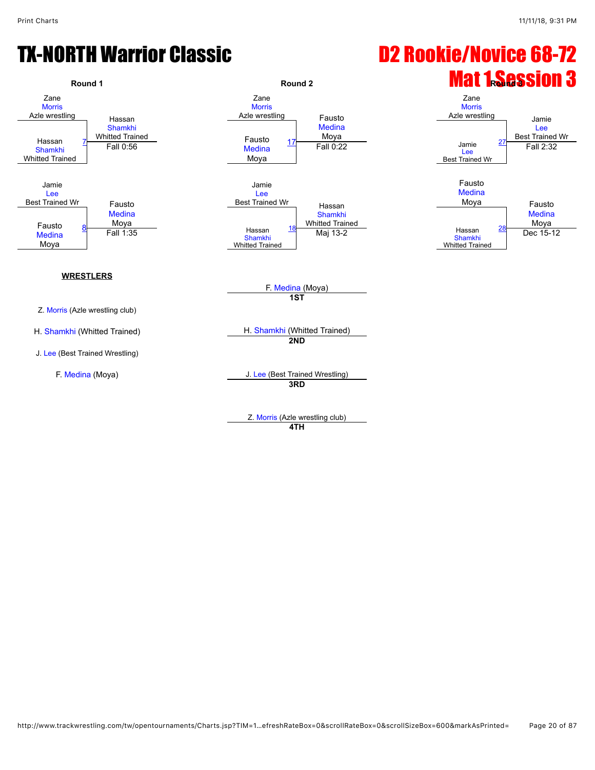# TX-NORTH Warrior Classic

## D2 Rookie/Novice 68-72

## Mat 1 Session 3

### Round 1

| Match | Wrestler 1 | Wrestler 2 | Winner | Result |
|---|---|---|---|---|
| 7 | Zane Morris (Azle wrestling) | Hassan Shamkhi (Whitted Trained) | Hassan Shamkhi (Whitted Trained) | Fall 0:56 |
| 8 | Jamie Lee (Best Trained Wr) | Fausto Medina (Moya) | Fausto Medina (Moya) | Fall 1:35 |

### Round 2

| Match | Wrestler 1 | Wrestler 2 | Winner | Result |
|---|---|---|---|---|
| 17 | Zane Morris (Azle wrestling) | Fausto Medina (Moya) | Fausto Medina (Moya) | Fall 0:22 |
| 18 | Jamie Lee (Best Trained Wr) | Hassan Shamkhi (Whitted Trained) | Hassan Shamkhi (Whitted Trained) | Maj 13-2 |

### Round 3

| Match | Wrestler 1 | Wrestler 2 | Winner | Result |
|---|---|---|---|---|
| 27 | Zane Morris (Azle wrestling) | Jamie Lee (Best Trained Wr) | Jamie Lee (Best Trained Wr) | Fall 2:32 |
| 28 | Fausto Medina (Moya) | Hassan Shamkhi (Whitted Trained) | Fausto Medina (Moya) | Dec 15-12 |

### WRESTLERS

- Z. Morris (Azle wrestling club)
- H. Shamkhi (Whitted Trained)
- J. Lee (Best Trained Wrestling)
- F. Medina (Moya)

### Placings

- **1ST**: F. Medina (Moya)
- **2ND**: H. Shamkhi (Whitted Trained)
- **3RD**: J. Lee (Best Trained Wrestling)
- **4TH**: Z. Morris (Azle wrestling club)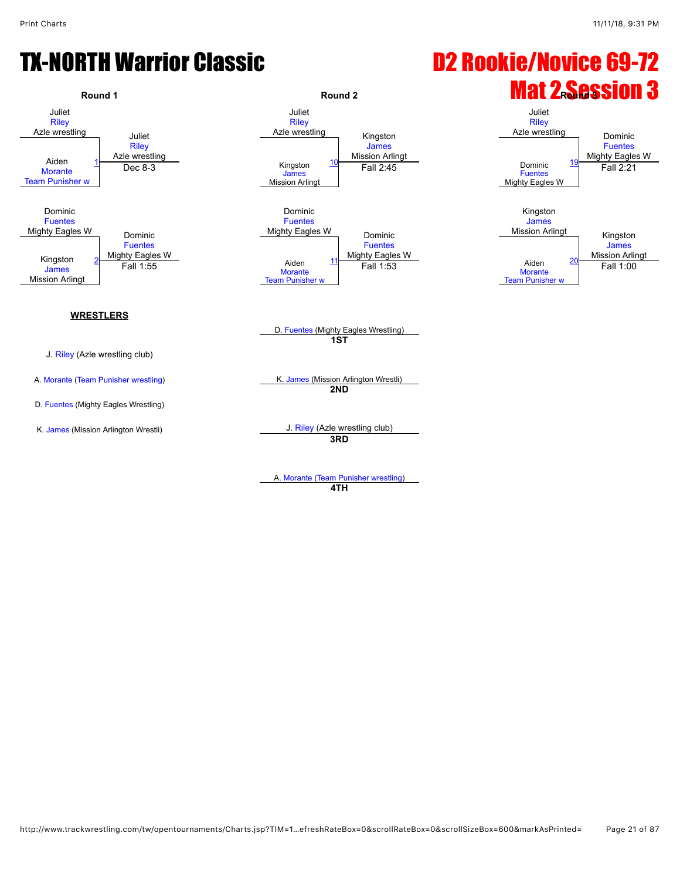# TX-NORTH Warrior Classic

# D2 Rookie/Novice 69-72 Mat 2 Session 3

## Round 1

| Match | Wrestler 1 | Wrestler 2 | Winner | Result |
| --- | --- | --- | --- | --- |
| 1 | Juliet Riley, Azle wrestling | Aiden Morante, Team Punisher w | Juliet Riley, Azle wrestling | Dec 8-3 |
| 2 | Dominic Fuentes, Mighty Eagles W | Kingston James, Mission Arlingt | Dominic Fuentes, Mighty Eagles W | Fall 1:55 |

## Round 2

| Match | Wrestler 1 | Wrestler 2 | Winner | Result |
| --- | --- | --- | --- | --- |
| 10 | Juliet Riley, Azle wrestling | Kingston James, Mission Arlingt | Kingston James, Mission Arlingt | Fall 2:45 |
| 11 | Dominic Fuentes, Mighty Eagles W | Aiden Morante, Team Punisher w | Dominic Fuentes, Mighty Eagles W | Fall 1:53 |

## Round 3

| Match | Wrestler 1 | Wrestler 2 | Winner | Result |
| --- | --- | --- | --- | --- |
| 19 | Juliet Riley, Azle wrestling | Dominic Fuentes, Mighty Eagles W | Dominic Fuentes, Mighty Eagles W | Fall 2:21 |
| 20 | Kingston James, Mission Arlingt | Aiden Morante, Team Punisher w | Kingston James, Mission Arlingt | Fall 1:00 |

**WRESTLERS**

- J. Riley (Azle wrestling club)
- A. Morante (Team Punisher wrestling)
- D. Fuentes (Mighty Eagles Wrestling)
- K. James (Mission Arlington Wrestli)

**Placings**

- **1ST**: D. Fuentes (Mighty Eagles Wrestling)
- **2ND**: K. James (Mission Arlington Wrestli)
- **3RD**: J. Riley (Azle wrestling club)
- **4TH**: A. Morante (Team Punisher wrestling)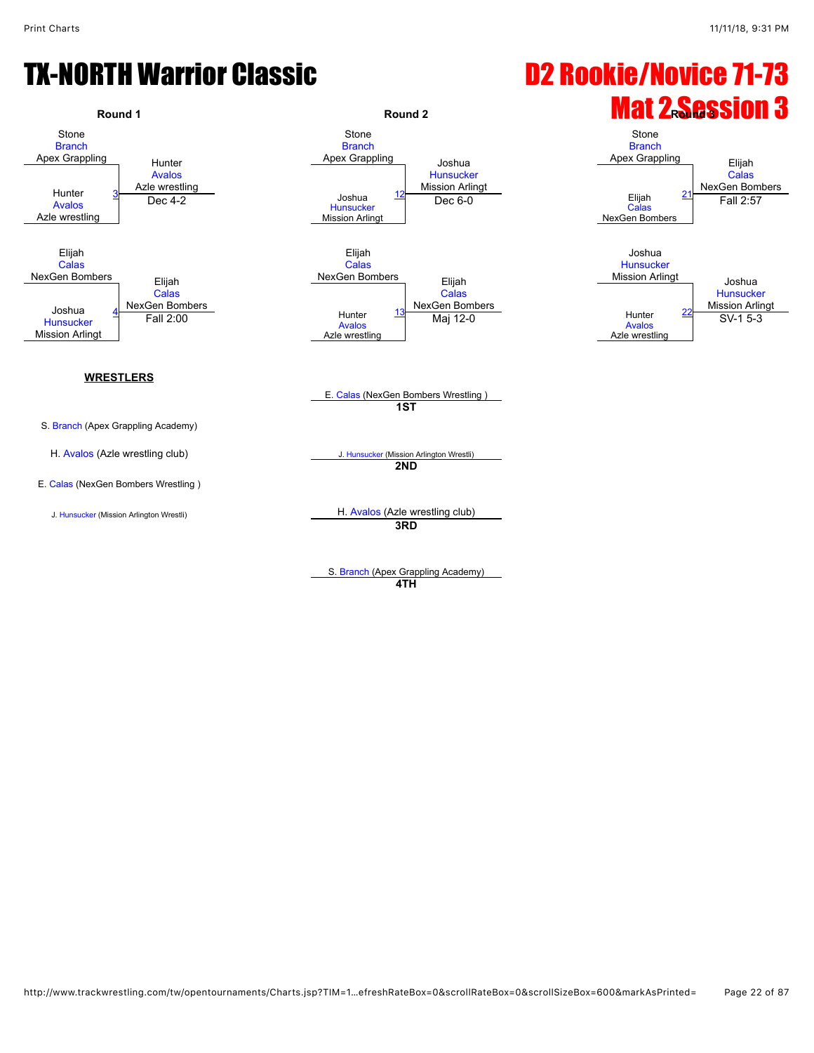# TX-NORTH Warrior Classic

# D2 Rookie/Novice 71-73

## Mat 2 Session 3

### Round 1

| Match | Wrestler 1 | Wrestler 2 | Winner | Result |
|---|---|---|---|---|
| 3 | Stone Branch (Apex Grappling) | Hunter Avalos (Azle wrestling) | Hunter Avalos (Azle wrestling) | Dec 4-2 |
| 4 | Elijah Calas (NexGen Bombers) | Joshua Hunsucker (Mission Arlingt) | Elijah Calas (NexGen Bombers) | Fall 2:00 |

### Round 2

| Match | Wrestler 1 | Wrestler 2 | Winner | Result |
|---|---|---|---|---|
| 12 | Stone Branch (Apex Grappling) | Joshua Hunsucker (Mission Arlingt) | Joshua Hunsucker (Mission Arlingt) | Dec 6-0 |
| 13 | Elijah Calas (NexGen Bombers) | Hunter Avalos (Azle wrestling) | Elijah Calas (NexGen Bombers) | Maj 12-0 |

### Round 3

| Match | Wrestler 1 | Wrestler 2 | Winner | Result |
|---|---|---|---|---|
| 21 | Stone Branch (Apex Grappling) | Elijah Calas (NexGen Bombers) | Elijah Calas (NexGen Bombers) | Fall 2:57 |
| 22 | Joshua Hunsucker (Mission Arlingt) | Hunter Avalos (Azle wrestling) | Joshua Hunsucker (Mission Arlingt) | SV-1 5-3 |

**WRESTLERS**

- S. Branch (Apex Grappling Academy)
- H. Avalos (Azle wrestling club)
- E. Calas (NexGen Bombers Wrestling )
- J. Hunsucker (Mission Arlington Wrestli)

**Placings**

- **1ST**: E. Calas (NexGen Bombers Wrestling )
- **2ND**: J. Hunsucker (Mission Arlington Wrestli)
- **3RD**: H. Avalos (Azle wrestling club)
- **4TH**: S. Branch (Apex Grappling Academy)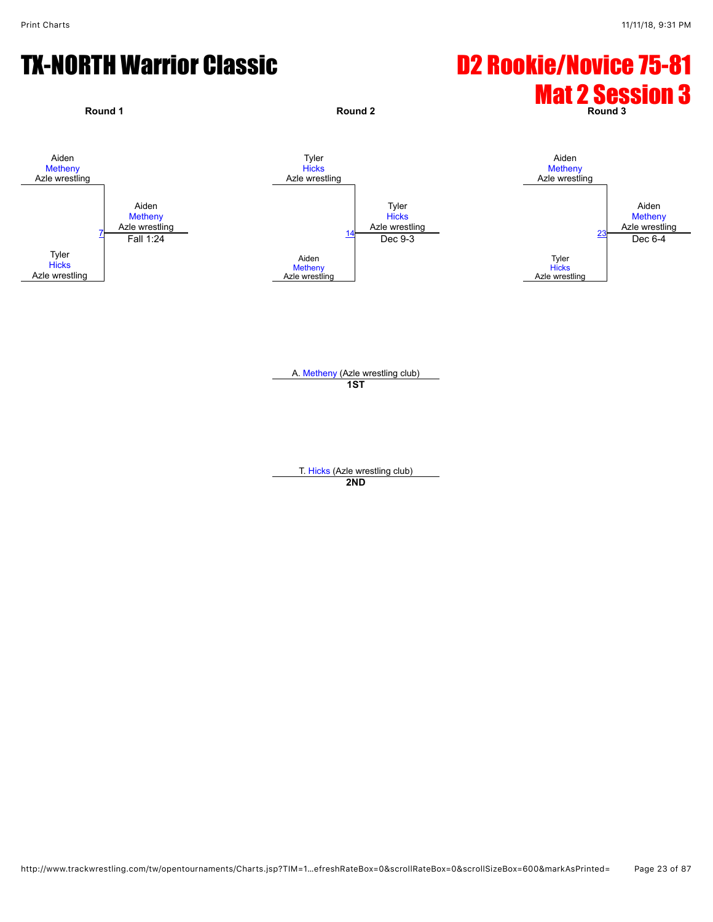# TX-NORTH Warrior Classic

## D2 Rookie/Novice 75-81
## Mat 2 Session 3

### Round 1

Aiden Metheny, Azle wrestling
vs.
Tyler Hicks, Azle wrestling

Match 7 — Winner: Aiden Metheny, Azle wrestling — Fall 1:24

### Round 2

Tyler Hicks, Azle wrestling
vs.
Aiden Metheny, Azle wrestling

Match 14 — Winner: Tyler Hicks, Azle wrestling — Dec 9-3

### Round 3

Aiden Metheny, Azle wrestling
vs.
Tyler Hicks, Azle wrestling

Match 23 — Winner: Aiden Metheny, Azle wrestling — Dec 6-4

A. Metheny (Azle wrestling club)
**1ST**

T. Hicks (Azle wrestling club)
**2ND**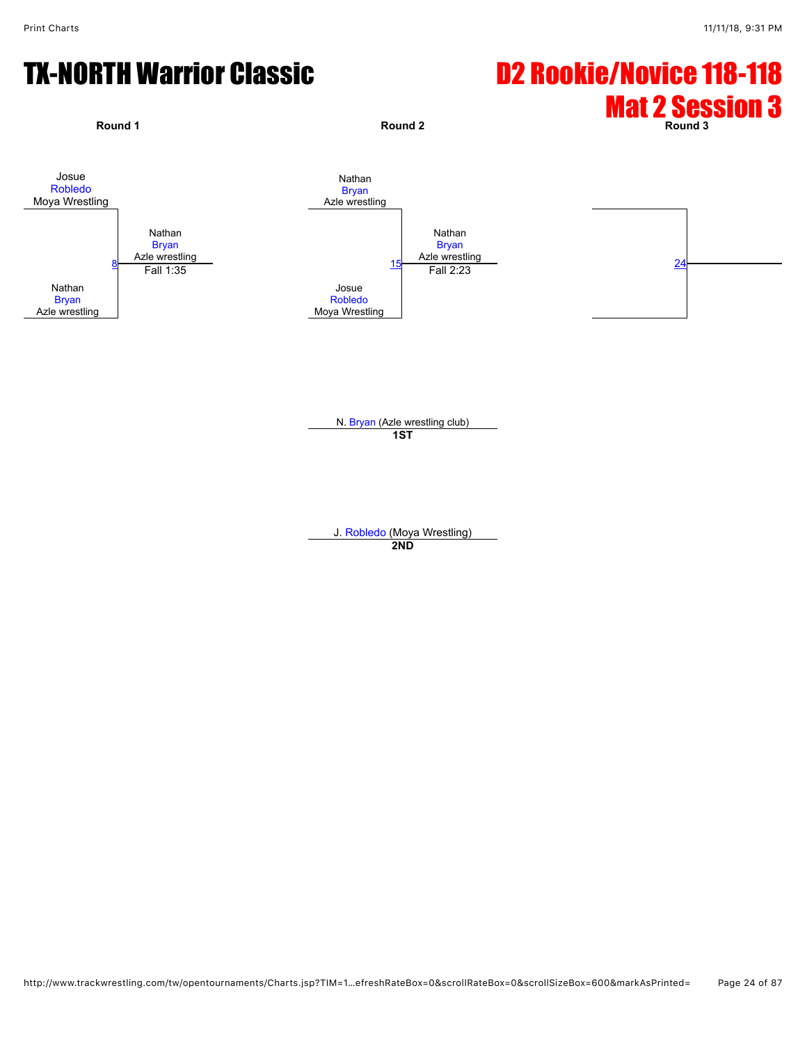# TX-NORTH Warrior Classic

# D2 Rookie/Novice 118-118

# Mat 2 Session 3

**Round 1**

Josue
Robledo
Moya Wrestling

8

Nathan
Bryan
Azle wrestling

Nathan
Bryan
Azle wrestling
Fall 1:35

**Round 2**

Nathan
Bryan
Azle wrestling

15

Josue
Robledo
Moya Wrestling

Nathan
Bryan
Azle wrestling
Fall 2:23

**Round 3**

24

N. Bryan (Azle wrestling club)
**1ST**

J. Robledo (Moya Wrestling)
**2ND**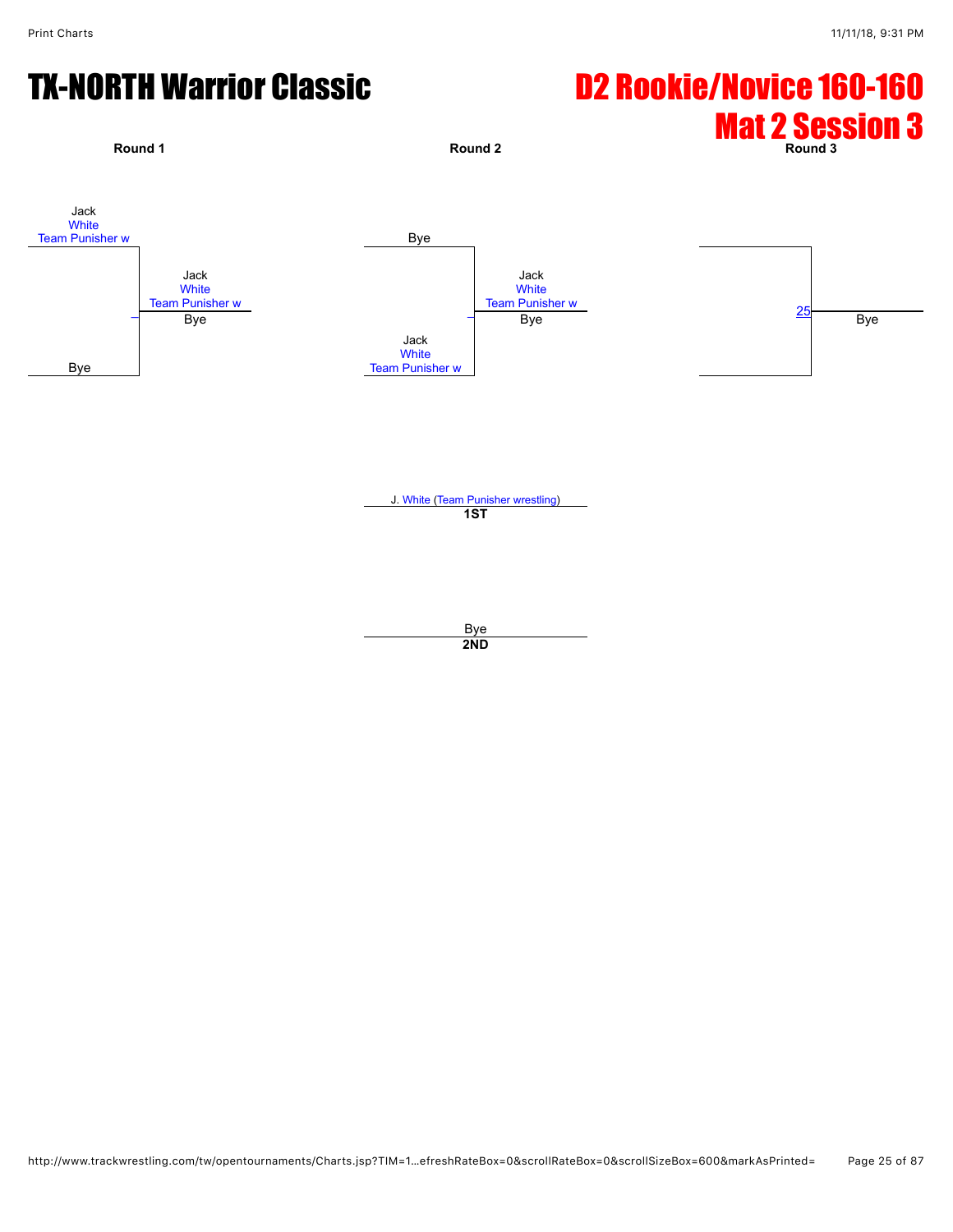# TX-NORTH Warrior Classic

# D2 Rookie/Novice 160-160

## Mat 2 Session 3

**Round 1**

Jack
White
Team Punisher w

Jack
White
Team Punisher w

Bye

Bye

**Round 2**

Bye

Jack
White
Team Punisher w

Bye

Jack
White
Team Punisher w

**Round 3**

25

Bye

J. White (Team Punisher wrestling)
**1ST**

Bye
**2ND**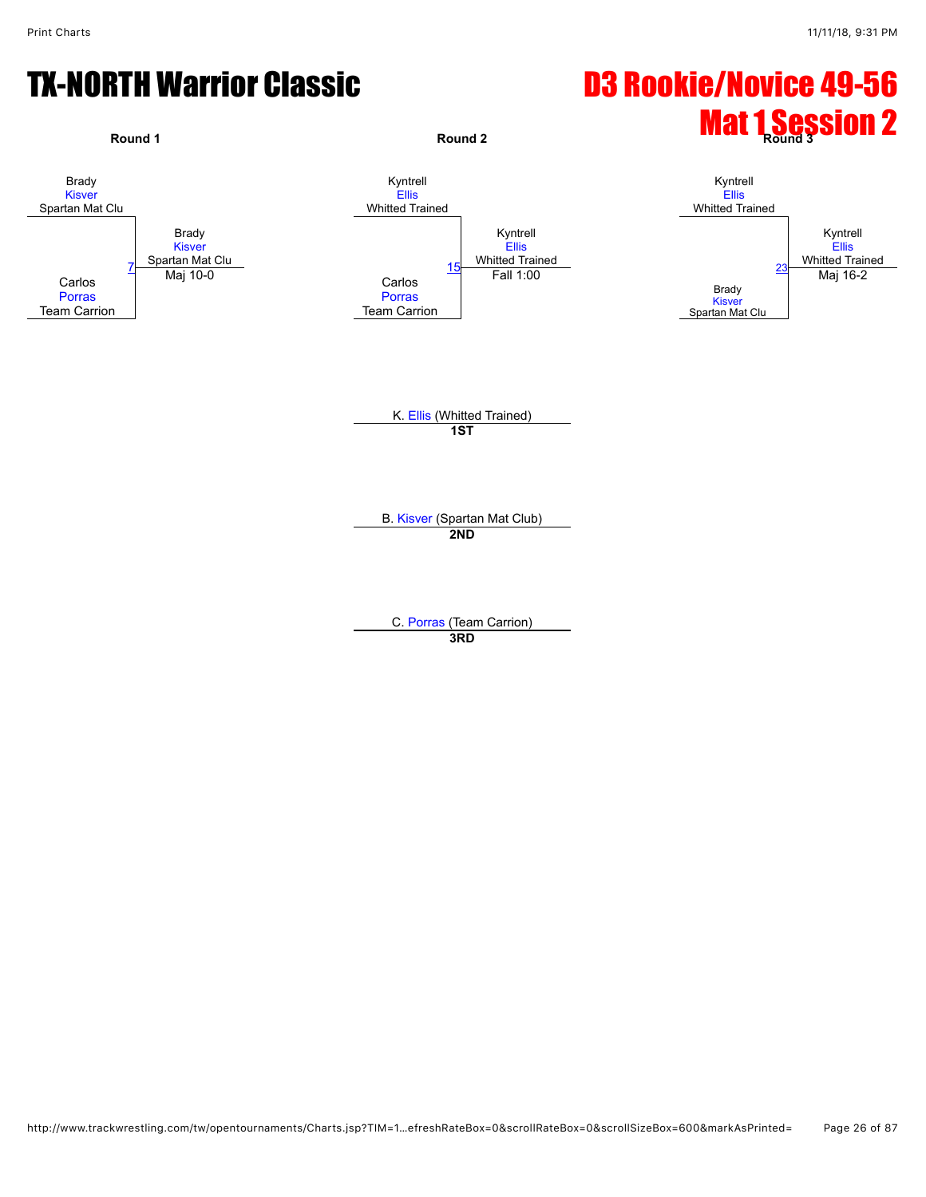# TX-NORTH Warrior Classic

# D3 Rookie/Novice 49-56
# Mat 1 Session 2

### Round 1

Brady Kisver, Spartan Mat Clu
vs.
Carlos Porras, Team Carrion

Match 7 — Winner: Brady Kisver, Spartan Mat Clu — Maj 10-0

### Round 2

Kyntrell Ellis, Whitted Trained
vs.
Carlos Porras, Team Carrion

Match 15 — Winner: Kyntrell Ellis, Whitted Trained — Fall 1:00

### Round 3

Kyntrell Ellis, Whitted Trained
vs.
Brady Kisver, Spartan Mat Clu

Match 23 — Winner: Kyntrell Ellis, Whitted Trained — Maj 16-2

**1ST**: K. Ellis (Whitted Trained)

**2ND**: B. Kisver (Spartan Mat Club)

**3RD**: C. Porras (Team Carrion)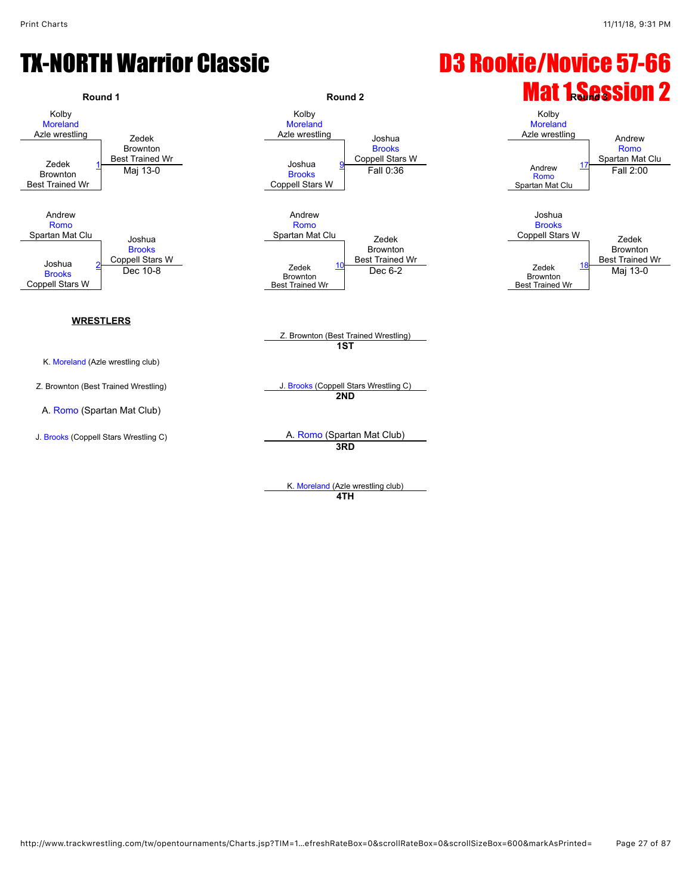# TX-NORTH Warrior Classic

# D3 Rookie/Novice 57-66

## Mat 1 Session 2

### Round 1

| Match | Wrestler 1 | Wrestler 2 | Winner | Result |
|---|---|---|---|---|
| 1 | Kolby Moreland (Azle wrestling) | Zedek Brownton (Best Trained Wr) | Zedek Brownton (Best Trained Wr) | Maj 13-0 |
| 2 | Andrew Romo (Spartan Mat Clu) | Joshua Brooks (Coppell Stars W) | Joshua Brooks (Coppell Stars W) | Dec 10-8 |

### Round 2

| Match | Wrestler 1 | Wrestler 2 | Winner | Result |
|---|---|---|---|---|
| 9 | Kolby Moreland (Azle wrestling) | Joshua Brooks (Coppell Stars W) | Joshua Brooks (Coppell Stars W) | Fall 0:36 |
| 10 | Andrew Romo (Spartan Mat Clu) | Zedek Brownton (Best Trained Wr) | Zedek Brownton (Best Trained Wr) | Dec 6-2 |

### Round 3

| Match | Wrestler 1 | Wrestler 2 | Winner | Result |
|---|---|---|---|---|
| 17 | Kolby Moreland (Azle wrestling) | Andrew Romo (Spartan Mat Clu) | Andrew Romo (Spartan Mat Clu) | Fall 2:00 |
| 18 | Joshua Brooks (Coppell Stars W) | Zedek Brownton (Best Trained Wr) | Zedek Brownton (Best Trained Wr) | Maj 13-0 |

**WRESTLERS**

- K. Moreland (Azle wrestling club)
- Z. Brownton (Best Trained Wrestling)
- A. Romo (Spartan Mat Club)
- J. Brooks (Coppell Stars Wrestling C)

**Placements**

- **1ST**: Z. Brownton (Best Trained Wrestling)
- **2ND**: J. Brooks (Coppell Stars Wrestling C)
- **3RD**: A. Romo (Spartan Mat Club)
- **4TH**: K. Moreland (Azle wrestling club)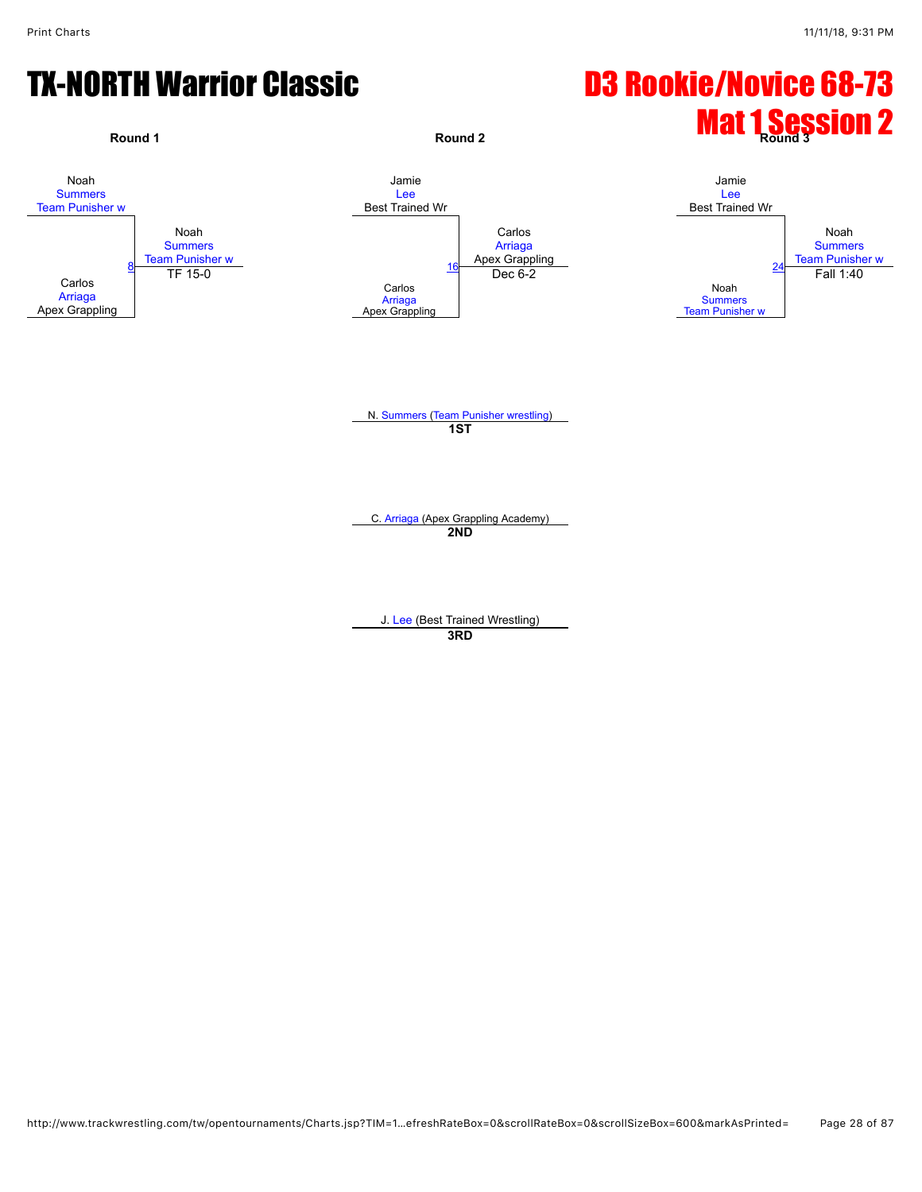# TX-NORTH Warrior Classic

# D3 Rookie/Novice 68-73

## Mat 1 Session 2

### Round 1

Noah Summers, Team Punisher w
vs.
Carlos Arriaga, Apex Grappling

Match 8: Noah Summers, Team Punisher w — TF 15-0

### Round 2

Jamie Lee, Best Trained Wr
vs.
Carlos Arriaga, Apex Grappling

Match 16: Carlos Arriaga, Apex Grappling — Dec 6-2

### Round 3

Jamie Lee, Best Trained Wr
vs.
Noah Summers, Team Punisher w

Match 24: Noah Summers, Team Punisher w — Fall 1:40

### Placements

**1ST**: N. Summers (Team Punisher wrestling)

**2ND**: C. Arriaga (Apex Grappling Academy)

**3RD**: J. Lee (Best Trained Wrestling)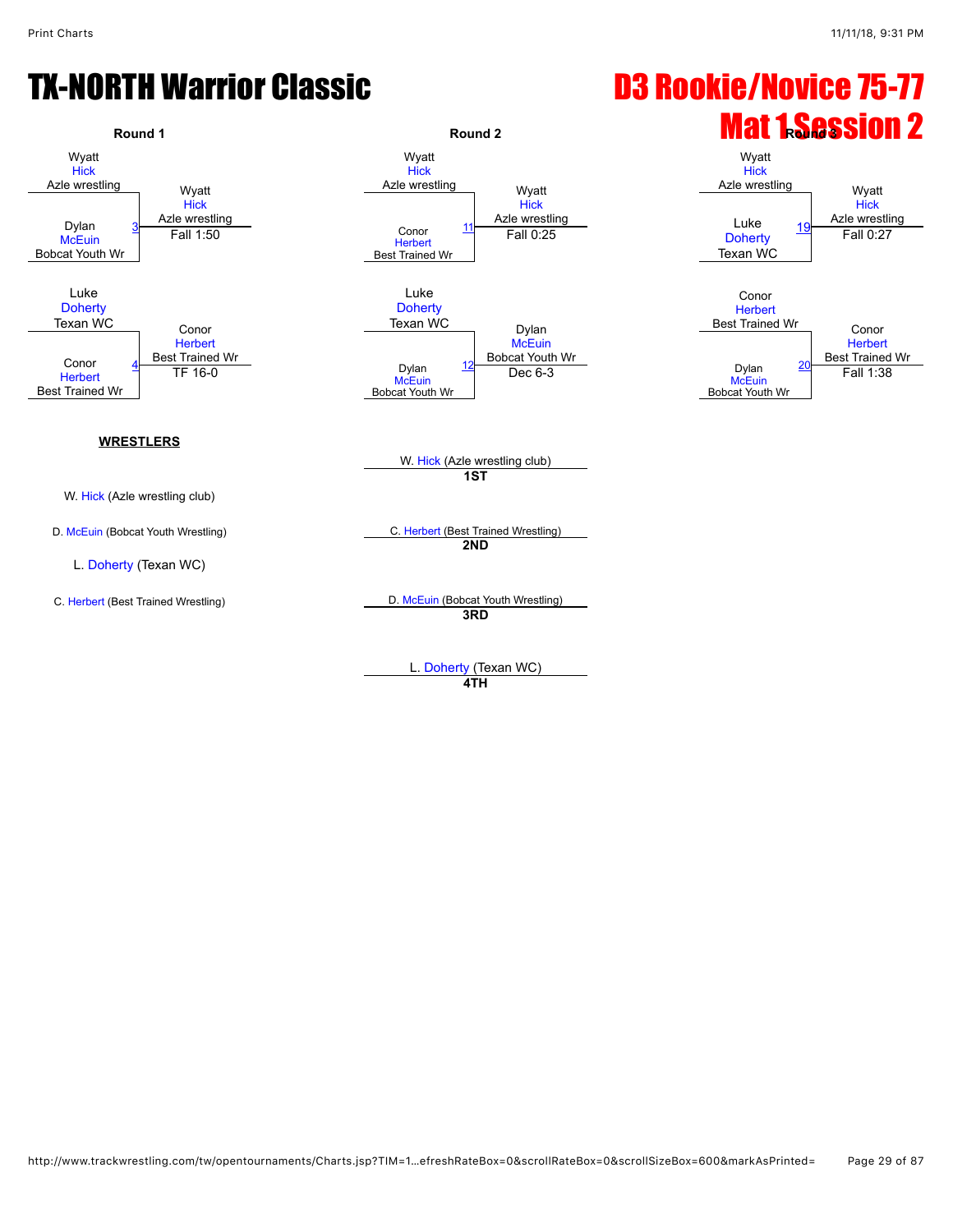# TX-NORTH Warrior Classic

# D3 Rookie/Novice 75-77

# Mat 1 Session 2

## Round 1

| Wrestler 1 | Wrestler 2 | Bout | Winner | Result |
|---|---|---|---|---|
| Wyatt Hick, Azle wrestling | Dylan McEuin, Bobcat Youth Wr | 3 | Wyatt Hick, Azle wrestling | Fall 1:50 |
| Luke Doherty, Texan WC | Conor Herbert, Best Trained Wr | 4 | Conor Herbert, Best Trained Wr | TF 16-0 |

## Round 2

| Wrestler 1 | Wrestler 2 | Bout | Winner | Result |
|---|---|---|---|---|
| Wyatt Hick, Azle wrestling | Conor Herbert, Best Trained Wr | 11 | Wyatt Hick, Azle wrestling | Fall 0:25 |
| Luke Doherty, Texan WC | Dylan McEuin, Bobcat Youth Wr | 12 | Dylan McEuin, Bobcat Youth Wr | Dec 6-3 |

## Round 3

| Wrestler 1 | Wrestler 2 | Bout | Winner | Result |
|---|---|---|---|---|
| Wyatt Hick, Azle wrestling | Luke Doherty, Texan WC | 19 | Wyatt Hick, Azle wrestling | Fall 0:27 |
| Conor Herbert, Best Trained Wr | Dylan McEuin, Bobcat Youth Wr | 20 | Conor Herbert, Best Trained Wr | Fall 1:38 |

## WRESTLERS

- W. Hick (Azle wrestling club)
- D. McEuin (Bobcat Youth Wrestling)
- L. Doherty (Texan WC)
- C. Herbert (Best Trained Wrestling)

## Placements

- **1ST**: W. Hick (Azle wrestling club)
- **2ND**: C. Herbert (Best Trained Wrestling)
- **3RD**: D. McEuin (Bobcat Youth Wrestling)
- **4TH**: L. Doherty (Texan WC)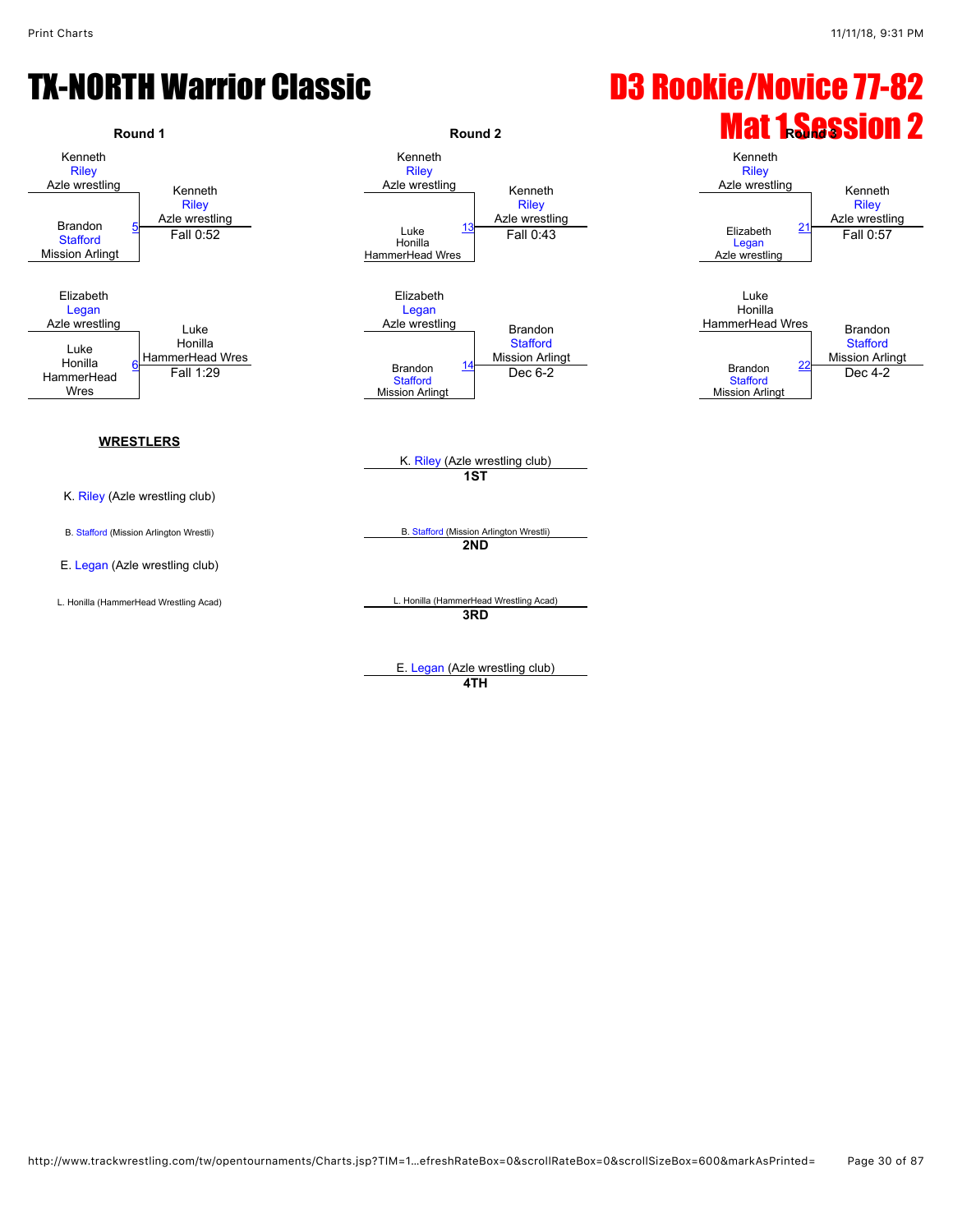# TX-NORTH Warrior Classic

## D3 Rookie/Novice 77-82

## Mat 1 Session 2

### Round 1

| Wrestler | Bout | Winner | Result |
|---|---|---|---|
| Kenneth Riley, Azle wrestling vs. Brandon Stafford, Mission Arlingt | 5 | Kenneth Riley, Azle wrestling | Fall 0:52 |
| Elizabeth Legan, Azle wrestling vs. Luke Honilla, HammerHead Wres | 6 | Luke Honilla, HammerHead Wres | Fall 1:29 |

### Round 2

| Wrestler | Bout | Winner | Result |
|---|---|---|---|
| Kenneth Riley, Azle wrestling vs. Luke Honilla, HammerHead Wres | 13 | Kenneth Riley, Azle wrestling | Fall 0:43 |
| Elizabeth Legan, Azle wrestling vs. Brandon Stafford, Mission Arlingt | 14 | Brandon Stafford, Mission Arlingt | Dec 6-2 |

### Round 3

| Wrestler | Bout | Winner | Result |
|---|---|---|---|
| Kenneth Riley, Azle wrestling vs. Elizabeth Legan, Azle wrestling | 21 | Kenneth Riley, Azle wrestling | Fall 0:57 |
| Luke Honilla, HammerHead Wres vs. Brandon Stafford, Mission Arlingt | 22 | Brandon Stafford, Mission Arlingt | Dec 4-2 |

### WRESTLERS

- K. Riley (Azle wrestling club)
- B. Stafford (Mission Arlington Wrestli)
- E. Legan (Azle wrestling club)
- L. Honilla (HammerHead Wrestling Acad)

### Placements

- **1ST**: K. Riley (Azle wrestling club)
- **2ND**: B. Stafford (Mission Arlington Wrestli)
- **3RD**: L. Honilla (HammerHead Wrestling Acad)
- **4TH**: E. Legan (Azle wrestling club)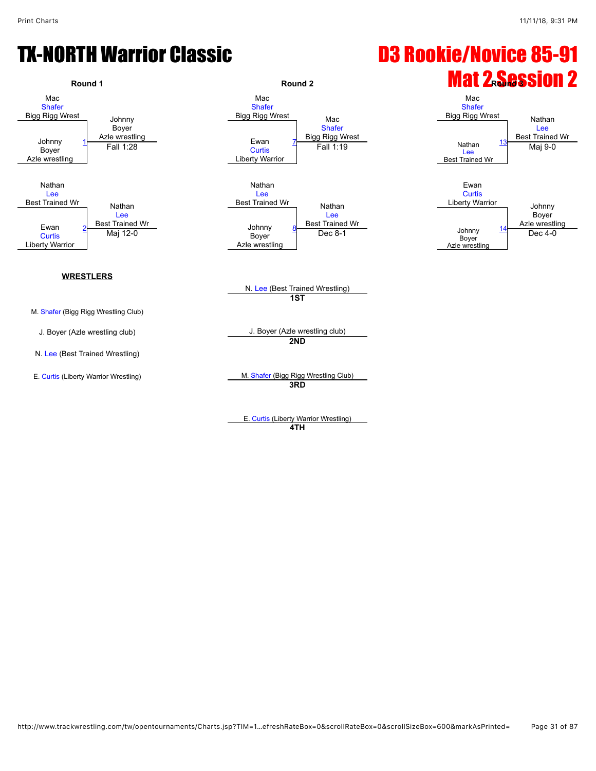# TX-NORTH Warrior Classic

# D3 Rookie/Novice 85-91

## Mat 2 Session 2

### Round 1

| Match | Wrestler 1 | Wrestler 2 | Winner | Result |
|---|---|---|---|---|
| 1 | Mac Shafer (Bigg Rigg Wrest) | Johnny Boyer (Azle wrestling) | Johnny Boyer (Azle wrestling) | Fall 1:28 |
| 2 | Nathan Lee (Best Trained Wr) | Ewan Curtis (Liberty Warrior) | Nathan Lee (Best Trained Wr) | Maj 12-0 |

### Round 2

| Match | Wrestler 1 | Wrestler 2 | Winner | Result |
|---|---|---|---|---|
| 7 | Mac Shafer (Bigg Rigg Wrest) | Ewan Curtis (Liberty Warrior) | Mac Shafer (Bigg Rigg Wrest) | Fall 1:19 |
| 8 | Nathan Lee (Best Trained Wr) | Johnny Boyer (Azle wrestling) | Nathan Lee (Best Trained Wr) | Dec 8-1 |

### Round 3

| Match | Wrestler 1 | Wrestler 2 | Winner | Result |
|---|---|---|---|---|
| 13 | Mac Shafer (Bigg Rigg Wrest) | Nathan Lee (Best Trained Wr) | Nathan Lee (Best Trained Wr) | Maj 9-0 |
| 14 | Ewan Curtis (Liberty Warrior) | Johnny Boyer (Azle wrestling) | Johnny Boyer (Azle wrestling) | Dec 4-0 |

**WRESTLERS**

- M. Shafer (Bigg Rigg Wrestling Club)
- J. Boyer (Azle wrestling club)
- N. Lee (Best Trained Wrestling)
- E. Curtis (Liberty Warrior Wrestling)

**Placements**

- **1ST**: N. Lee (Best Trained Wrestling)
- **2ND**: J. Boyer (Azle wrestling club)
- **3RD**: M. Shafer (Bigg Rigg Wrestling Club)
- **4TH**: E. Curtis (Liberty Warrior Wrestling)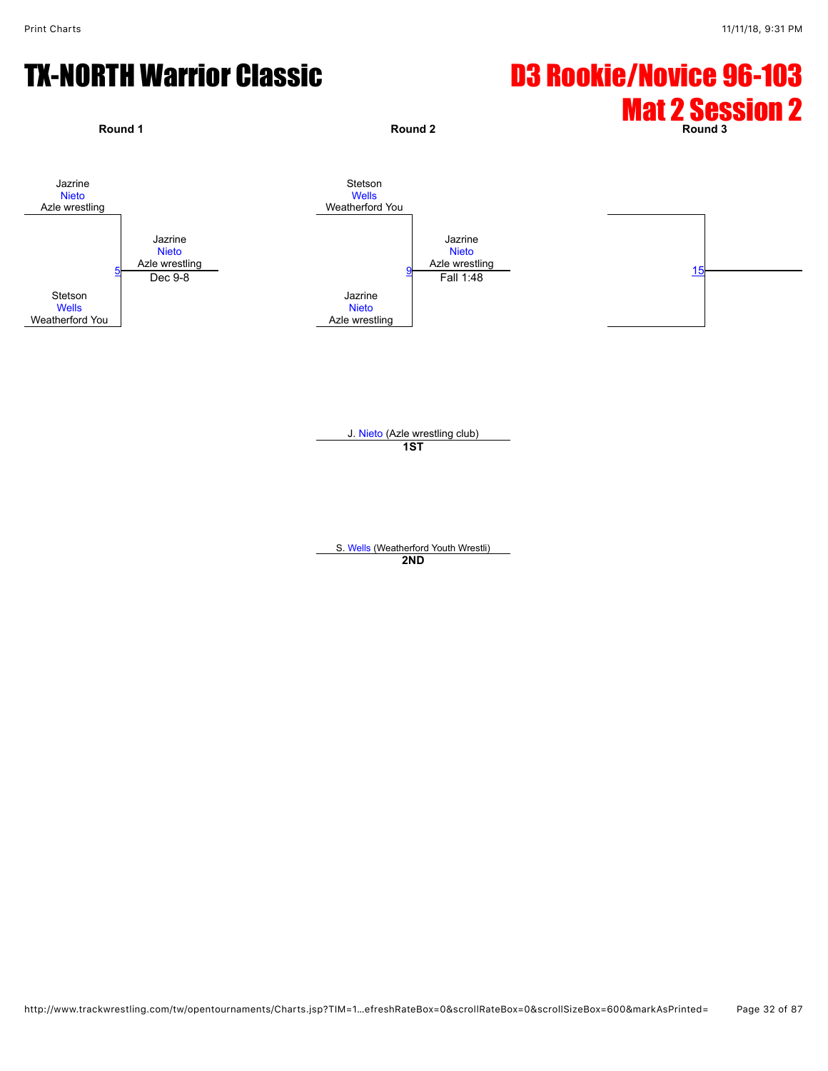# TX-NORTH Warrior Classic

# D3 Rookie/Novice 96-103
# Mat 2 Session 2

**Round 1**

Jazrine Nieto, Azle wrestling
vs.
Stetson Wells, Weatherford You

Bout 5 — Winner: Jazrine Nieto, Azle wrestling — Dec 9-8

**Round 2**

Stetson Wells, Weatherford You
vs.
Jazrine Nieto, Azle wrestling

Bout 9 — Winner: Jazrine Nieto, Azle wrestling — Fall 1:48

**Round 3**

Bout 15

---

J. Nieto (Azle wrestling club)
**1ST**

S. Wells (Weatherford Youth Wrestli)
**2ND**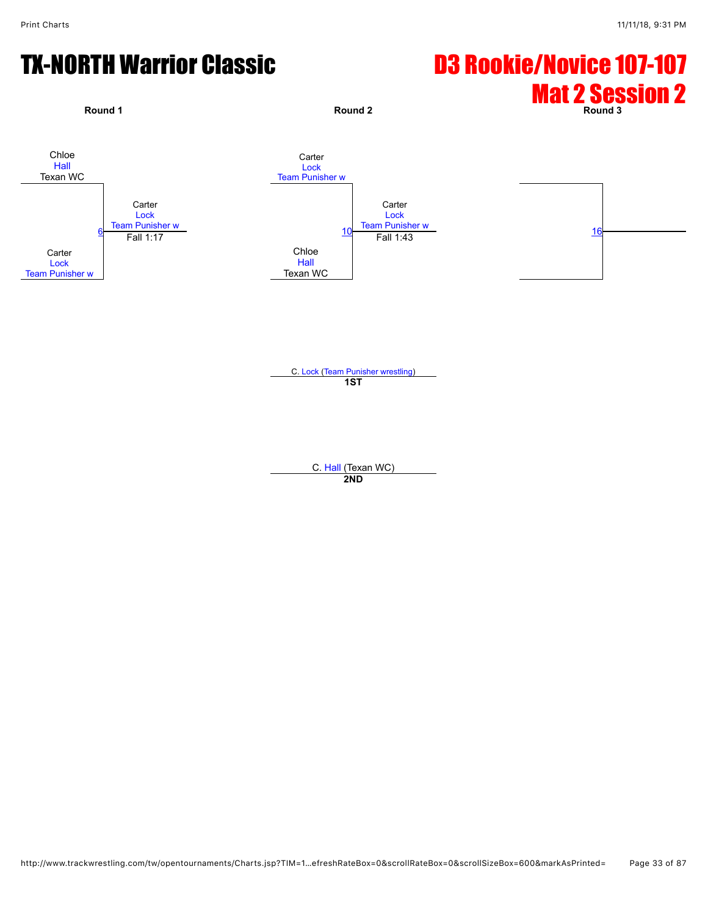# TX-NORTH Warrior Classic

# D3 Rookie/Novice 107-107
# Mat 2 Session 2

**Round 1**

Chloe
Hall
Texan WC

6

Carter
Lock
Team Punisher w

Carter
Lock
Team Punisher w
Fall 1:17

**Round 2**

Carter
Lock
Team Punisher w

10

Chloe
Hall
Texan WC

Carter
Lock
Team Punisher w
Fall 1:43

**Round 3**

16

C. Lock (Team Punisher wrestling)
**1ST**

C. Hall (Texan WC)
**2ND**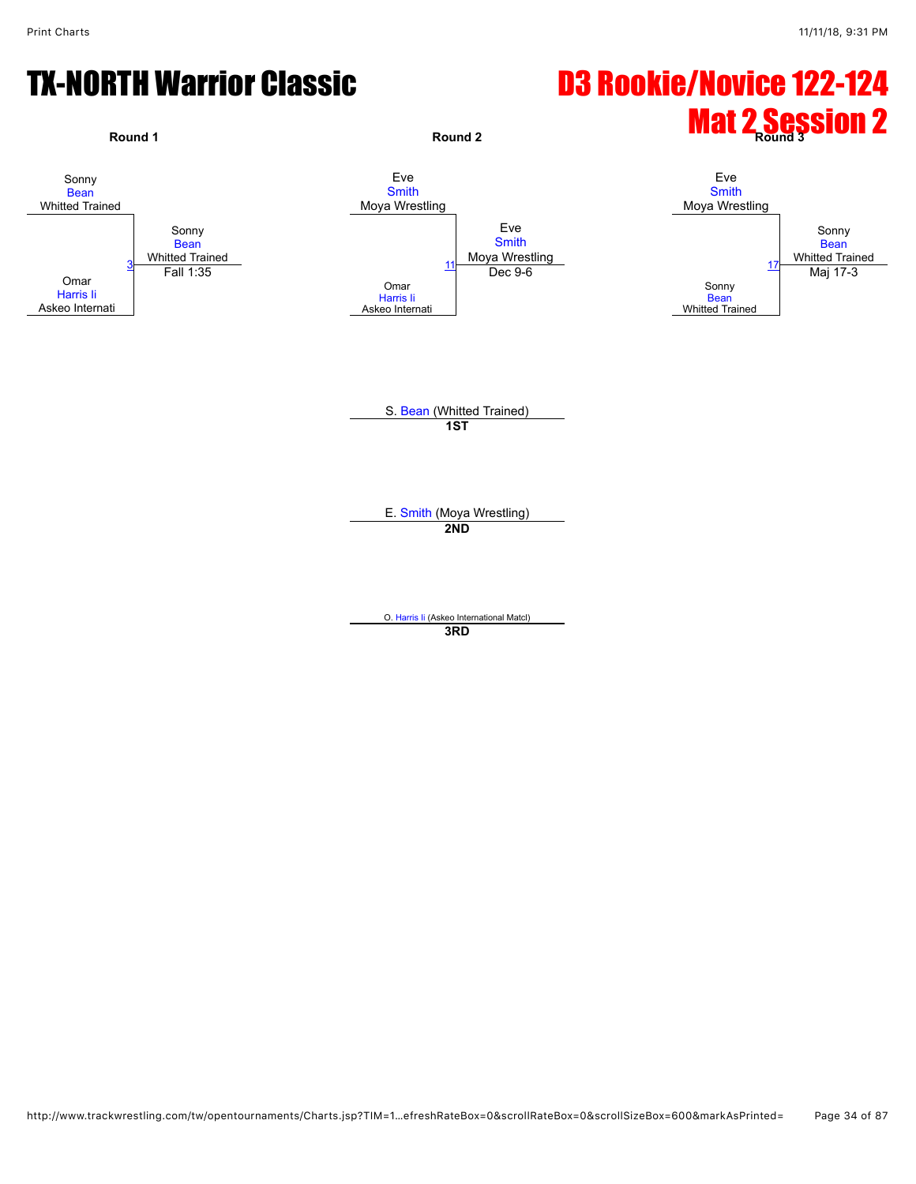# TX-NORTH Warrior Classic

# D3 Rookie/Novice 122-124

# Mat 2 Session 2

**Round 1**

Sonny Bean, Whitted Trained
vs.
Omar Harris Ii, Askeo Internati

Bout 3 — Winner: Sonny Bean, Whitted Trained — Fall 1:35

**Round 2**

Eve Smith, Moya Wrestling
vs.
Omar Harris Ii, Askeo Internati

Bout 11 — Winner: Eve Smith, Moya Wrestling — Dec 9-6

**Round 3**

Eve Smith, Moya Wrestling
vs.
Sonny Bean, Whitted Trained

Bout 17 — Winner: Sonny Bean, Whitted Trained — Maj 17-3

S. Bean (Whitted Trained)
**1ST**

E. Smith (Moya Wrestling)
**2ND**

O. Harris Ii (Askeo International Matcl)
**3RD**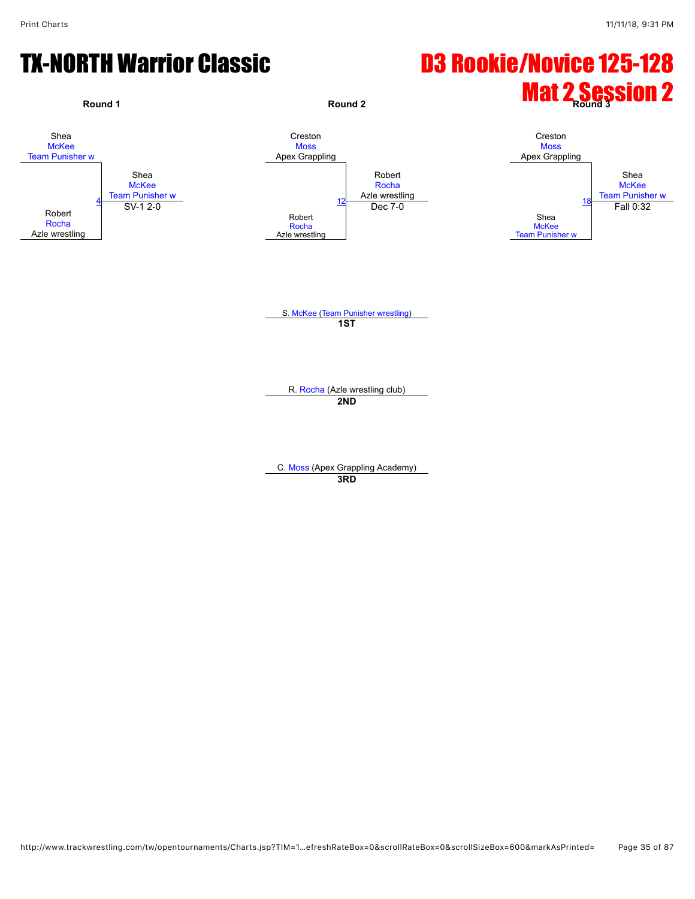# TX-NORTH Warrior Classic

# D3 Rookie/Novice 125-128 Mat 2 Session 2

**Round 1**

Shea McKee, Team Punisher w
vs.
Robert Rocha, Azle wrestling

Bout 4 — Winner: Shea McKee, Team Punisher w — SV-1 2-0

**Round 2**

Creston Moss, Apex Grappling
vs.
Robert Rocha, Azle wrestling

Bout 12 — Winner: Robert Rocha, Azle wrestling — Dec 7-0

**Round 3**

Creston Moss, Apex Grappling
vs.
Shea McKee, Team Punisher w

Bout 18 — Winner: Shea McKee, Team Punisher w — Fall 0:32

**1ST:** S. McKee (Team Punisher wrestling)

**2ND:** R. Rocha (Azle wrestling club)

**3RD:** C. Moss (Apex Grappling Academy)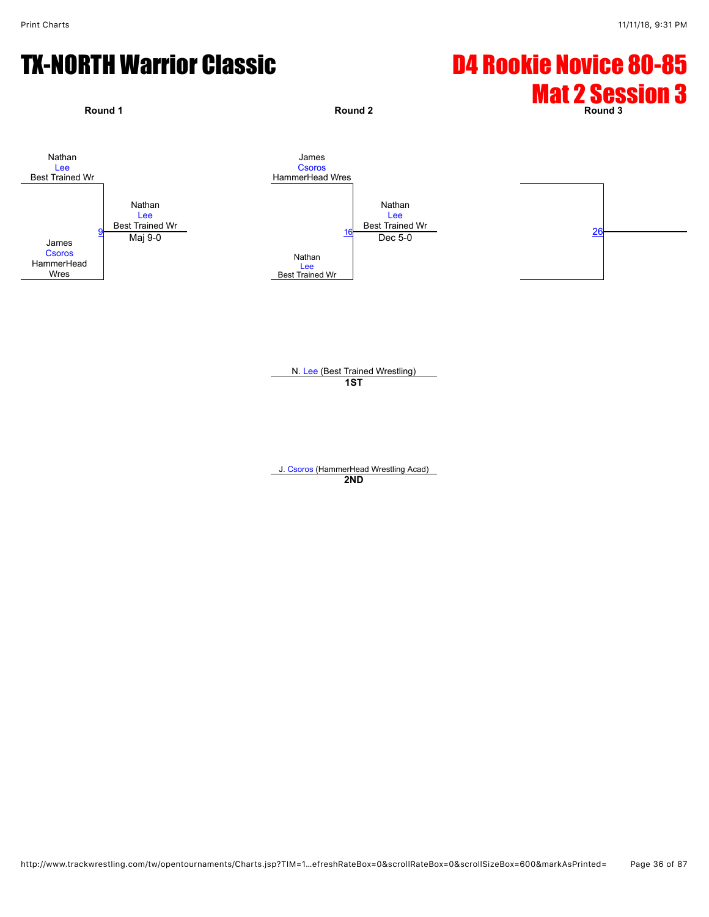# TX-NORTH Warrior Classic

# D4 Rookie Novice 80-85

## Mat 2 Session 3

**Round 1**

Nathan Lee, Best Trained Wr
vs.
James Csoros, HammerHead Wres

Match 9: Nathan Lee, Best Trained Wr — Maj 9-0

**Round 2**

James Csoros, HammerHead Wres
vs.
Nathan Lee, Best Trained Wr

Match 16: Nathan Lee, Best Trained Wr — Dec 5-0

**Round 3**

Match 26

N. Lee (Best Trained Wrestling)
**1ST**

J. Csoros (HammerHead Wrestling Acad)
**2ND**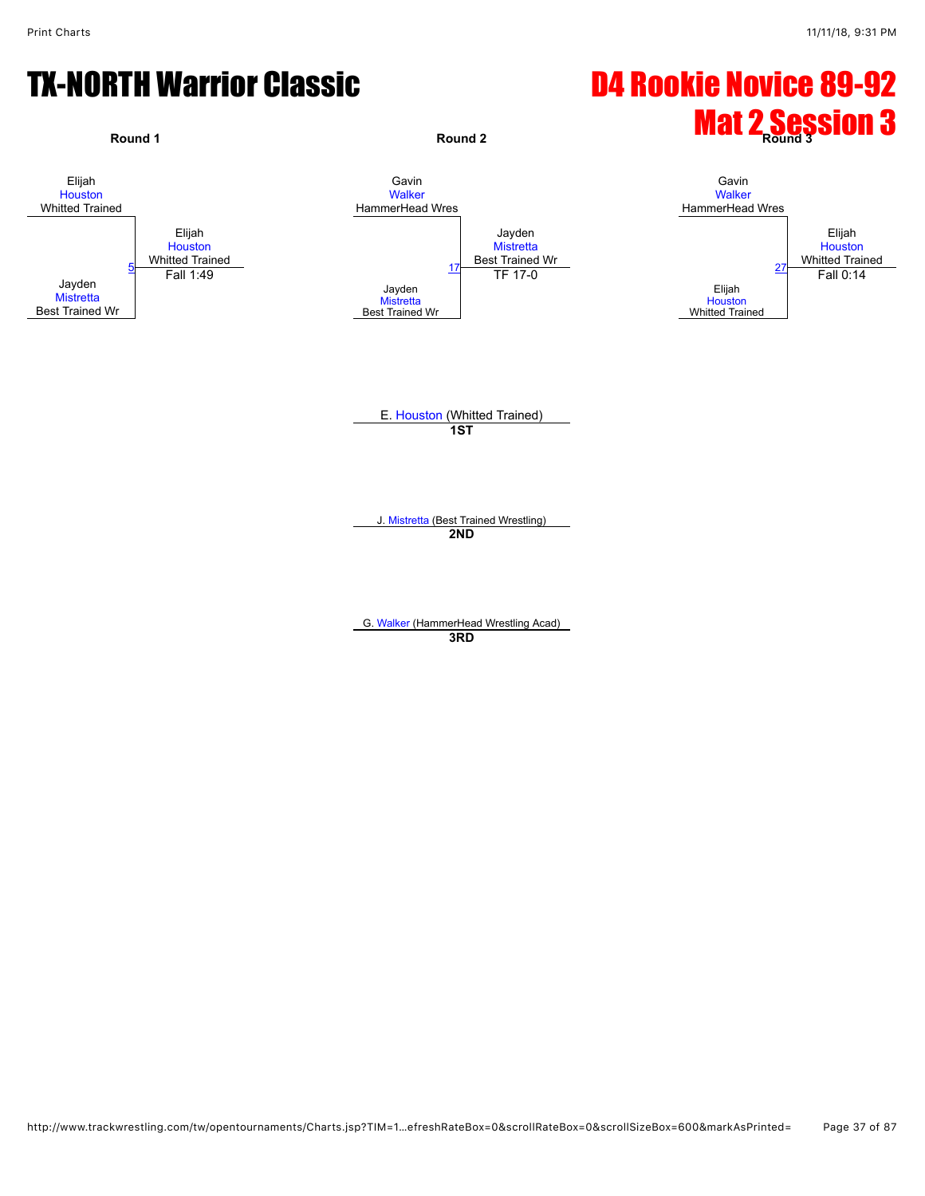# TX-NORTH Warrior Classic

# D4 Rookie Novice 89-92
# Mat 2 Session 3

**Round 1**

Elijah
Houston
Whitted Trained

5

Jayden
Mistretta
Best Trained Wr

Winner: Elijah Houston, Whitted Trained — Fall 1:49

**Round 2**

Gavin
Walker
HammerHead Wres

17

Jayden
Mistretta
Best Trained Wr

Winner: Jayden Mistretta, Best Trained Wr — TF 17-0

**Round 3**

Gavin
Walker
HammerHead Wres

27

Elijah
Houston
Whitted Trained

Winner: Elijah Houston, Whitted Trained — Fall 0:14

E. Houston (Whitted Trained)
**1ST**

J. Mistretta (Best Trained Wrestling)
**2ND**

G. Walker (HammerHead Wrestling Acad)
**3RD**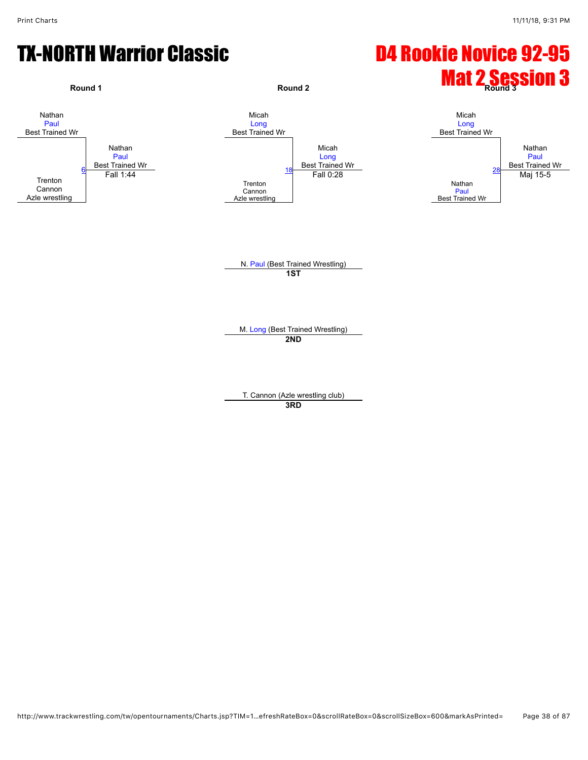# TX-NORTH Warrior Classic

# D4 Rookie Novice 92-95
# Mat 2 Session 3

**Round 1**

Nathan Paul, Best Trained Wr
vs.
Trenton Cannon, Azle wrestling

Match 6 — Winner: Nathan Paul, Best Trained Wr — Fall 1:44

**Round 2**

Micah Long, Best Trained Wr
vs.
Trenton Cannon, Azle wrestling

Match 18 — Winner: Micah Long, Best Trained Wr — Fall 0:28

**Round 3**

Micah Long, Best Trained Wr
vs.
Nathan Paul, Best Trained Wr

Match 28 — Winner: Nathan Paul, Best Trained Wr — Maj 15-5

N. Paul (Best Trained Wrestling)
**1ST**

M. Long (Best Trained Wrestling)
**2ND**

T. Cannon (Azle wrestling club)
**3RD**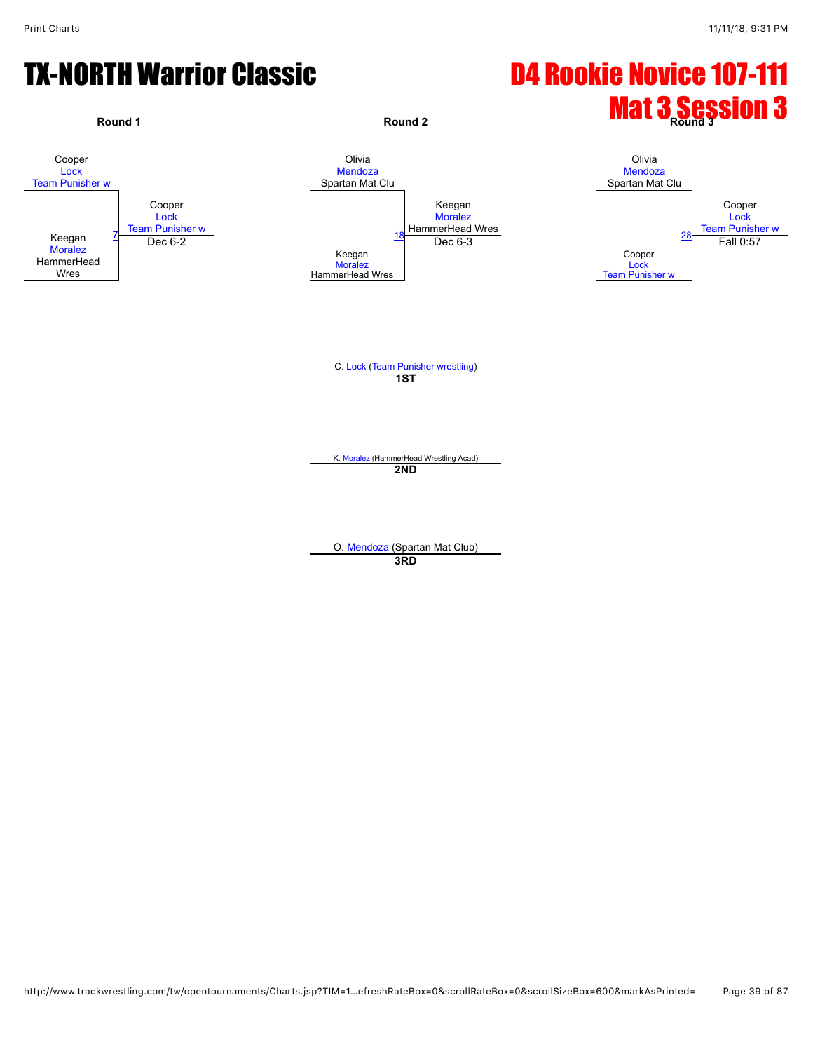# TX-NORTH Warrior Classic

# D4 Rookie Novice 107-111
# Mat 3 Session 3

### Round 1

Cooper Lock, Team Punisher w
vs.
Keegan Moralez, HammerHead Wres

Match 7 — Winner: Cooper Lock, Team Punisher w — Dec 6-2

### Round 2

Olivia Mendoza, Spartan Mat Clu
vs.
Keegan Moralez, HammerHead Wres

Match 18 — Winner: Keegan Moralez, HammerHead Wres — Dec 6-3

### Round 3

Olivia Mendoza, Spartan Mat Clu
vs.
Cooper Lock, Team Punisher w

Match 28 — Winner: Cooper Lock, Team Punisher w — Fall 0:57

### Placements

**1ST**: C. Lock (Team Punisher wrestling)

**2ND**: K. Moralez (HammerHead Wrestling Acad)

**3RD**: O. Mendoza (Spartan Mat Club)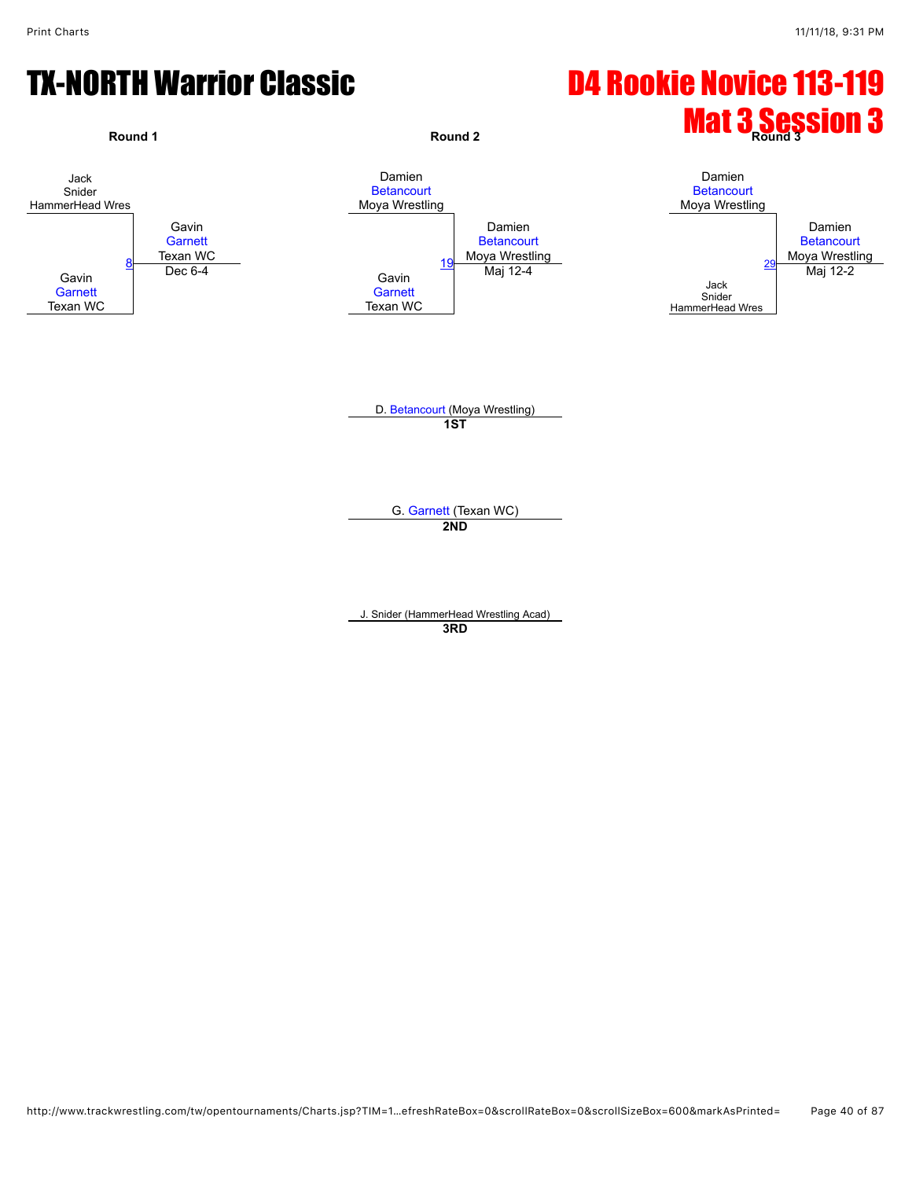# TX-NORTH Warrior Classic

# D4 Rookie Novice 113-119
# Mat 3 Session 3

**Round 1**

Jack Snider (HammerHead Wres) vs. Gavin Garnett (Texan WC) — Bout 8
Winner: Gavin Garnett (Texan WC) — Dec 6-4

**Round 2**

Damien Betancourt (Moya Wrestling) vs. Gavin Garnett (Texan WC) — Bout 19
Winner: Damien Betancourt (Moya Wrestling) — Maj 12-4

**Round 3**

Damien Betancourt (Moya Wrestling) vs. Jack Snider (HammerHead Wres) — Bout 29
Winner: Damien Betancourt (Moya Wrestling) — Maj 12-2

**Placements**

| Place | Wrestler |
| --- | --- |
| 1ST | D. Betancourt (Moya Wrestling) |
| 2ND | G. Garnett (Texan WC) |
| 3RD | J. Snider (HammerHead Wrestling Acad) |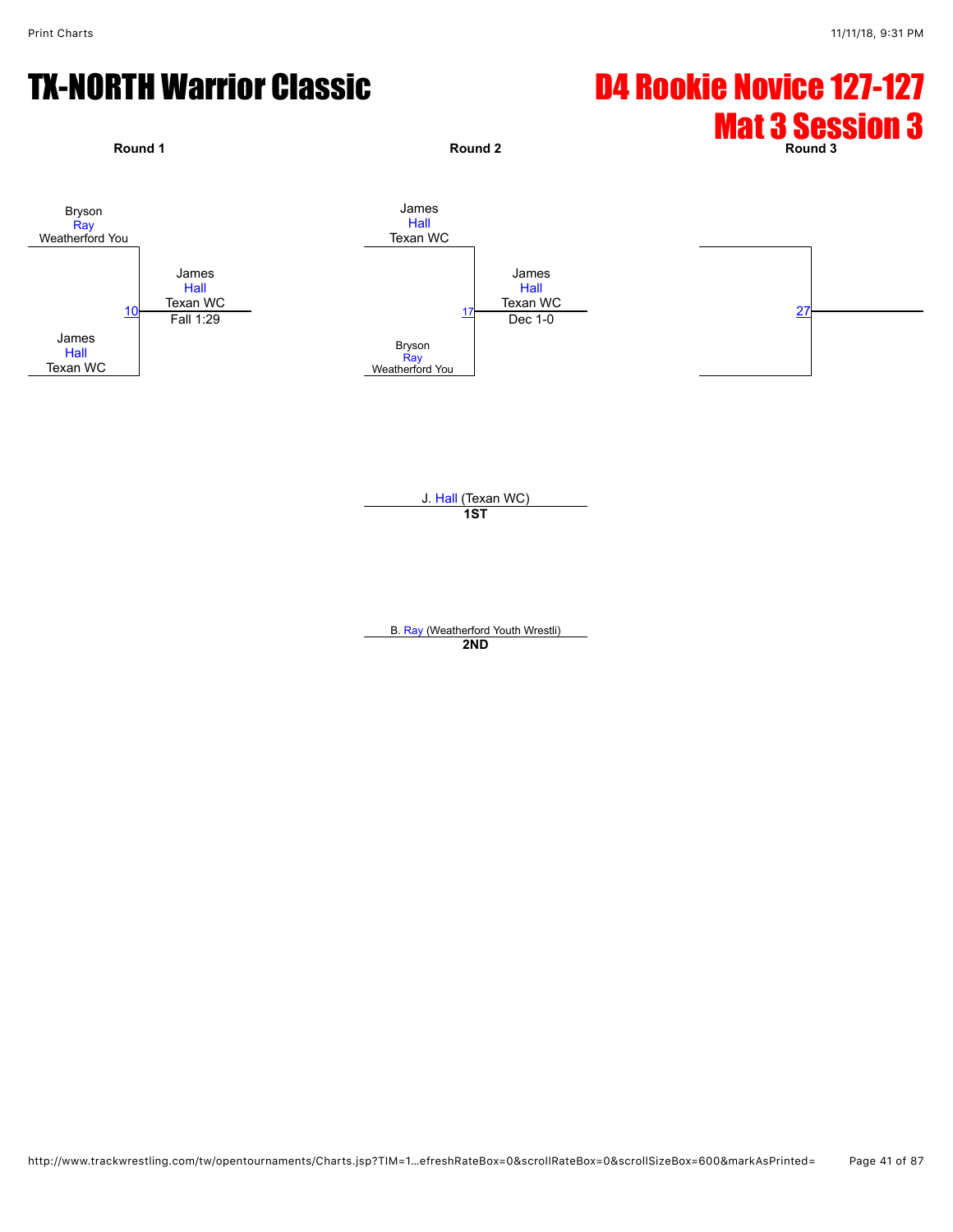# TX-NORTH Warrior Classic

# D4 Rookie Novice 127-127
## Mat 3 Session 3

**Round 1**

Bryson Ray, Weatherford You
vs.
James Hall, Texan WC

Match 10: James Hall, Texan WC — Fall 1:29

**Round 2**

James Hall, Texan WC
vs.
Bryson Ray, Weatherford You

Match 17: James Hall, Texan WC — Dec 1-0

**Round 3**

Match 27

J. Hall (Texan WC)
**1ST**

B. Ray (Weatherford Youth Wrestli)
**2ND**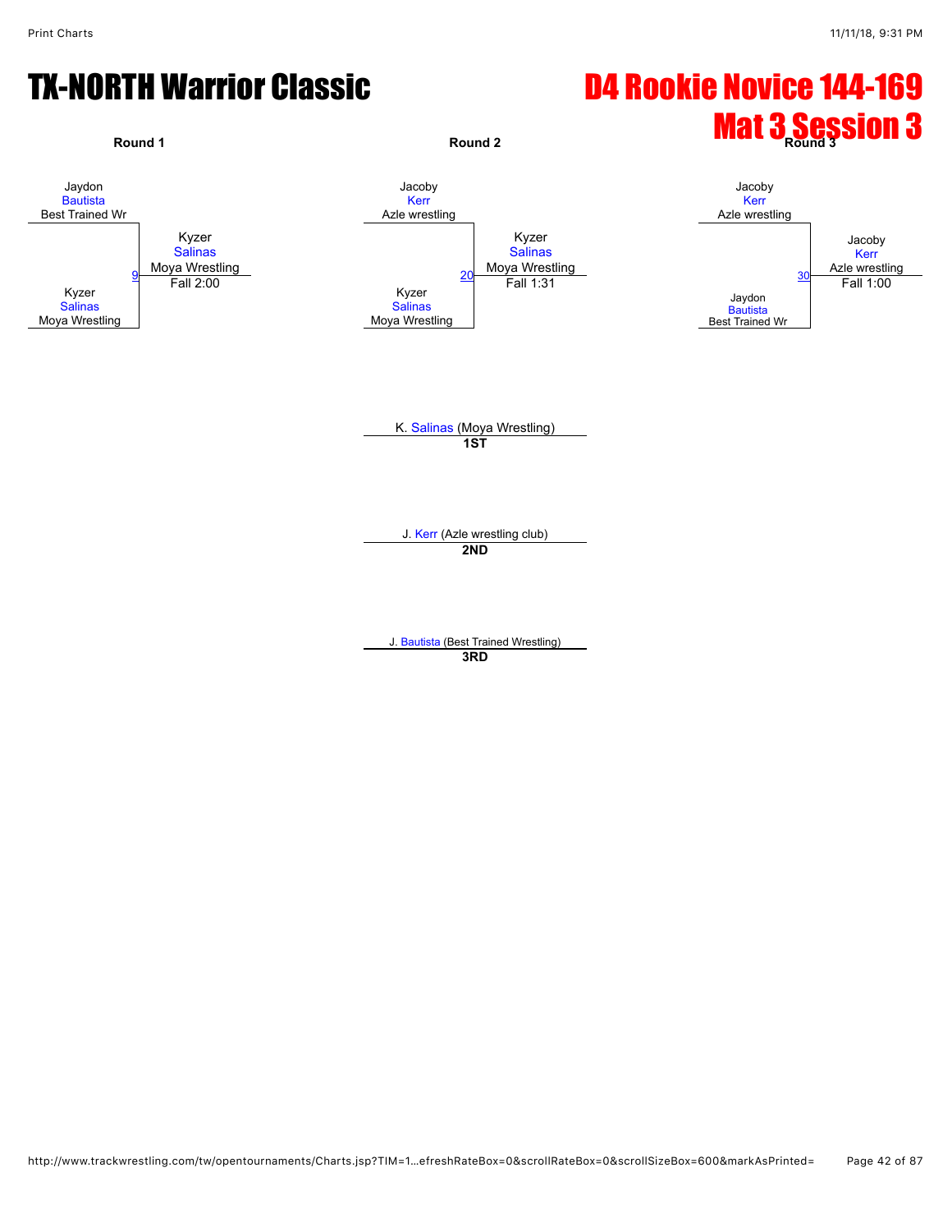# TX-NORTH Warrior Classic

# D4 Rookie Novice 144-169
# Mat 3 Session 3

### Round 1

Jaydon Bautista, Best Trained Wr
vs.
Kyzer Salinas, Moya Wrestling

Bout 9 — Winner: Kyzer Salinas, Moya Wrestling — Fall 2:00

### Round 2

Jacoby Kerr, Azle wrestling
vs.
Kyzer Salinas, Moya Wrestling

Bout 20 — Winner: Kyzer Salinas, Moya Wrestling — Fall 1:31

### Round 3

Jacoby Kerr, Azle wrestling
vs.
Jaydon Bautista, Best Trained Wr

Bout 30 — Winner: Jacoby Kerr, Azle wrestling — Fall 1:00

K. Salinas (Moya Wrestling)
**1ST**

J. Kerr (Azle wrestling club)
**2ND**

J. Bautista (Best Trained Wrestling)
**3RD**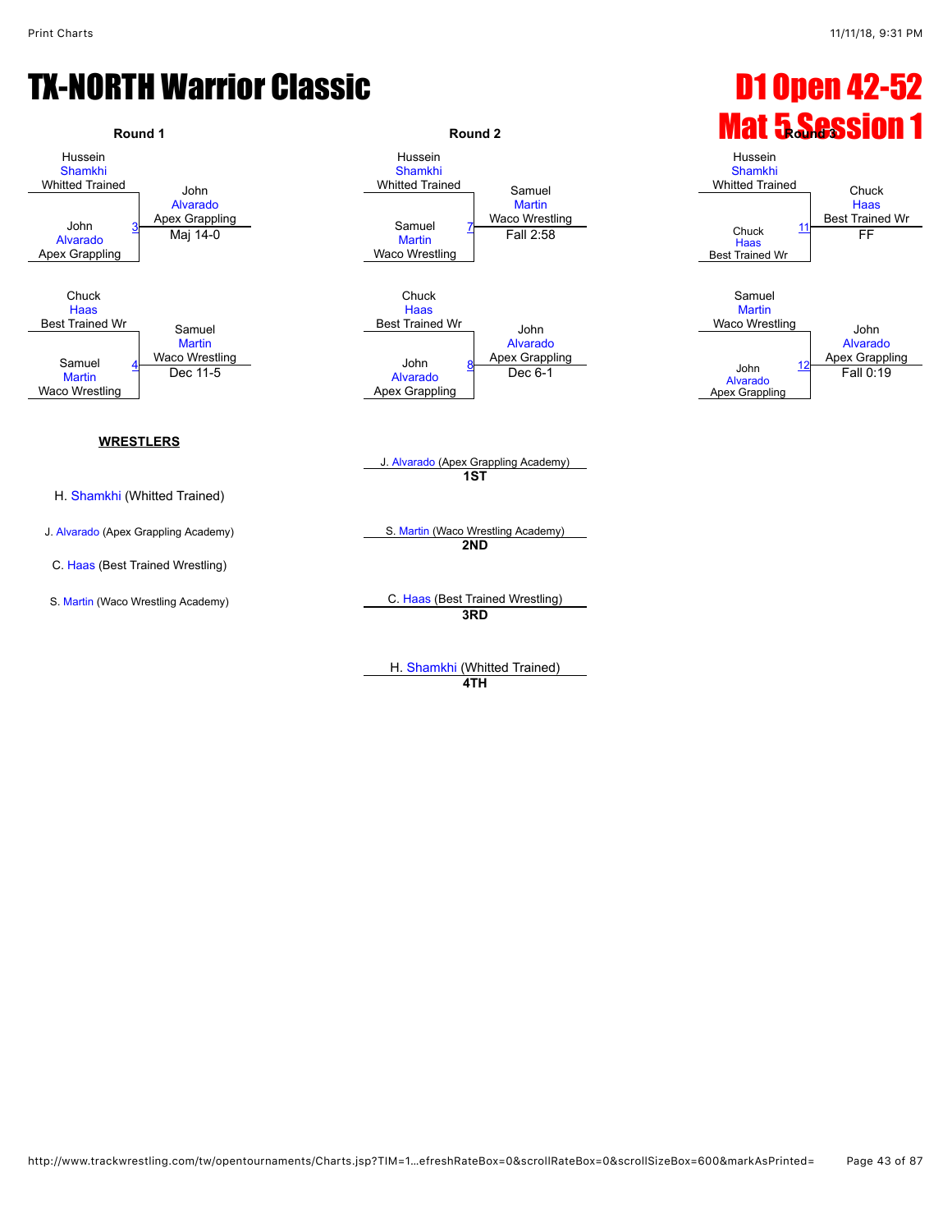# TX-NORTH Warrior Classic

# D1 Open 42-52 Mat 5 Session 1

## Round 1

**Match 3:** Hussein Shamkhi (Whitted Trained) vs. John Alvarado (Apex Grappling)
Winner: John Alvarado (Apex Grappling) — Maj 14-0

**Match 4:** Chuck Haas (Best Trained Wr) vs. Samuel Martin (Waco Wrestling)
Winner: Samuel Martin (Waco Wrestling) — Dec 11-5

## Round 2

**Match 7:** Hussein Shamkhi (Whitted Trained) vs. Samuel Martin (Waco Wrestling)
Winner: Samuel Martin (Waco Wrestling) — Fall 2:58

**Match 8:** Chuck Haas (Best Trained Wr) vs. John Alvarado (Apex Grappling)
Winner: John Alvarado (Apex Grappling) — Dec 6-1

## Round 3

**Match 11:** Hussein Shamkhi (Whitted Trained) vs. Chuck Haas (Best Trained Wr)
Winner: Chuck Haas (Best Trained Wr) — FF

**Match 12:** Samuel Martin (Waco Wrestling) vs. John Alvarado (Apex Grappling)
Winner: John Alvarado (Apex Grappling) — Fall 0:19

## WRESTLERS

- H. Shamkhi (Whitted Trained)
- J. Alvarado (Apex Grappling Academy)
- C. Haas (Best Trained Wrestling)
- S. Martin (Waco Wrestling Academy)

## Placements

- **1ST:** J. Alvarado (Apex Grappling Academy)
- **2ND:** S. Martin (Waco Wrestling Academy)
- **3RD:** C. Haas (Best Trained Wrestling)
- **4TH:** H. Shamkhi (Whitted Trained)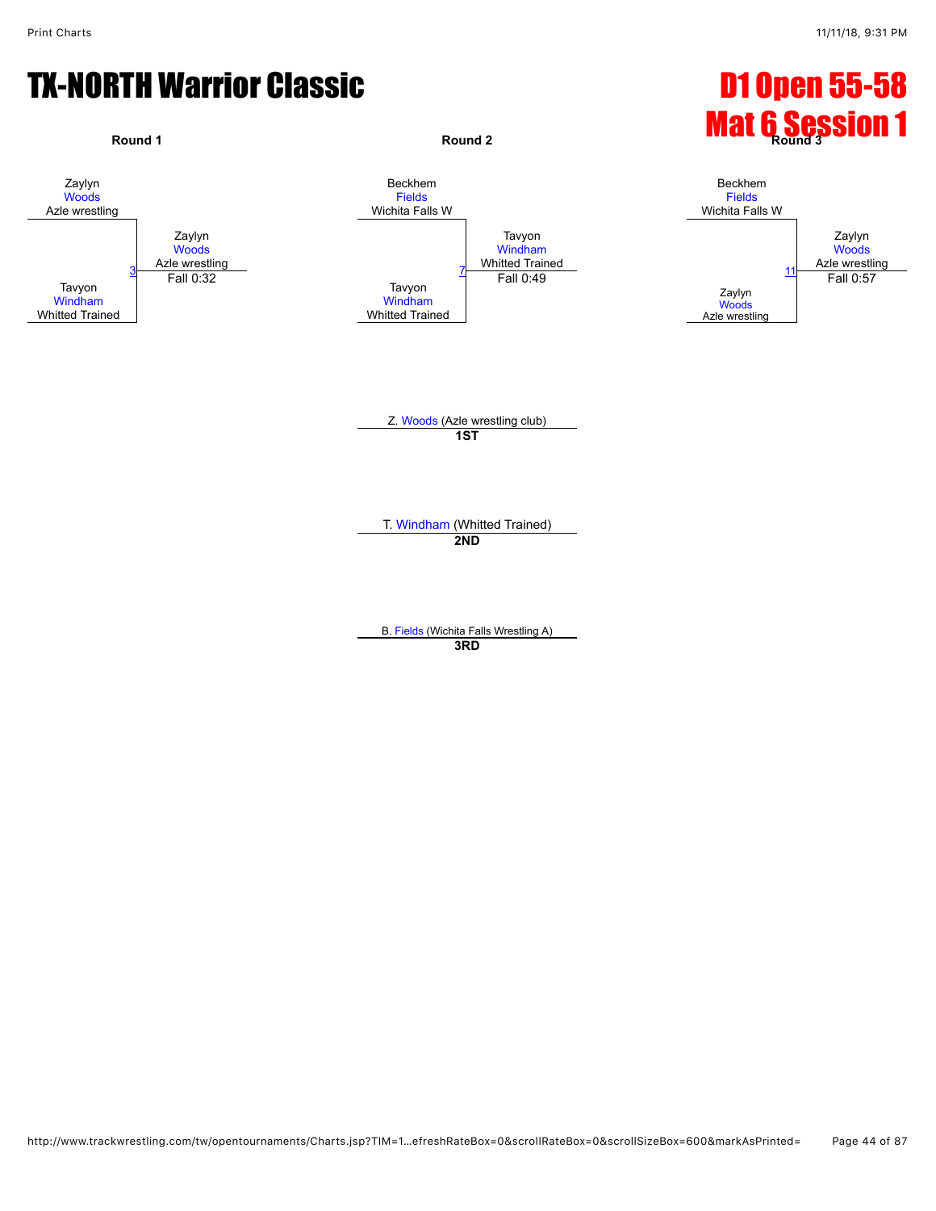# TX-NORTH Warrior Classic

# D1 Open 55-58
# Mat 6 Session 1

**Round 1**

Zaylyn Woods, Azle wrestling
vs.
Tavyon Windham, Whitted Trained

Match 3 — Winner: Zaylyn Woods, Azle wrestling — Fall 0:32

**Round 2**

Beckhem Fields, Wichita Falls W
vs.
Tavyon Windham, Whitted Trained

Match 7 — Winner: Tavyon Windham, Whitted Trained — Fall 0:49

**Round 3**

Beckhem Fields, Wichita Falls W
vs.
Zaylyn Woods, Azle wrestling

Match 11 — Winner: Zaylyn Woods, Azle wrestling — Fall 0:57

Z. Woods (Azle wrestling club)
**1ST**

T. Windham (Whitted Trained)
**2ND**

B. Fields (Wichita Falls Wrestling A)
**3RD**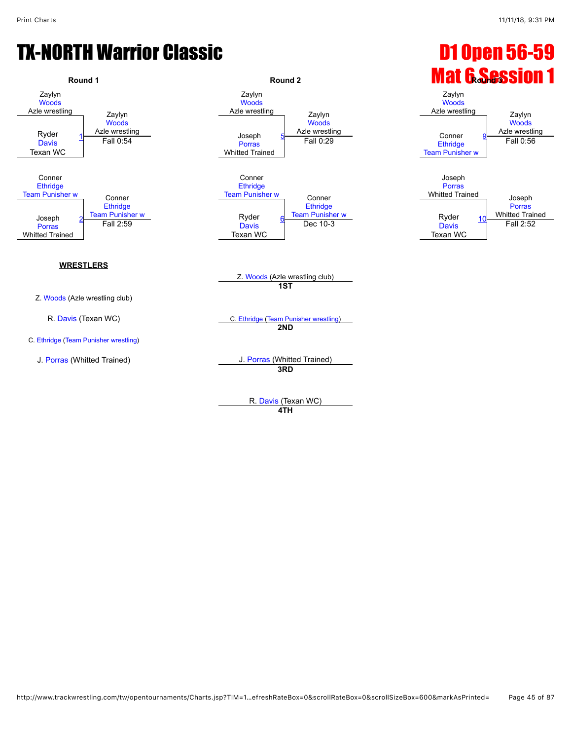# TX-NORTH Warrior Classic

# D1 Open 56-59
# Mat 6 Session 1

### Round 1

| Match | Wrestler 1 | Wrestler 2 | Winner | Result |
|---|---|---|---|---|
| 1 | Zaylyn Woods (Azle wrestling) | Ryder Davis (Texan WC) | Zaylyn Woods (Azle wrestling) | Fall 0:54 |
| 2 | Conner Ethridge (Team Punisher w) | Joseph Porras (Whitted Trained) | Conner Ethridge (Team Punisher w) | Fall 2:59 |

### Round 2

| Match | Wrestler 1 | Wrestler 2 | Winner | Result |
|---|---|---|---|---|
| 5 | Zaylyn Woods (Azle wrestling) | Joseph Porras (Whitted Trained) | Zaylyn Woods (Azle wrestling) | Fall 0:29 |
| 6 | Conner Ethridge (Team Punisher w) | Ryder Davis (Texan WC) | Conner Ethridge (Team Punisher w) | Dec 10-3 |

### Round 3

| Match | Wrestler 1 | Wrestler 2 | Winner | Result |
|---|---|---|---|---|
| 9 | Zaylyn Woods (Azle wrestling) | Conner Ethridge (Team Punisher w) | Zaylyn Woods (Azle wrestling) | Fall 0:56 |
| 10 | Joseph Porras (Whitted Trained) | Ryder Davis (Texan WC) | Joseph Porras (Whitted Trained) | Fall 2:52 |

**WRESTLERS**

Z. Woods (Azle wrestling club)

R. Davis (Texan WC)

C. Ethridge (Team Punisher wrestling)

J. Porras (Whitted Trained)

**Placements**

- **1ST**: Z. Woods (Azle wrestling club)
- **2ND**: C. Ethridge (Team Punisher wrestling)
- **3RD**: J. Porras (Whitted Trained)
- **4TH**: R. Davis (Texan WC)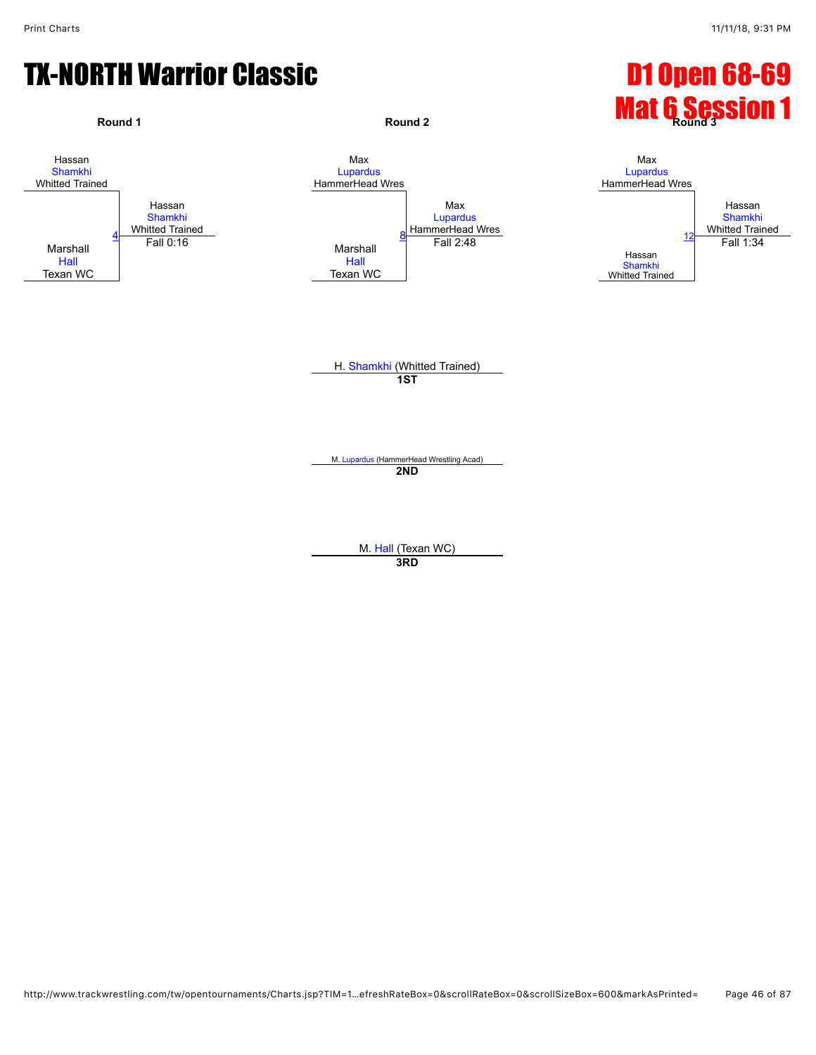# TX-NORTH Warrior Classic

# D1 Open 68-69
# Mat 6 Session 1

**Round 1**

Hassan Shamkhi, Whitted Trained
vs.
Marshall Hall, Texan WC

Bout 4: Hassan Shamkhi, Whitted Trained — Fall 0:16

**Round 2**

Max Lupardus, HammerHead Wres
vs.
Marshall Hall, Texan WC

Bout 8: Max Lupardus, HammerHead Wres — Fall 2:48

**Round 3**

Max Lupardus, HammerHead Wres
vs.
Hassan Shamkhi, Whitted Trained

Bout 12: Hassan Shamkhi, Whitted Trained — Fall 1:34

H. Shamkhi (Whitted Trained)
**1ST**

M. Lupardus (HammerHead Wrestling Acad)
**2ND**

M. Hall (Texan WC)
**3RD**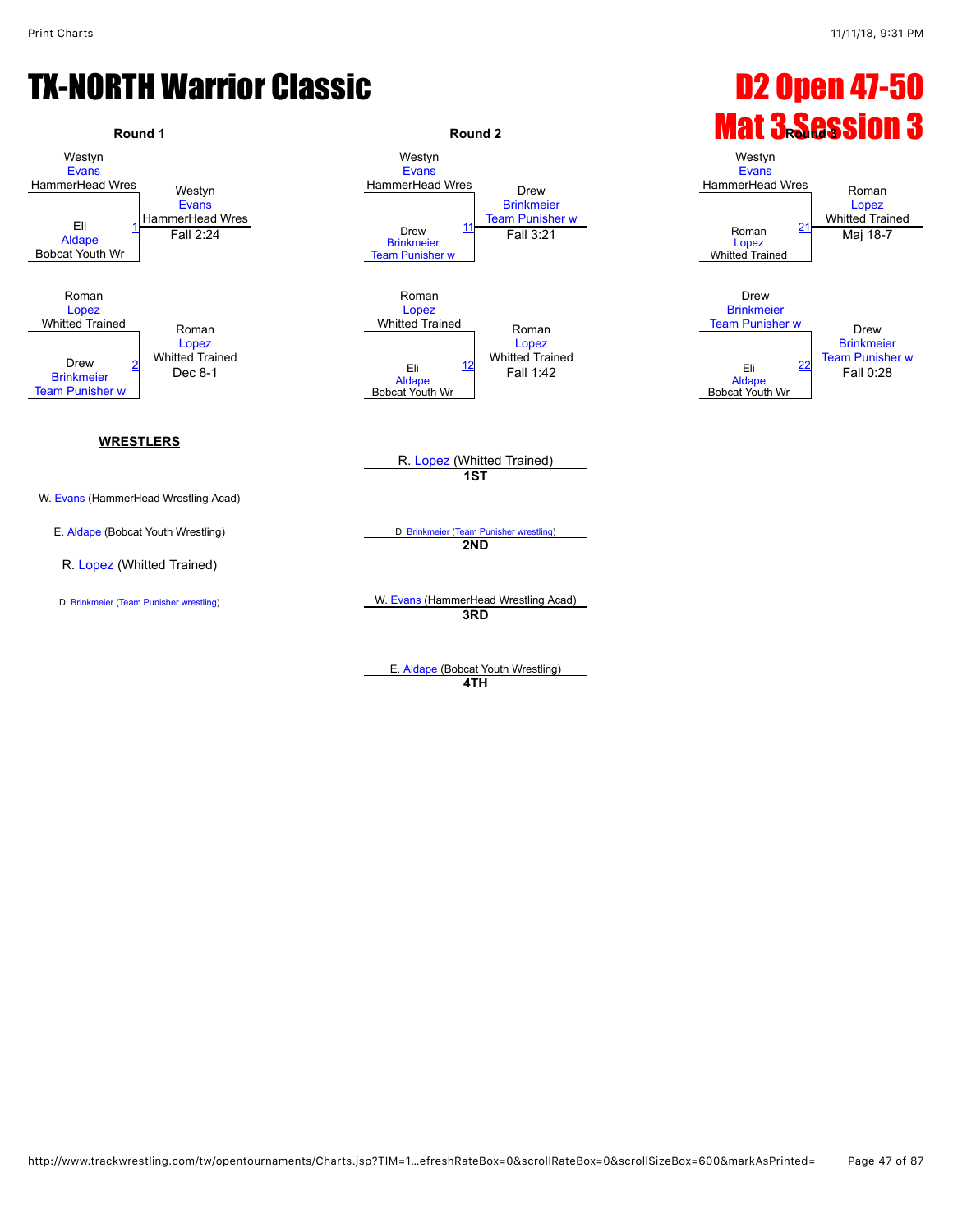# TX-NORTH Warrior Classic

# D2 Open 47-50
# Mat 3 Session 3

## Round 1

| Match | Wrestler 1 | Wrestler 2 | Winner | Result |
|---|---|---|---|---|
| 1 | Westyn Evans (HammerHead Wres) | Eli Aldape (Bobcat Youth Wr) | Westyn Evans (HammerHead Wres) | Fall 2:24 |
| 2 | Roman Lopez (Whitted Trained) | Drew Brinkmeier (Team Punisher w) | Roman Lopez (Whitted Trained) | Dec 8-1 |

## Round 2

| Match | Wrestler 1 | Wrestler 2 | Winner | Result |
|---|---|---|---|---|
| 11 | Westyn Evans (HammerHead Wres) | Drew Brinkmeier (Team Punisher w) | Drew Brinkmeier (Team Punisher w) | Fall 3:21 |
| 12 | Roman Lopez (Whitted Trained) | Eli Aldape (Bobcat Youth Wr) | Roman Lopez (Whitted Trained) | Fall 1:42 |

## Round 3

| Match | Wrestler 1 | Wrestler 2 | Winner | Result |
|---|---|---|---|---|
| 21 | Westyn Evans (HammerHead Wres) | Roman Lopez (Whitted Trained) | Roman Lopez (Whitted Trained) | Maj 18-7 |
| 22 | Drew Brinkmeier (Team Punisher w) | Eli Aldape (Bobcat Youth Wr) | Drew Brinkmeier (Team Punisher w) | Fall 0:28 |

**WRESTLERS**

- W. Evans (HammerHead Wrestling Acad)
- E. Aldape (Bobcat Youth Wrestling)
- R. Lopez (Whitted Trained)
- D. Brinkmeier (Team Punisher wrestling)

**1ST**: R. Lopez (Whitted Trained)

**2ND**: D. Brinkmeier (Team Punisher wrestling)

**3RD**: W. Evans (HammerHead Wrestling Acad)

**4TH**: E. Aldape (Bobcat Youth Wrestling)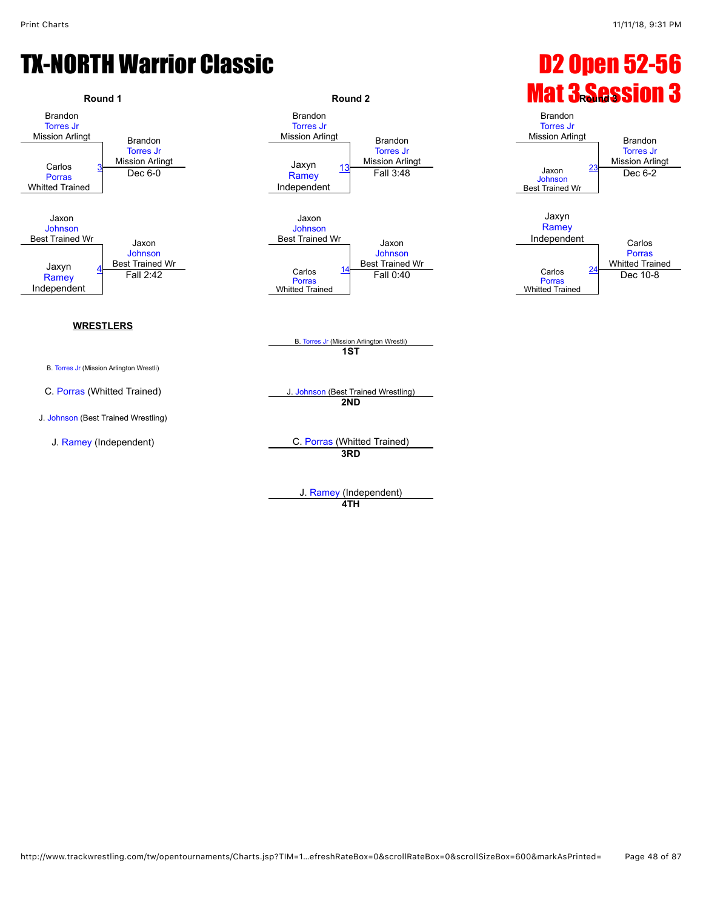# TX-NORTH Warrior Classic

# D2 Open 52-56

## Mat 3 Session 3

### Round 1

| Wrestler | Bout | Winner | Result |
|---|---|---|---|
| Brandon Torres Jr (Mission Arlingt) vs. Carlos Porras (Whitted Trained) | 3 | Brandon Torres Jr (Mission Arlingt) | Dec 6-0 |
| Jaxon Johnson (Best Trained Wr) vs. Jaxyn Ramey (Independent) | 4 | Jaxon Johnson (Best Trained Wr) | Fall 2:42 |

### Round 2

| Wrestler | Bout | Winner | Result |
|---|---|---|---|
| Brandon Torres Jr (Mission Arlingt) vs. Jaxyn Ramey (Independent) | 13 | Brandon Torres Jr (Mission Arlingt) | Fall 3:48 |
| Jaxon Johnson (Best Trained Wr) vs. Carlos Porras (Whitted Trained) | 14 | Jaxon Johnson (Best Trained Wr) | Fall 0:40 |

### Round 3

| Wrestler | Bout | Winner | Result |
|---|---|---|---|
| Brandon Torres Jr (Mission Arlingt) vs. Jaxon Johnson (Best Trained Wr) | 23 | Brandon Torres Jr (Mission Arlingt) | Dec 6-2 |
| Jaxyn Ramey (Independent) vs. Carlos Porras (Whitted Trained) | 24 | Carlos Porras (Whitted Trained) | Dec 10-8 |

### WRESTLERS

- B. Torres Jr (Mission Arlington Wrestli)
- C. Porras (Whitted Trained)
- J. Johnson (Best Trained Wrestling)
- J. Ramey (Independent)

### Placings

- **1ST**: B. Torres Jr (Mission Arlington Wrestli)
- **2ND**: J. Johnson (Best Trained Wrestling)
- **3RD**: C. Porras (Whitted Trained)
- **4TH**: J. Ramey (Independent)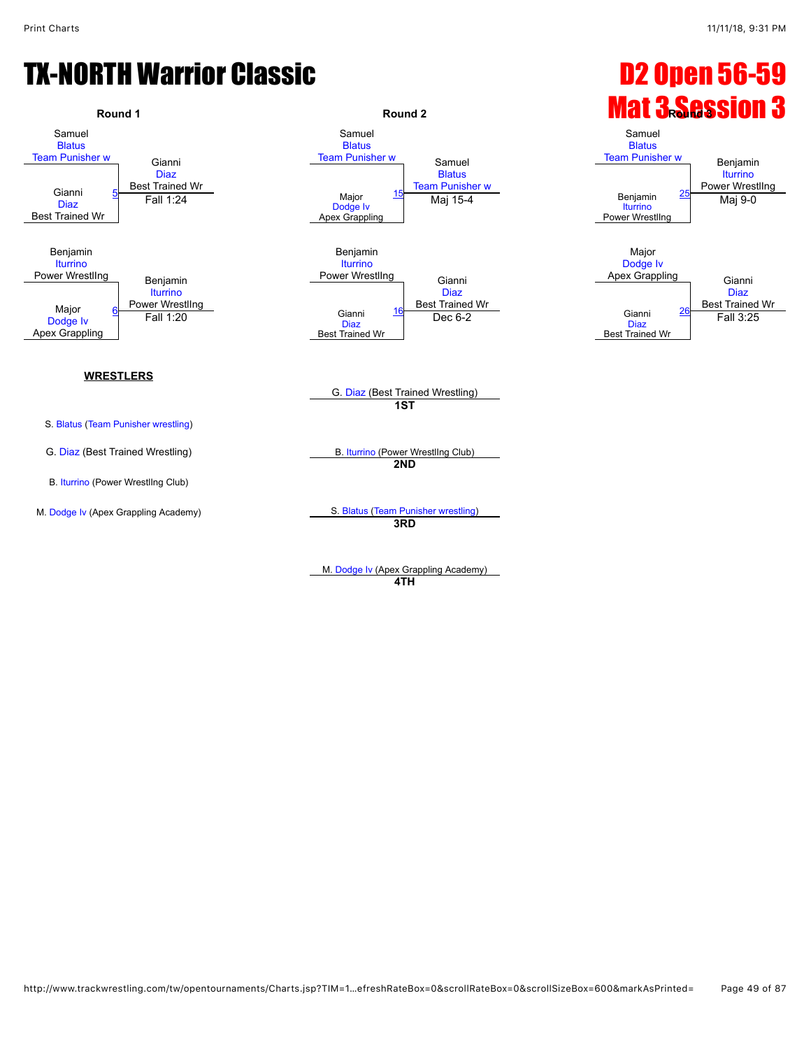# TX-NORTH Warrior Classic

# D2 Open 56-59
# Mat 3 Session 3

## Round 1

**Match 5**
- Samuel Blatus (Team Punisher w)
- Gianni Diaz (Best Trained Wr)

Winner: Gianni Diaz (Best Trained Wr) — Fall 1:24

**Match 6**
- Benjamin Iturrino (Power Wrestllng)
- Major Dodge Iv (Apex Grappling)

Winner: Benjamin Iturrino (Power Wrestllng) — Fall 1:20

## Round 2

**Match 15**
- Samuel Blatus (Team Punisher w)
- Major Dodge Iv (Apex Grappling)

Winner: Samuel Blatus (Team Punisher w) — Maj 15-4

**Match 16**
- Benjamin Iturrino (Power Wrestllng)
- Gianni Diaz (Best Trained Wr)

Winner: Gianni Diaz (Best Trained Wr) — Dec 6-2

## Round 3

**Match 25**
- Samuel Blatus (Team Punisher w)
- Benjamin Iturrino (Power Wrestllng)

Winner: Benjamin Iturrino (Power Wrestllng) — Maj 9-0

**Match 26**
- Major Dodge Iv (Apex Grappling)
- Gianni Diaz (Best Trained Wr)

Winner: Gianni Diaz (Best Trained Wr) — Fall 3:25

## WRESTLERS

- S. Blatus (Team Punisher wrestling)
- G. Diaz (Best Trained Wrestling)
- B. Iturrino (Power Wrestllng Club)
- M. Dodge Iv (Apex Grappling Academy)

## Placings

- **1ST**: G. Diaz (Best Trained Wrestling)
- **2ND**: B. Iturrino (Power Wrestllng Club)
- **3RD**: S. Blatus (Team Punisher wrestling)
- **4TH**: M. Dodge Iv (Apex Grappling Academy)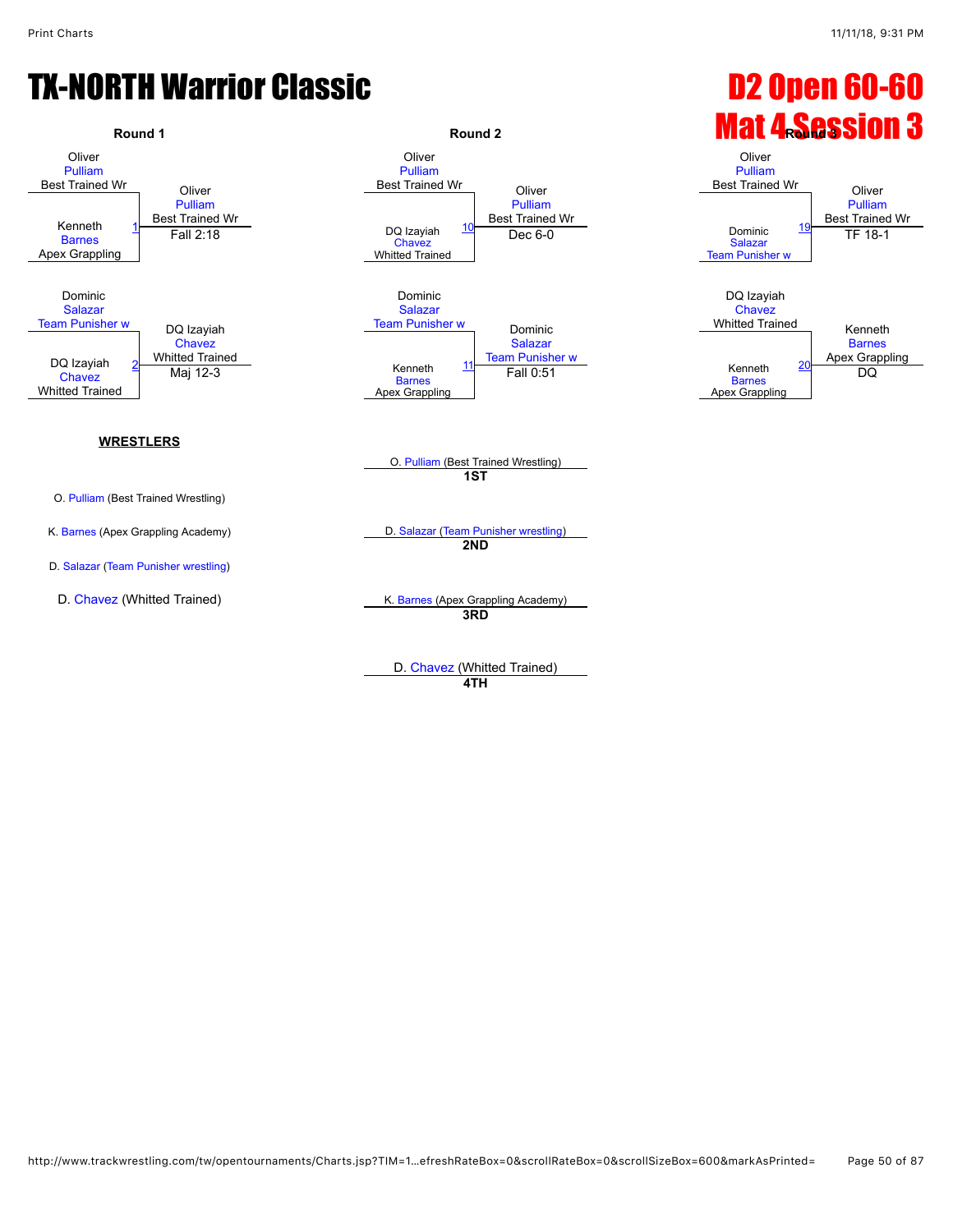# TX-NORTH Warrior Classic

# D2 Open 60-60

## Mat 4 Session 3

### Round 1

Match 1:
- Oliver Pulliam, Best Trained Wr
- Kenneth Barnes, Apex Grappling

Winner: Oliver Pulliam, Best Trained Wr — Fall 2:18

Match 2:
- Dominic Salazar, Team Punisher w
- DQ Izayiah Chavez, Whitted Trained

Winner: DQ Izayiah Chavez, Whitted Trained — Maj 12-3

### Round 2

Match 10:
- Oliver Pulliam, Best Trained Wr
- DQ Izayiah Chavez, Whitted Trained

Winner: Oliver Pulliam, Best Trained Wr — Dec 6-0

Match 11:
- Dominic Salazar, Team Punisher w
- Kenneth Barnes, Apex Grappling

Winner: Dominic Salazar, Team Punisher w — Fall 0:51

### Round 3

Match 19:
- Oliver Pulliam, Best Trained Wr
- Dominic Salazar, Team Punisher w

Winner: Oliver Pulliam, Best Trained Wr — TF 18-1

Match 20:
- DQ Izayiah Chavez, Whitted Trained
- Kenneth Barnes, Apex Grappling

Winner: Kenneth Barnes, Apex Grappling — DQ

**WRESTLERS**

- O. Pulliam (Best Trained Wrestling)
- K. Barnes (Apex Grappling Academy)
- D. Salazar (Team Punisher wrestling)
- D. Chavez (Whitted Trained)

**1ST**: O. Pulliam (Best Trained Wrestling)

**2ND**: D. Salazar (Team Punisher wrestling)

**3RD**: K. Barnes (Apex Grappling Academy)

**4TH**: D. Chavez (Whitted Trained)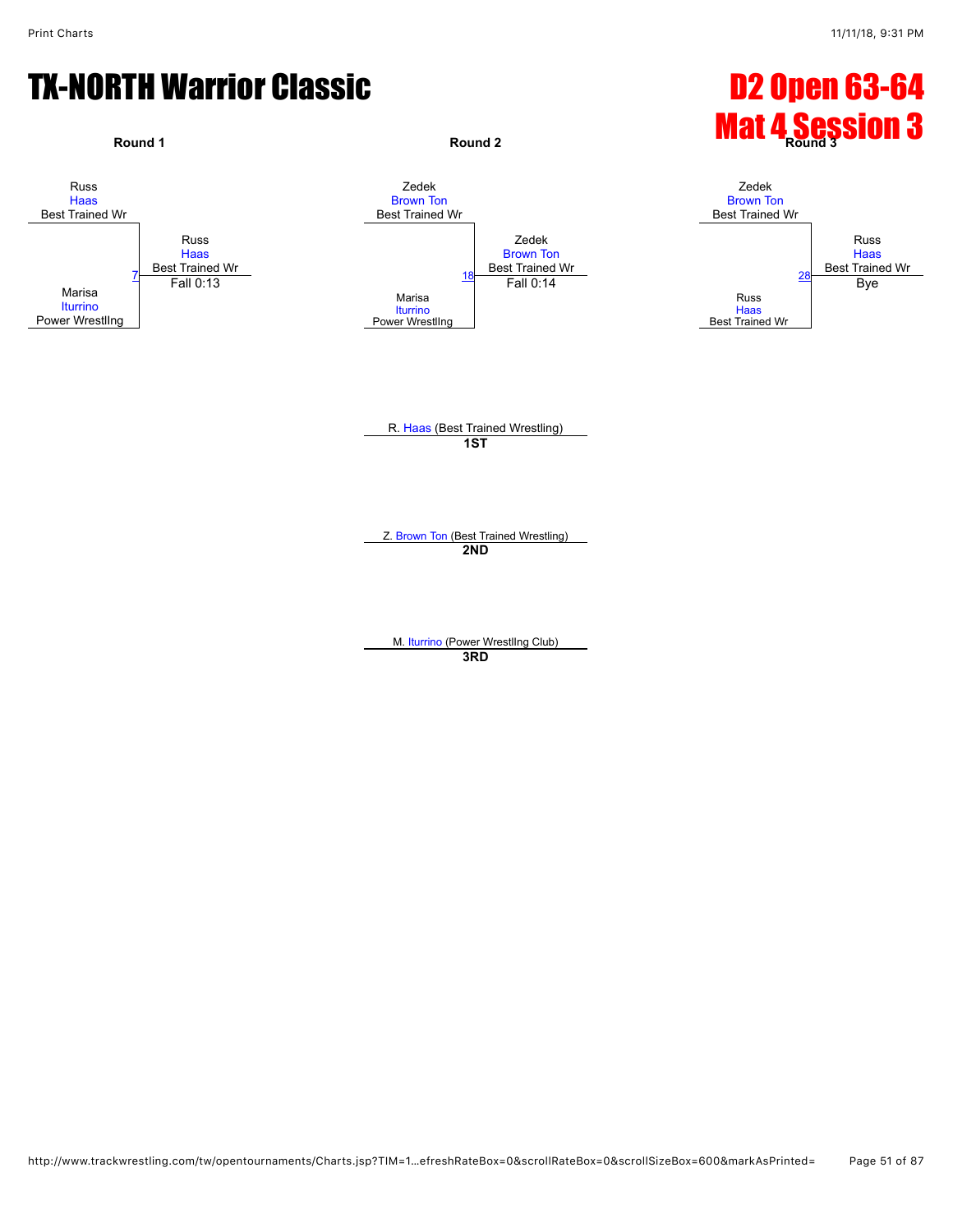# TX-NORTH Warrior Classic

# D2 Open 63-64
# Mat 4 Session 3

### Round 1

Russ
Haas
Best Trained Wr

Marisa
Iturrino
Power Wrestllng

Match 7

Russ
Haas
Best Trained Wr
Fall 0:13

### Round 2

Zedek
Brown Ton
Best Trained Wr

Marisa
Iturrino
Power Wrestllng

Match 18

Zedek
Brown Ton
Best Trained Wr
Fall 0:14

### Round 3

Zedek
Brown Ton
Best Trained Wr

Russ
Haas
Best Trained Wr

Match 28

Russ
Haas
Best Trained Wr
Bye

R. Haas (Best Trained Wrestling)
**1ST**

Z. Brown Ton (Best Trained Wrestling)
**2ND**

M. Iturrino (Power Wrestllng Club)
**3RD**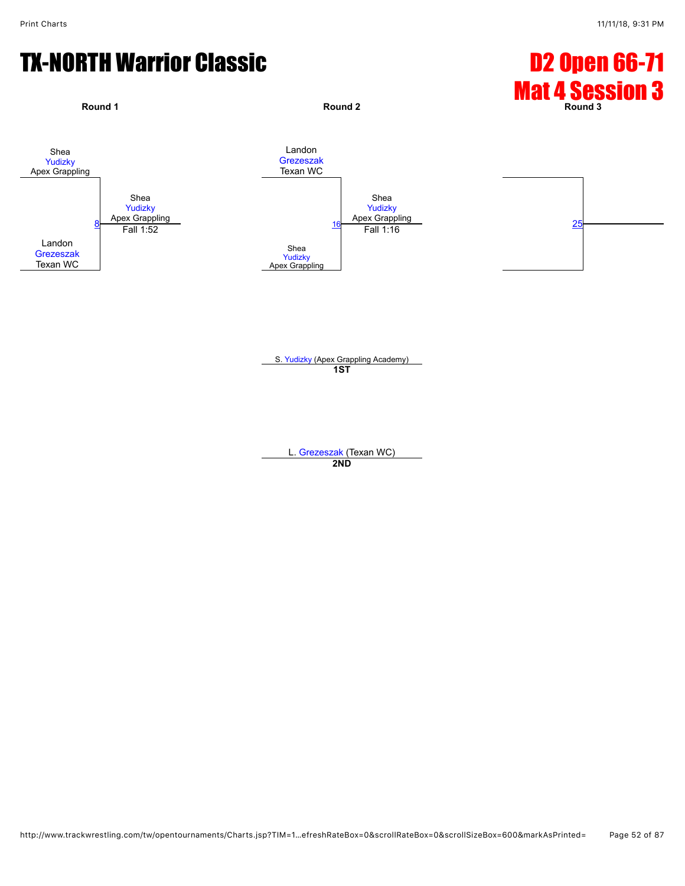# TX-NORTH Warrior Classic

# D2 Open 66-71
# Mat 4 Session 3

**Round 1**

Shea Yudizky, Apex Grappling
vs.
Landon Grezeszak, Texan WC

Bout 8 — Winner: Shea Yudizky, Apex Grappling — Fall 1:52

**Round 2**

Landon Grezeszak, Texan WC
vs.
Shea Yudizky, Apex Grappling

Bout 16 — Winner: Shea Yudizky, Apex Grappling — Fall 1:16

**Round 3**

Bout 25

S. Yudizky (Apex Grappling Academy)
**1ST**

L. Grezeszak (Texan WC)
**2ND**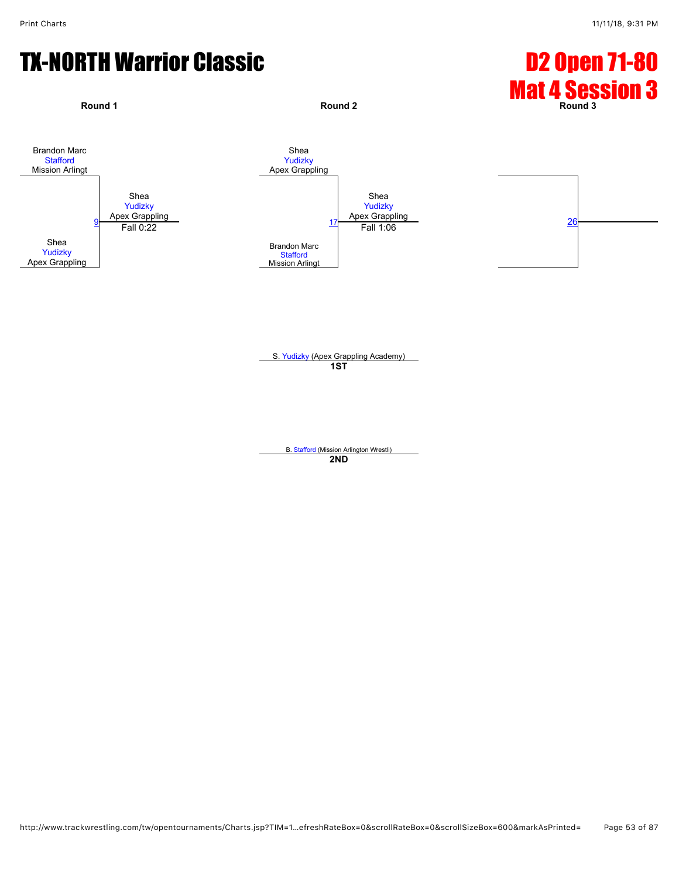# TX-NORTH Warrior Classic

# D2 Open 71-80
# Mat 4 Session 3

## Round 1

Brandon Marc
Stafford
Mission Arlingt

Shea
Yudizky
Apex Grappling

9 — Shea Yudizky, Apex Grappling — Fall 0:22

## Round 2

Shea
Yudizky
Apex Grappling

Brandon Marc
Stafford
Mission Arlingt

17 — Shea Yudizky, Apex Grappling — Fall 1:06

## Round 3

26

---

S. Yudizky (Apex Grappling Academy)
**1ST**

B. Stafford (Mission Arlington Wrestli)
**2ND**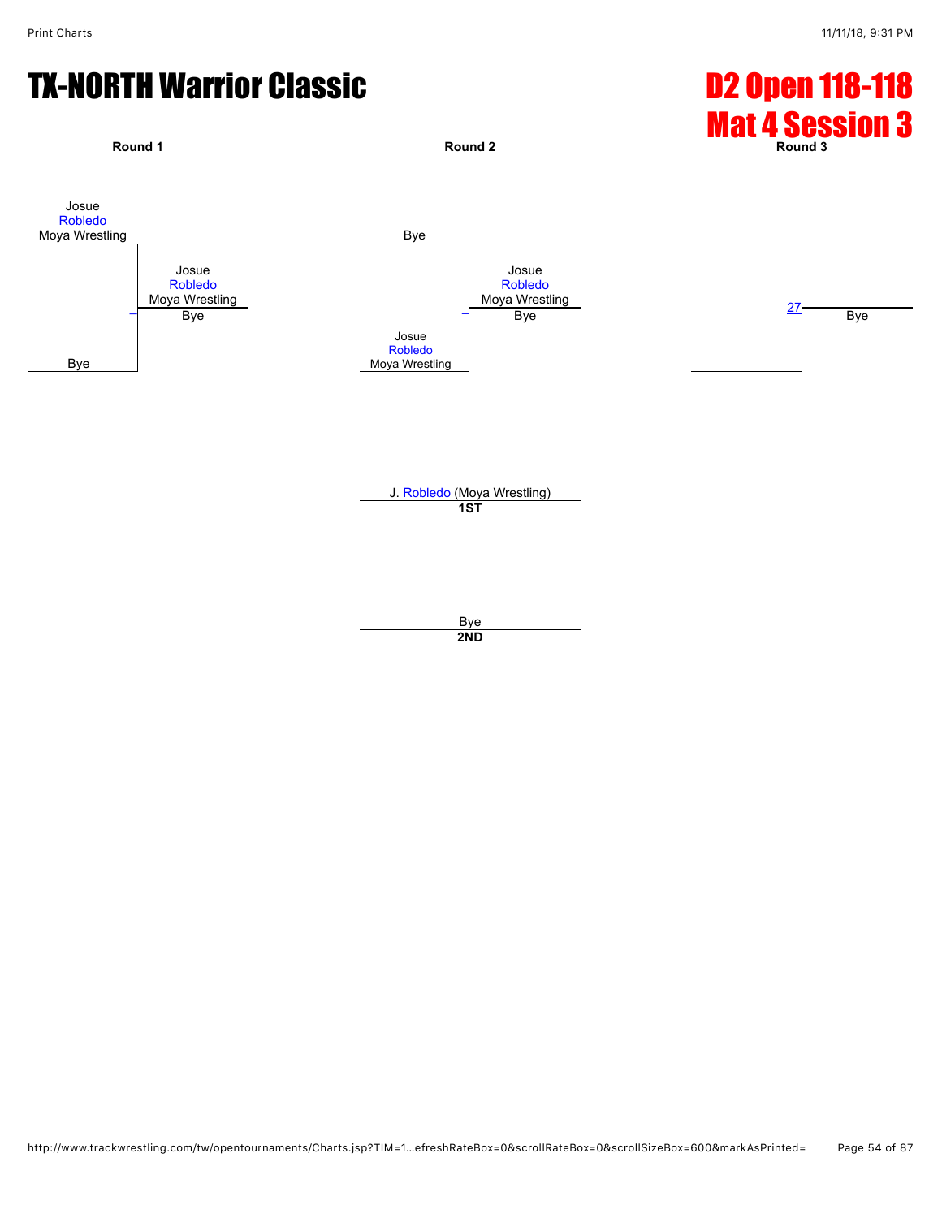# TX-NORTH Warrior Classic

## D2 Open 118-118
## Mat 4 Session 3

**Round 1**

Josue Robledo
Moya Wrestling

vs.

Bye

Winner: Josue Robledo, Moya Wrestling — Bye

**Round 2**

Bye

vs.

Josue Robledo
Moya Wrestling

Winner: Josue Robledo, Moya Wrestling — Bye

**Round 3**

27 — Bye

J. Robledo (Moya Wrestling)
**1ST**

Bye
**2ND**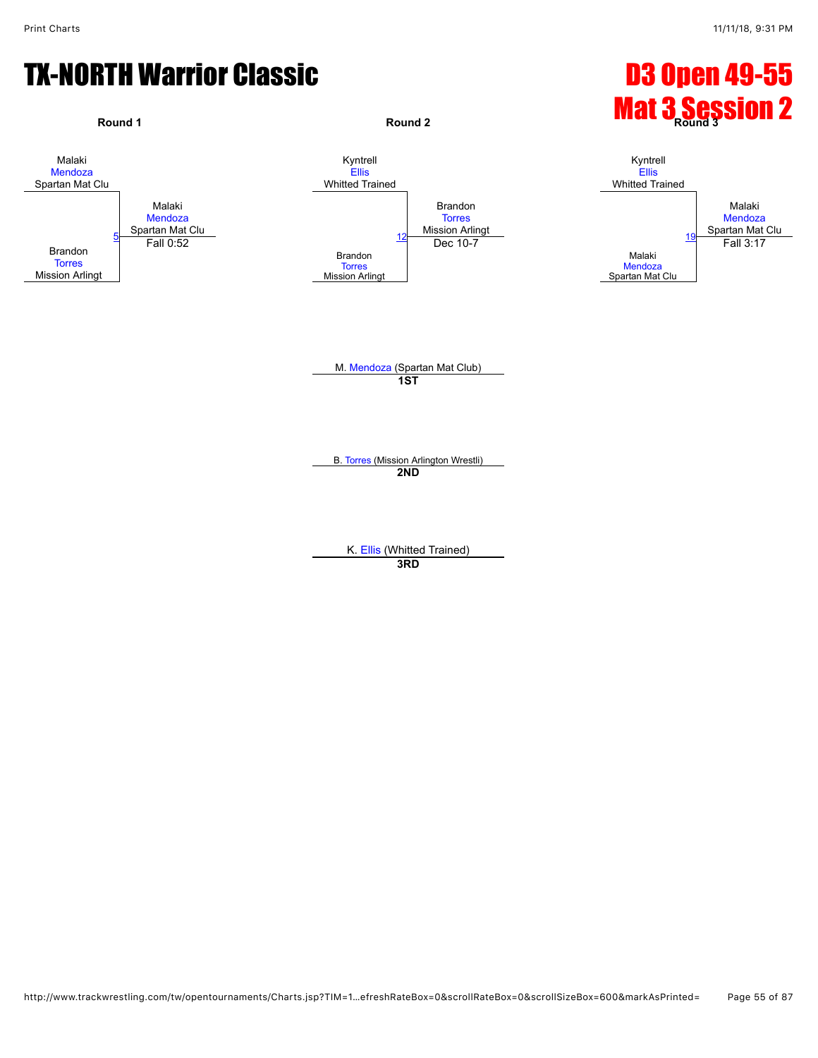# TX-NORTH Warrior Classic

# D3 Open 49-55
# Mat 3 Session 2

**Round 1**

Malaki
Mendoza
Spartan Mat Clu

5

Brandon
Torres
Mission Arlingt

Winner: Malaki Mendoza, Spartan Mat Clu — Fall 0:52

**Round 2**

Kyntrell
Ellis
Whitted Trained

12

Brandon
Torres
Mission Arlingt

Winner: Brandon Torres, Mission Arlingt — Dec 10-7

**Round 3**

Kyntrell
Ellis
Whitted Trained

19

Malaki
Mendoza
Spartan Mat Clu

Winner: Malaki Mendoza, Spartan Mat Clu — Fall 3:17

M. Mendoza (Spartan Mat Club)
**1ST**

B. Torres (Mission Arlington Wrestli)
**2ND**

K. Ellis (Whitted Trained)
**3RD**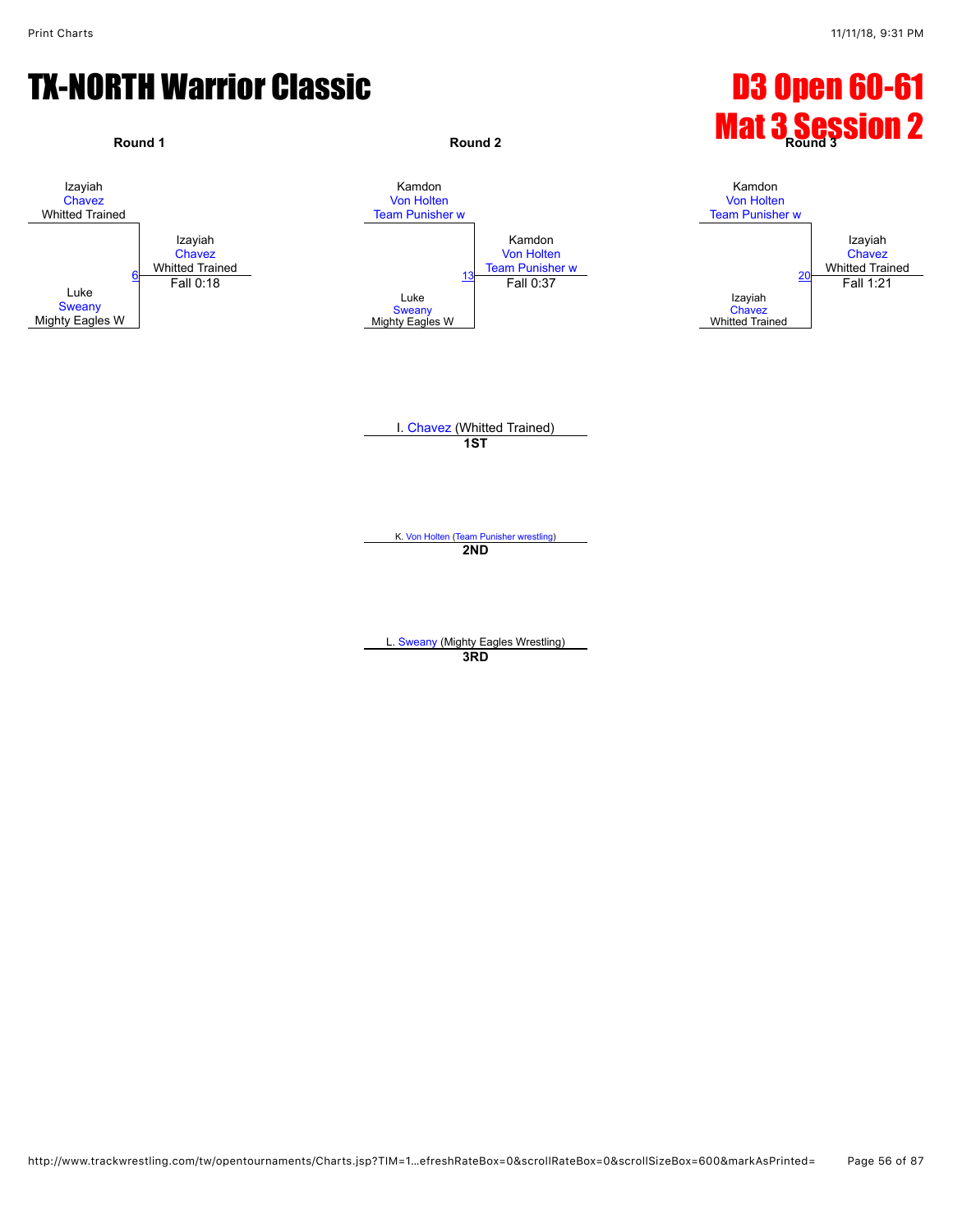# TX-NORTH Warrior Classic

# D3 Open 60-61
# Mat 3 Session 2

**Round 1**

Izayiah Chavez, Whitted Trained
vs.
Luke Sweany, Mighty Eagles W

Bout 6 — Winner: Izayiah Chavez, Whitted Trained — Fall 0:18

**Round 2**

Kamdon Von Holten, Team Punisher w
vs.
Luke Sweany, Mighty Eagles W

Bout 13 — Winner: Kamdon Von Holten, Team Punisher w — Fall 0:37

**Round 3**

Kamdon Von Holten, Team Punisher w
vs.
Izayiah Chavez, Whitted Trained

Bout 20 — Winner: Izayiah Chavez, Whitted Trained — Fall 1:21

I. Chavez (Whitted Trained)
**1ST**

K. Von Holten (Team Punisher wrestling)
**2ND**

L. Sweany (Mighty Eagles Wrestling)
**3RD**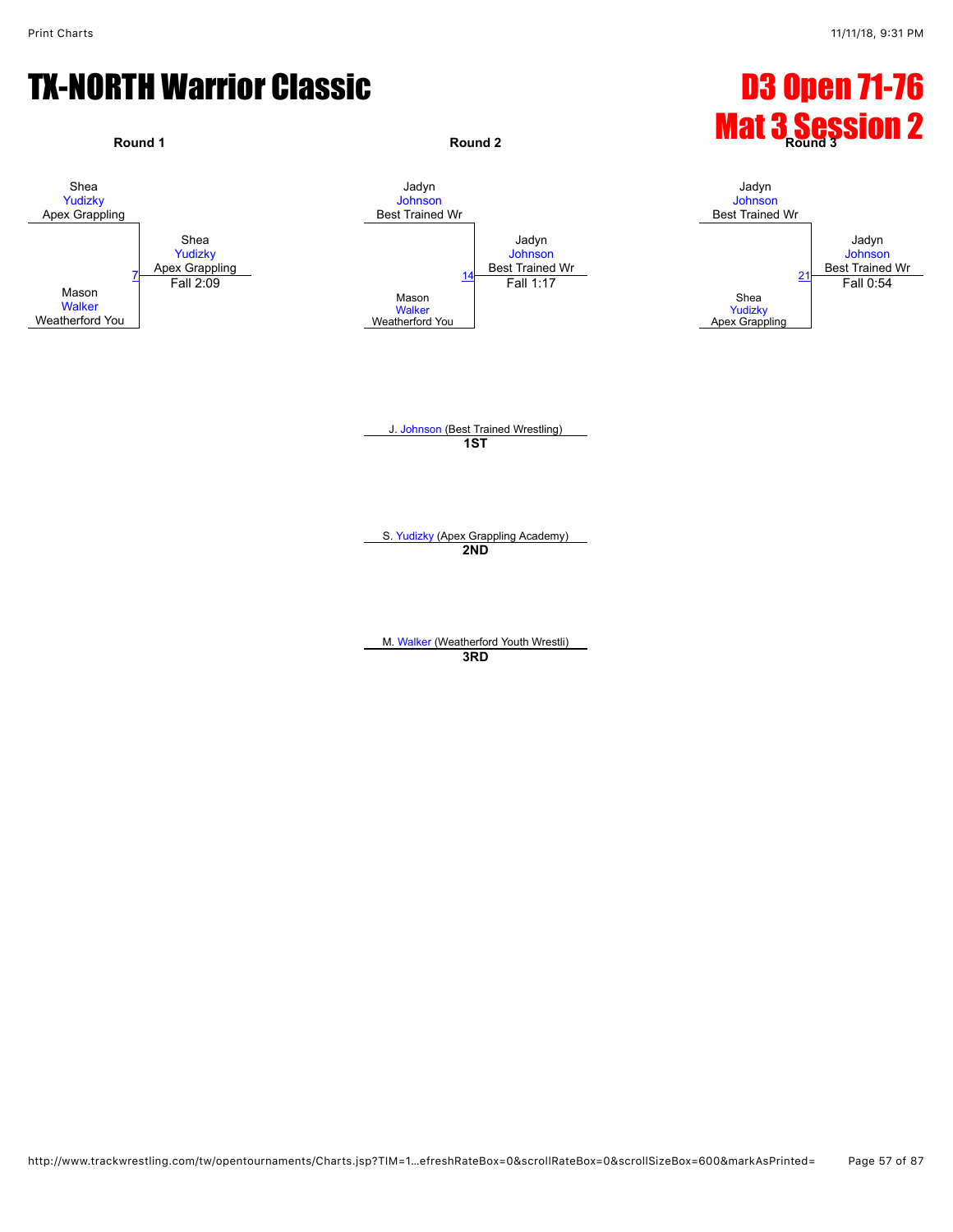# TX-NORTH Warrior Classic

## D3 Open 71-76
## Mat 3 Session 2

**Round 1**

Shea Yudizky, Apex Grappling
vs.
Mason Walker, Weatherford You

Bout 7 — Winner: Shea Yudizky, Apex Grappling — Fall 2:09

**Round 2**

Jadyn Johnson, Best Trained Wr
vs.
Mason Walker, Weatherford You

Bout 14 — Winner: Jadyn Johnson, Best Trained Wr — Fall 1:17

**Round 3**

Jadyn Johnson, Best Trained Wr
vs.
Shea Yudizky, Apex Grappling

Bout 21 — Winner: Jadyn Johnson, Best Trained Wr — Fall 0:54

J. Johnson (Best Trained Wrestling)
**1ST**

S. Yudizky (Apex Grappling Academy)
**2ND**

M. Walker (Weatherford Youth Wrestli)
**3RD**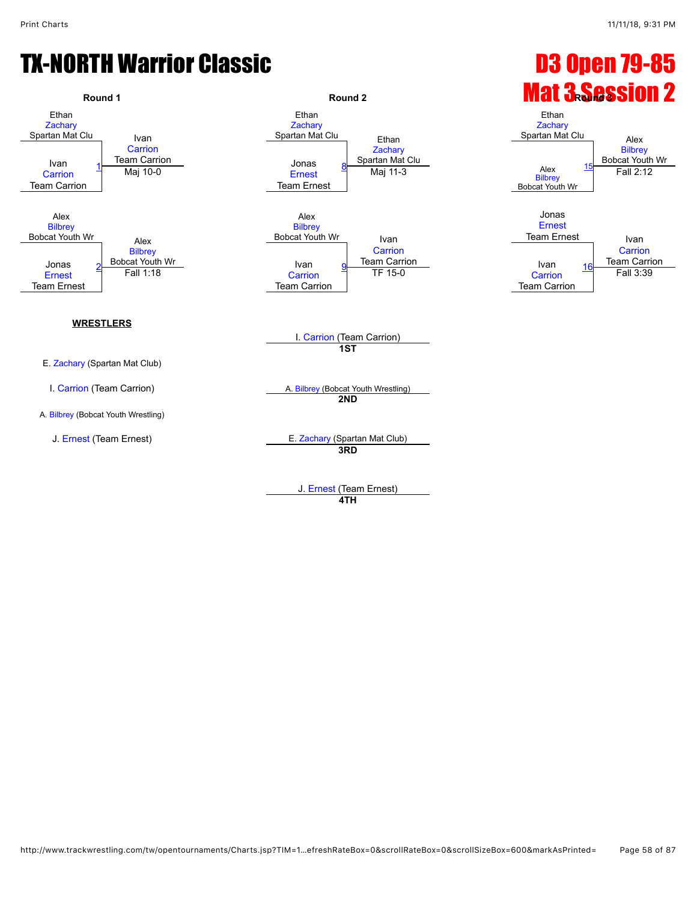# TX-NORTH Warrior Classic

# D3 Open 79-85 Mat 3 Session 2

### Round 1

Ethan Zachary, Spartan Mat Clu vs Ivan Carrion, Team Carrion — Bout 1 — Winner: Ivan Carrion, Team Carrion — Maj 10-0

Alex Bilbrey, Bobcat Youth Wr vs Jonas Ernest, Team Ernest — Bout 2 — Winner: Alex Bilbrey, Bobcat Youth Wr — Fall 1:18

### Round 2

Ethan Zachary, Spartan Mat Clu vs Jonas Ernest, Team Ernest — Bout 8 — Winner: Ethan Zachary, Spartan Mat Clu — Maj 11-3

Alex Bilbrey, Bobcat Youth Wr vs Ivan Carrion, Team Carrion — Bout 9 — Winner: Ivan Carrion, Team Carrion — TF 15-0

### Round 3

Ethan Zachary, Spartan Mat Clu vs Alex Bilbrey, Bobcat Youth Wr — Bout 15 — Winner: Alex Bilbrey, Bobcat Youth Wr — Fall 2:12

Jonas Ernest, Team Ernest vs Ivan Carrion, Team Carrion — Bout 16 — Winner: Ivan Carrion, Team Carrion — Fall 3:39

**WRESTLERS**

E. Zachary (Spartan Mat Club)

I. Carrion (Team Carrion)

A. Bilbrey (Bobcat Youth Wrestling)

J. Ernest (Team Ernest)

**Placings**

I. Carrion (Team Carrion) — **1ST**

A. Bilbrey (Bobcat Youth Wrestling) — **2ND**

E. Zachary (Spartan Mat Club) — **3RD**

J. Ernest (Team Ernest) — **4TH**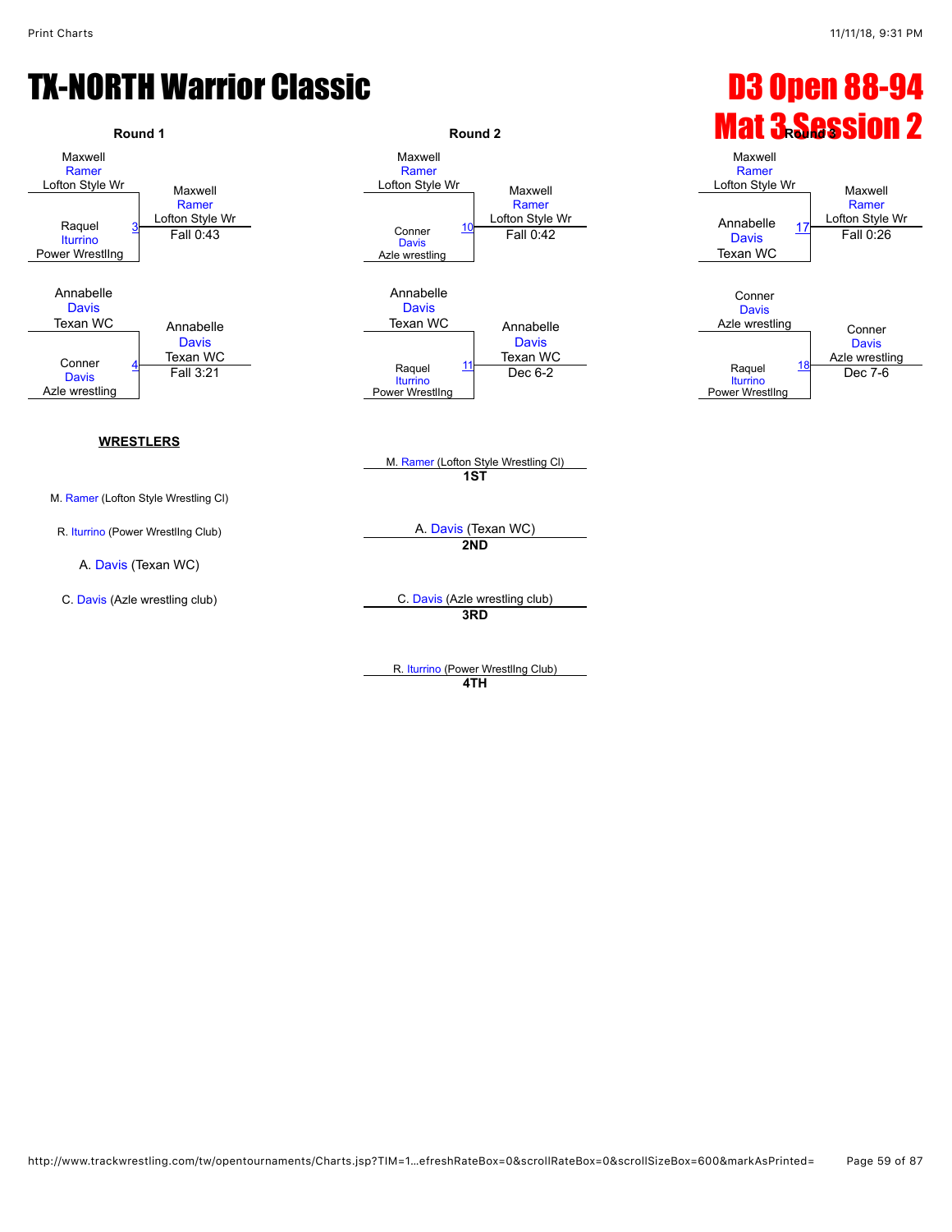# TX-NORTH Warrior Classic

# D3 Open 88-94
# Mat 3 Session 2

## Round 1

| Wrestler | Bout | Winner | Result |
|---|---|---|---|
| Maxwell Ramer (Lofton Style Wr) vs. Raquel Iturrino (Power Wrestllng) | 3 | Maxwell Ramer (Lofton Style Wr) | Fall 0:43 |
| Annabelle Davis (Texan WC) vs. Conner Davis (Azle wrestling) | 4 | Annabelle Davis (Texan WC) | Fall 3:21 |

## Round 2

| Wrestler | Bout | Winner | Result |
|---|---|---|---|
| Maxwell Ramer (Lofton Style Wr) vs. Conner Davis (Azle wrestling) | 10 | Maxwell Ramer (Lofton Style Wr) | Fall 0:42 |
| Annabelle Davis (Texan WC) vs. Raquel Iturrino (Power Wrestllng) | 11 | Annabelle Davis (Texan WC) | Dec 6-2 |

## Round 3

| Wrestler | Bout | Winner | Result |
|---|---|---|---|
| Maxwell Ramer (Lofton Style Wr) vs. Annabelle Davis (Texan WC) | 17 | Maxwell Ramer (Lofton Style Wr) | Fall 0:26 |
| Conner Davis (Azle wrestling) vs. Raquel Iturrino (Power Wrestllng) | 18 | Conner Davis (Azle wrestling) | Dec 7-6 |

## WRESTLERS

- M. Ramer (Lofton Style Wrestling Cl)
- R. Iturrino (Power Wrestllng Club)
- A. Davis (Texan WC)
- C. Davis (Azle wrestling club)

## Placements

- **1ST**: M. Ramer (Lofton Style Wrestling Cl)
- **2ND**: A. Davis (Texan WC)
- **3RD**: C. Davis (Azle wrestling club)
- **4TH**: R. Iturrino (Power Wrestllng Club)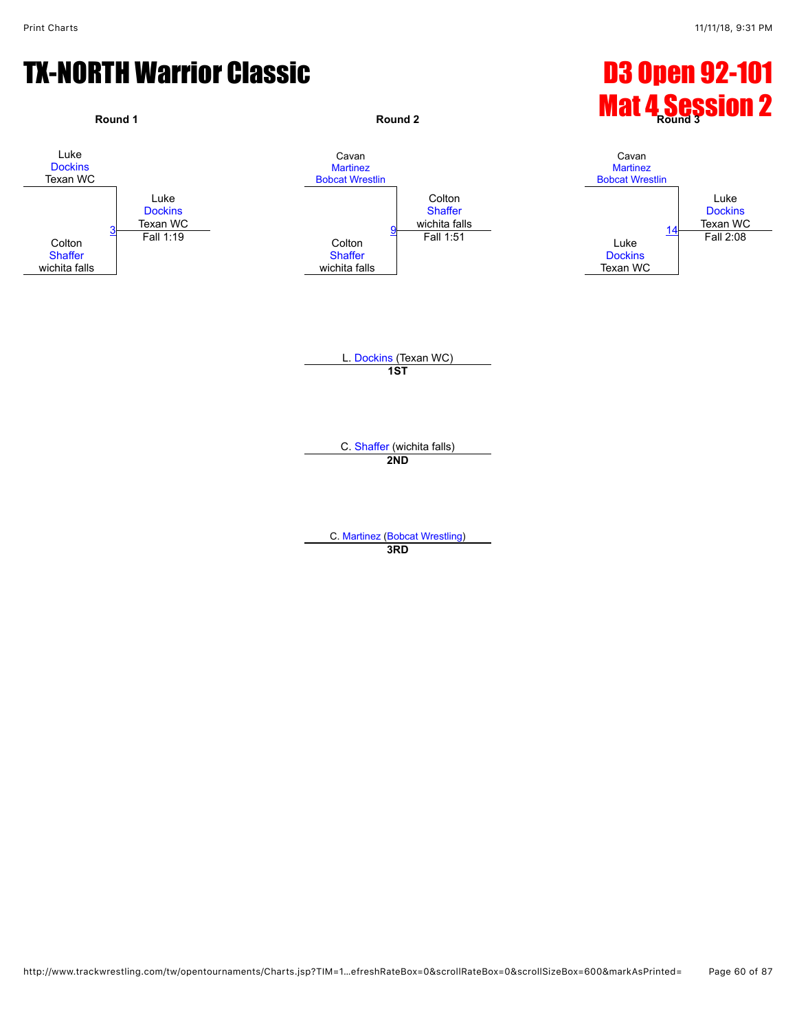# TX-NORTH Warrior Classic

# D3 Open 92-101
# Mat 4 Session 2

**Round 1**

Luke Dockins, Texan WC
vs.
Colton Shaffer, wichita falls

Bout 3 — Winner: Luke Dockins, Texan WC — Fall 1:19

**Round 2**

Cavan Martinez, Bobcat Wrestlin
vs.
Colton Shaffer, wichita falls

Bout 9 — Winner: Colton Shaffer, wichita falls — Fall 1:51

**Round 3**

Cavan Martinez, Bobcat Wrestlin
vs.
Luke Dockins, Texan WC

Bout 14 — Winner: Luke Dockins, Texan WC — Fall 2:08

**1ST:** L. Dockins (Texan WC)

**2ND:** C. Shaffer (wichita falls)

**3RD:** C. Martinez (Bobcat Wrestling)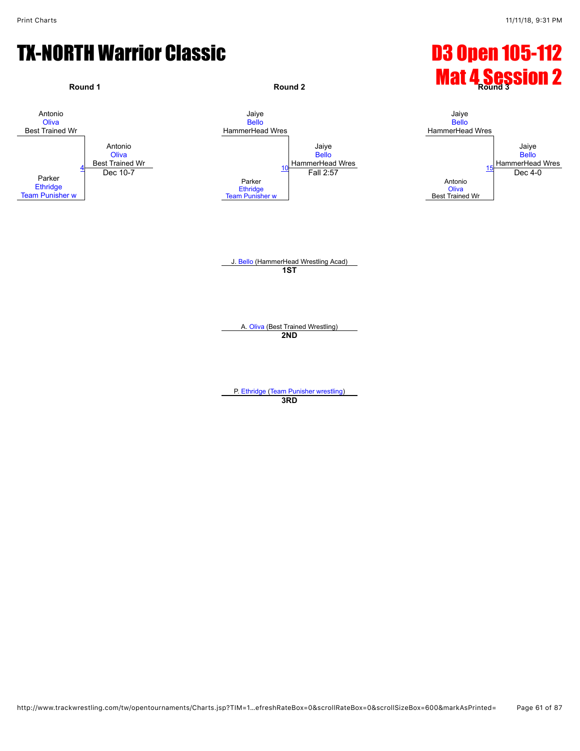# TX-NORTH Warrior Classic

# D3 Open 105-112
# Mat 4 Session 2

### Round 1

Antonio Oliva, Best Trained Wr
vs.
Parker Ethridge, Team Punisher w

Match 4 — Winner: Antonio Oliva, Best Trained Wr — Dec 10-7

### Round 2

Jaiye Bello, HammerHead Wres
vs.
Parker Ethridge, Team Punisher w

Match 10 — Winner: Jaiye Bello, HammerHead Wres — Fall 2:57

### Round 3

Jaiye Bello, HammerHead Wres
vs.
Antonio Oliva, Best Trained Wr

Match 15 — Winner: Jaiye Bello, HammerHead Wres — Dec 4-0

### Placings

**1ST**: J. Bello (HammerHead Wrestling Acad)

**2ND**: A. Oliva (Best Trained Wrestling)

**3RD**: P. Ethridge (Team Punisher wrestling)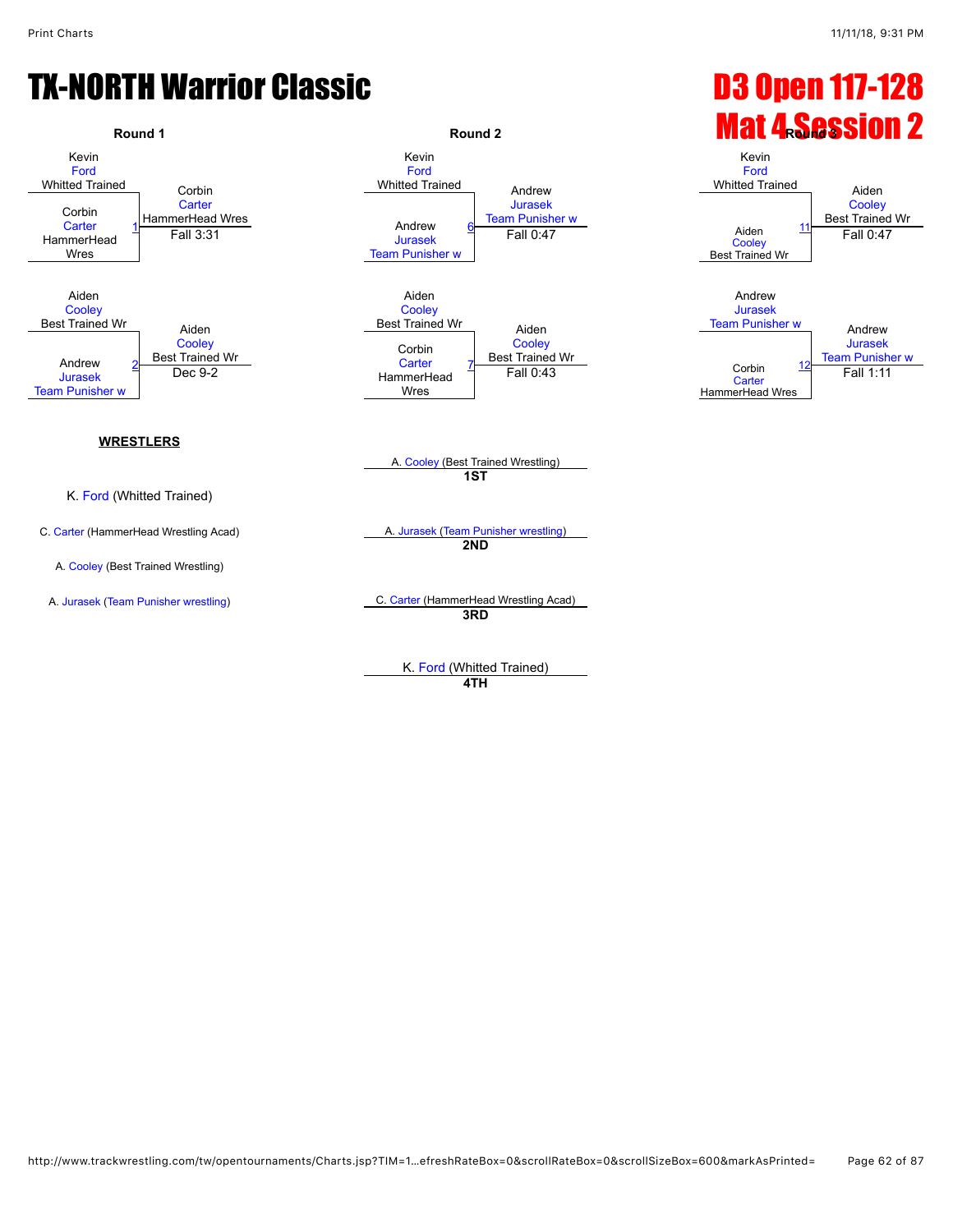# TX-NORTH Warrior Classic

# D3 Open 117-128
# Mat 4 Session 2

### Round 1

Kevin Ford (Whitted Trained) vs. Corbin Carter (HammerHead Wres) — Match 1
Winner: Corbin Carter (HammerHead Wres) — Fall 3:31

Aiden Cooley (Best Trained Wr) vs. Andrew Jurasek (Team Punisher w) — Match 2
Winner: Aiden Cooley (Best Trained Wr) — Dec 9-2

### Round 2

Kevin Ford (Whitted Trained) vs. Andrew Jurasek (Team Punisher w) — Match 6
Winner: Andrew Jurasek (Team Punisher w) — Fall 0:47

Aiden Cooley (Best Trained Wr) vs. Corbin Carter (HammerHead Wres) — Match 7
Winner: Aiden Cooley (Best Trained Wr) — Fall 0:43

### Round 3

Kevin Ford (Whitted Trained) vs. Aiden Cooley (Best Trained Wr) — Match 11
Winner: Aiden Cooley (Best Trained Wr) — Fall 0:47

Andrew Jurasek (Team Punisher w) vs. Corbin Carter (HammerHead Wres) — Match 12
Winner: Andrew Jurasek (Team Punisher w) — Fall 1:11

**WRESTLERS**

K. Ford (Whitted Trained)

C. Carter (HammerHead Wrestling Acad)

A. Cooley (Best Trained Wrestling)

A. Jurasek (Team Punisher wrestling)

**1ST** — A. Cooley (Best Trained Wrestling)

**2ND** — A. Jurasek (Team Punisher wrestling)

**3RD** — C. Carter (HammerHead Wrestling Acad)

**4TH** — K. Ford (Whitted Trained)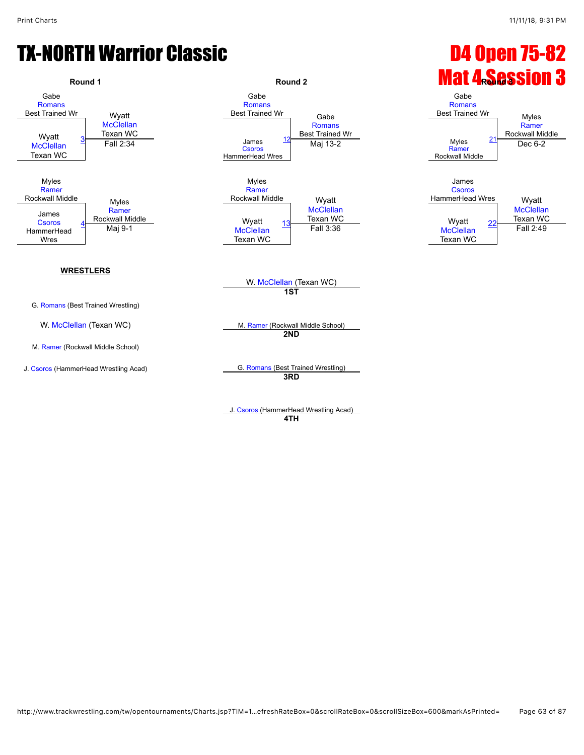# TX-NORTH Warrior Classic

# D4 Open 75-82
# Mat 4 Session 3

## Round 1

Match 3: Gabe Romans (Best Trained Wr) vs. Wyatt McClellan (Texan WC) — Winner: Wyatt McClellan (Texan WC), Fall 2:34

Match 4: Myles Ramer (Rockwall Middle) vs. James Csoros (HammerHead Wres) — Winner: Myles Ramer (Rockwall Middle), Maj 9-1

## Round 2

Match 12: Gabe Romans (Best Trained Wr) vs. James Csoros (HammerHead Wres) — Winner: Gabe Romans (Best Trained Wr), Maj 13-2

Match 13: Myles Ramer (Rockwall Middle) vs. Wyatt McClellan (Texan WC) — Winner: Wyatt McClellan (Texan WC), Fall 3:36

## Round 3

Match 21: Gabe Romans (Best Trained Wr) vs. Myles Ramer (Rockwall Middle) — Winner: Myles Ramer (Rockwall Middle), Dec 6-2

Match 22: James Csoros (HammerHead Wres) vs. Wyatt McClellan (Texan WC) — Winner: Wyatt McClellan (Texan WC), Fall 2:49

**WRESTLERS**

- G. Romans (Best Trained Wrestling)
- W. McClellan (Texan WC)
- M. Ramer (Rockwall Middle School)
- J. Csoros (HammerHead Wrestling Acad)

**1ST** W. McClellan (Texan WC)

**2ND** M. Ramer (Rockwall Middle School)

**3RD** G. Romans (Best Trained Wrestling)

**4TH** J. Csoros (HammerHead Wrestling Acad)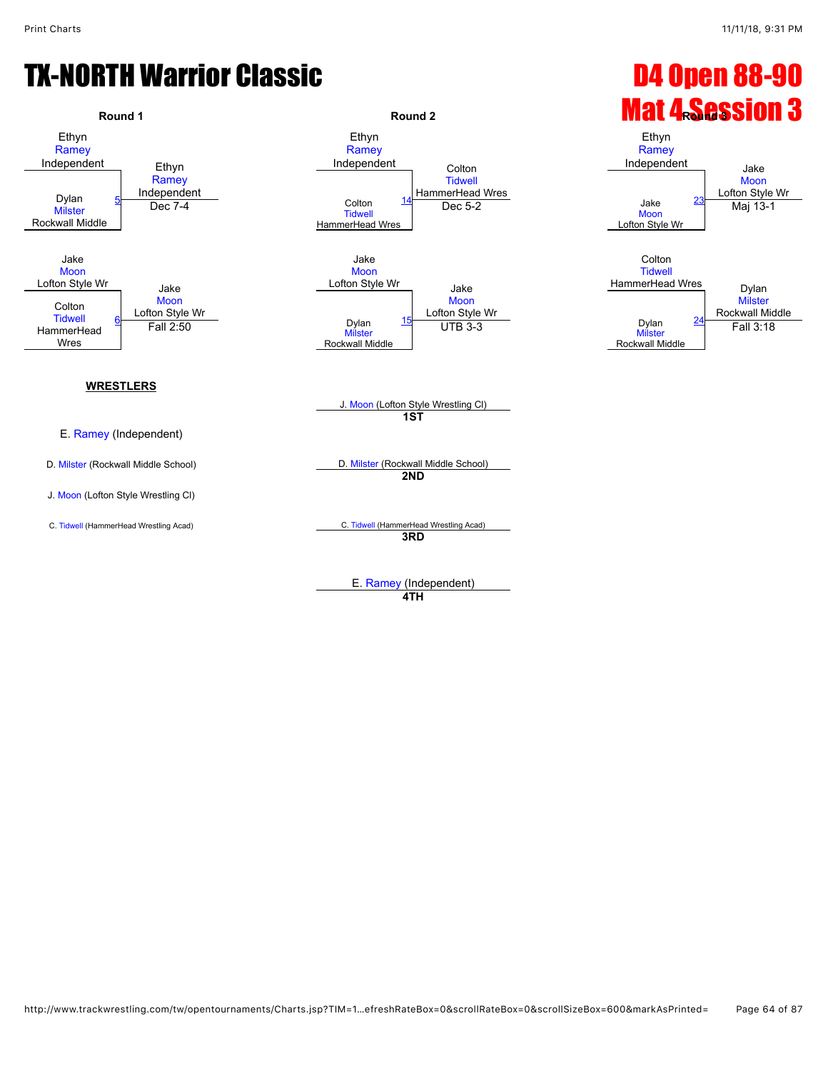# TX-NORTH Warrior Classic

# D4 Open 88-90

# Mat 4 Session 3

### Round 1

| Wrestler 1 | Wrestler 2 | Bout | Winner | Result |
|---|---|---|---|---|
| Ethyn Ramey, Independent | Dylan Milster, Rockwall Middle | 5 | Ethyn Ramey, Independent | Dec 7-4 |
| Jake Moon, Lofton Style Wr | Colton Tidwell, HammerHead Wres | 6 | Jake Moon, Lofton Style Wr | Fall 2:50 |

### Round 2

| Wrestler 1 | Wrestler 2 | Bout | Winner | Result |
|---|---|---|---|---|
| Ethyn Ramey, Independent | Colton Tidwell, HammerHead Wres | 14 | Colton Tidwell, HammerHead Wres | Dec 5-2 |
| Jake Moon, Lofton Style Wr | Dylan Milster, Rockwall Middle | 15 | Jake Moon, Lofton Style Wr | UTB 3-3 |

### Round 3

| Wrestler 1 | Wrestler 2 | Bout | Winner | Result |
|---|---|---|---|---|
| Ethyn Ramey, Independent | Jake Moon, Lofton Style Wr | 23 | Jake Moon, Lofton Style Wr | Maj 13-1 |
| Colton Tidwell, HammerHead Wres | Dylan Milster, Rockwall Middle | 24 | Dylan Milster, Rockwall Middle | Fall 3:18 |

**WRESTLERS**

- E. Ramey (Independent)
- D. Milster (Rockwall Middle School)
- J. Moon (Lofton Style Wrestling Cl)
- C. Tidwell (HammerHead Wrestling Acad)

**1ST** J. Moon (Lofton Style Wrestling Cl)

**2ND** D. Milster (Rockwall Middle School)

**3RD** C. Tidwell (HammerHead Wrestling Acad)

**4TH** E. Ramey (Independent)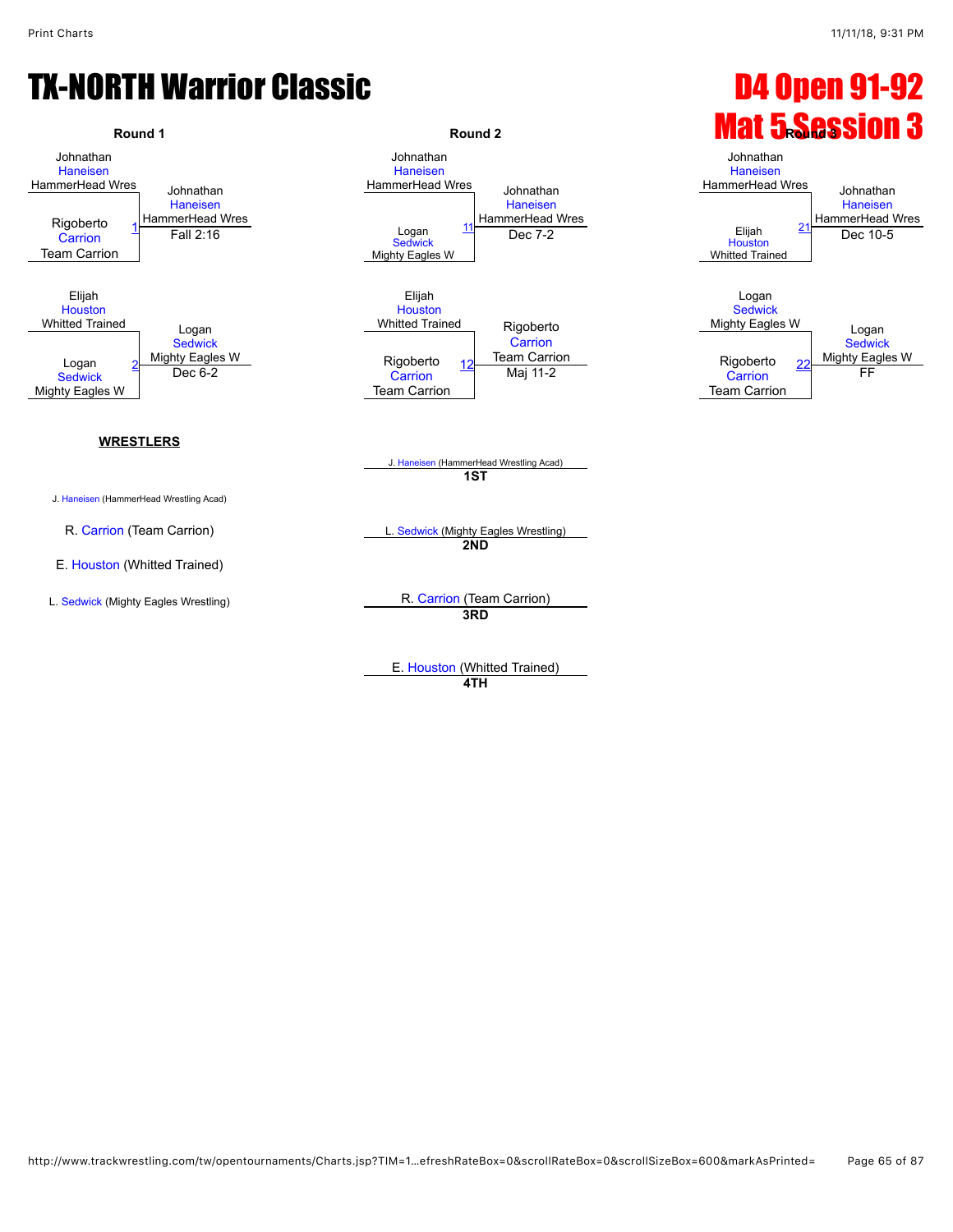# TX-NORTH Warrior Classic

# D4 Open 91-92
# Mat 5 Session 3

## Round 1

| Wrestler 1 | Wrestler 2 | Bout | Winner | Result |
|---|---|---|---|---|
| Johnathan Haneisen (HammerHead Wres) | Rigoberto Carrion (Team Carrion) | 1 | Johnathan Haneisen (HammerHead Wres) | Fall 2:16 |
| Elijah Houston (Whitted Trained) | Logan Sedwick (Mighty Eagles W) | 2 | Logan Sedwick (Mighty Eagles W) | Dec 6-2 |

## Round 2

| Wrestler 1 | Wrestler 2 | Bout | Winner | Result |
|---|---|---|---|---|
| Johnathan Haneisen (HammerHead Wres) | Logan Sedwick (Mighty Eagles W) | 11 | Johnathan Haneisen (HammerHead Wres) | Dec 7-2 |
| Elijah Houston (Whitted Trained) | Rigoberto Carrion (Team Carrion) | 12 | Rigoberto Carrion (Team Carrion) | Maj 11-2 |

## Round 3

| Wrestler 1 | Wrestler 2 | Bout | Winner | Result |
|---|---|---|---|---|
| Johnathan Haneisen (HammerHead Wres) | Elijah Houston (Whitted Trained) | 21 | Johnathan Haneisen (HammerHead Wres) | Dec 10-5 |
| Logan Sedwick (Mighty Eagles W) | Rigoberto Carrion (Team Carrion) | 22 | Logan Sedwick (Mighty Eagles W) | FF |

## WRESTLERS

- J. Haneisen (HammerHead Wrestling Acad)
- R. Carrion (Team Carrion)
- E. Houston (Whitted Trained)
- L. Sedwick (Mighty Eagles Wrestling)

## Placements

- **1ST**: J. Haneisen (HammerHead Wrestling Acad)
- **2ND**: L. Sedwick (Mighty Eagles Wrestling)
- **3RD**: R. Carrion (Team Carrion)
- **4TH**: E. Houston (Whitted Trained)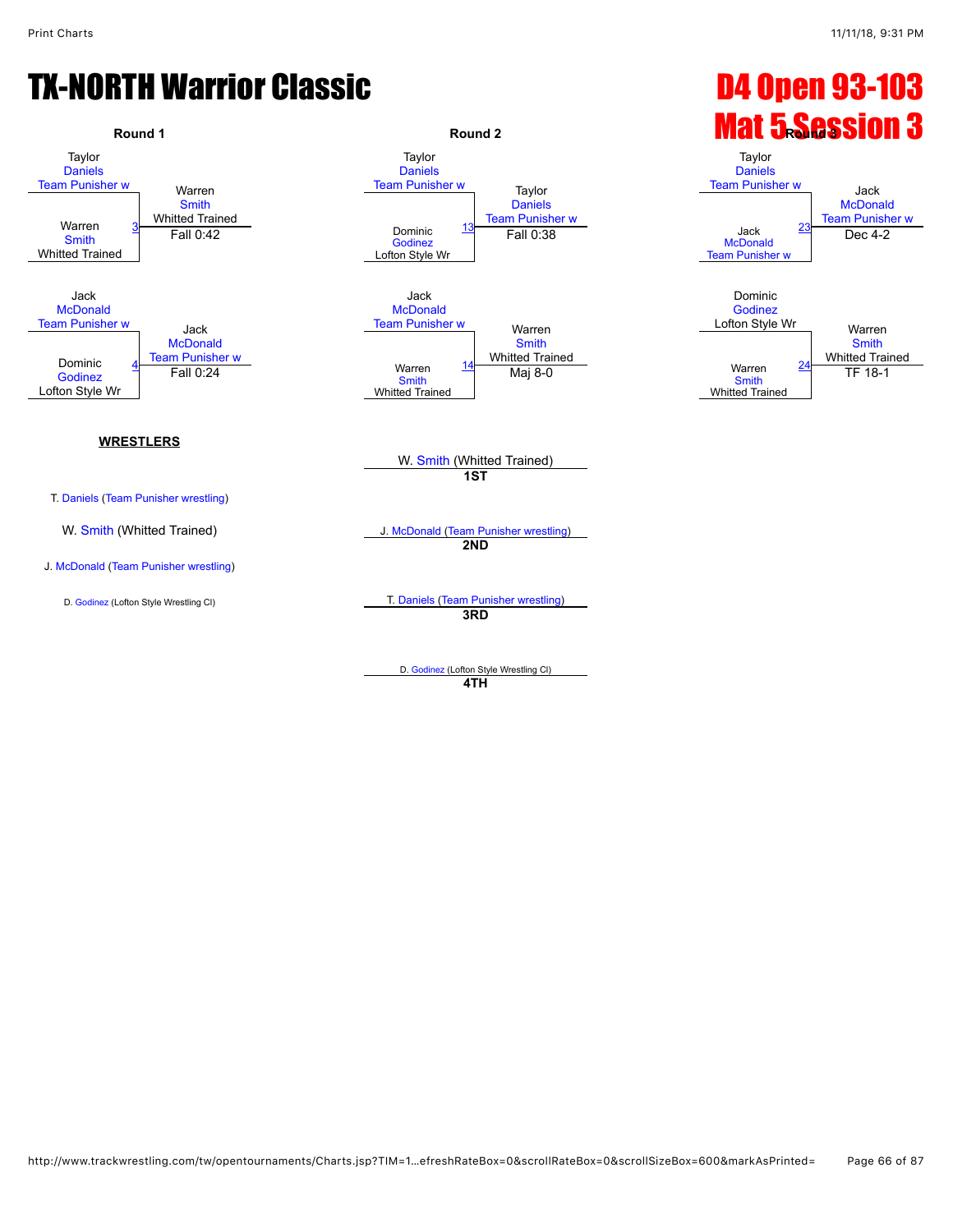# TX-NORTH Warrior Classic

# D4 Open 93-103
# Mat 5 Session 3

### Round 1

Match 3:
- Taylor Daniels (Team Punisher w)
- Warren Smith (Whitted Trained)
- Winner: Warren Smith (Whitted Trained) — Fall 0:42

Match 4:
- Jack McDonald (Team Punisher w)
- Dominic Godinez (Lofton Style Wr)
- Winner: Jack McDonald (Team Punisher w) — Fall 0:24

### Round 2

Match 13:
- Taylor Daniels (Team Punisher w)
- Dominic Godinez (Lofton Style Wr)
- Winner: Taylor Daniels (Team Punisher w) — Fall 0:38

Match 14:
- Jack McDonald (Team Punisher w)
- Warren Smith (Whitted Trained)
- Winner: Warren Smith (Whitted Trained) — Maj 8-0

### Round 3

Match 23:
- Taylor Daniels (Team Punisher w)
- Jack McDonald (Team Punisher w)
- Winner: Jack McDonald (Team Punisher w) — Dec 4-2

Match 24:
- Dominic Godinez (Lofton Style Wr)
- Warren Smith (Whitted Trained)
- Winner: Warren Smith (Whitted Trained) — TF 18-1

### WRESTLERS

- T. Daniels (Team Punisher wrestling)
- W. Smith (Whitted Trained)
- J. McDonald (Team Punisher wrestling)
- D. Godinez (Lofton Style Wrestling Cl)

### Placings

- **1ST**: W. Smith (Whitted Trained)
- **2ND**: J. McDonald (Team Punisher wrestling)
- **3RD**: T. Daniels (Team Punisher wrestling)
- **4TH**: D. Godinez (Lofton Style Wrestling Cl)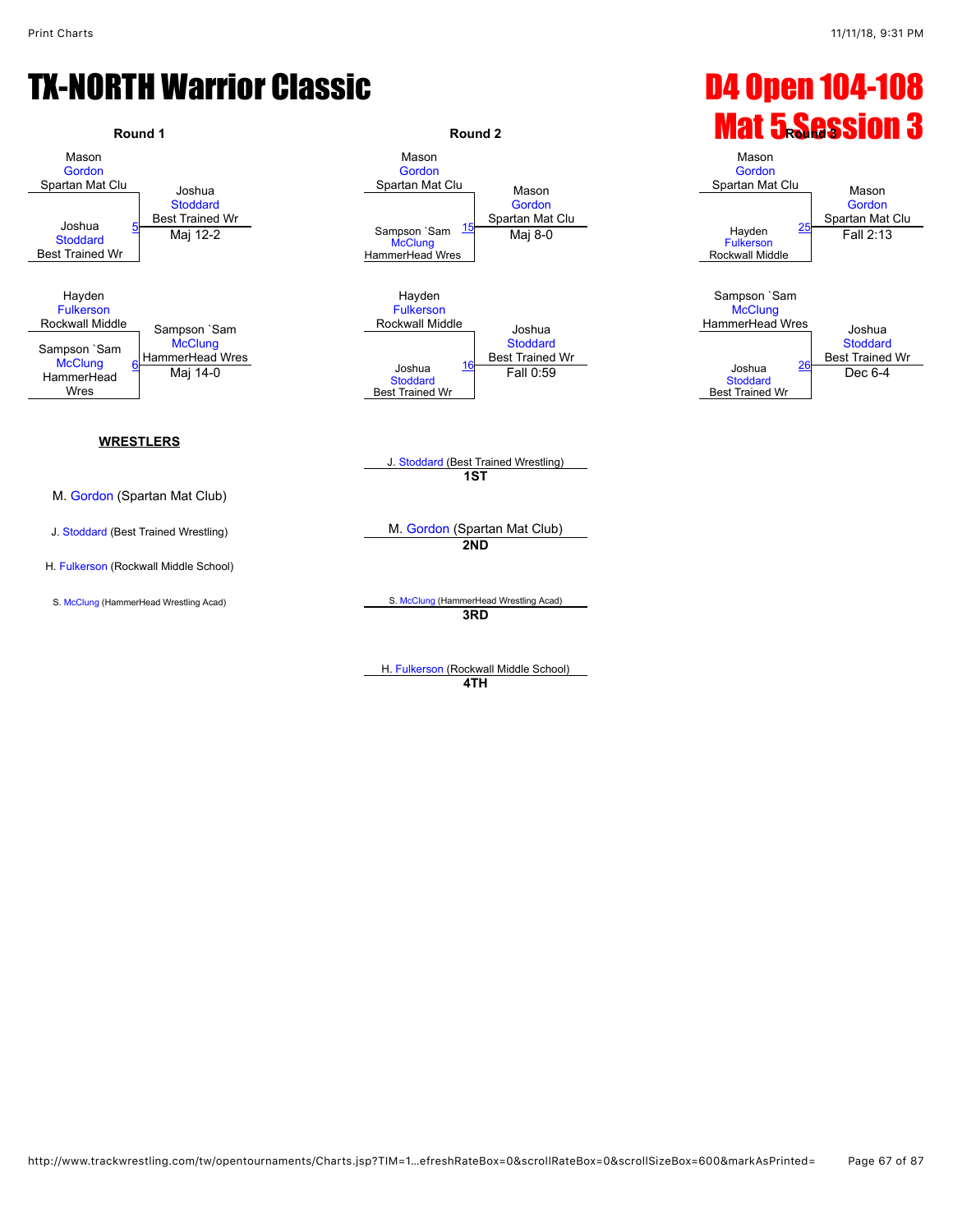# TX-NORTH Warrior Classic

# D4 Open 104-108 Mat 5 Session 3

## Round 1

| Match | Wrestler 1 | Wrestler 2 | Winner | Result |
|---|---|---|---|---|
| 5 | Mason Gordon (Spartan Mat Clu) | Joshua Stoddard (Best Trained Wr) | Joshua Stoddard (Best Trained Wr) | Maj 12-2 |
| 6 | Hayden Fulkerson (Rockwall Middle) | Sampson `Sam McClung (HammerHead Wres) | Sampson `Sam McClung (HammerHead Wres) | Maj 14-0 |

## Round 2

| Match | Wrestler 1 | Wrestler 2 | Winner | Result |
|---|---|---|---|---|
| 15 | Mason Gordon (Spartan Mat Clu) | Sampson `Sam McClung (HammerHead Wres) | Mason Gordon (Spartan Mat Clu) | Maj 8-0 |
| 16 | Hayden Fulkerson (Rockwall Middle) | Joshua Stoddard (Best Trained Wr) | Joshua Stoddard (Best Trained Wr) | Fall 0:59 |

## Round 3

| Match | Wrestler 1 | Wrestler 2 | Winner | Result |
|---|---|---|---|---|
| 25 | Mason Gordon (Spartan Mat Clu) | Hayden Fulkerson (Rockwall Middle) | Mason Gordon (Spartan Mat Clu) | Fall 2:13 |
| 26 | Sampson `Sam McClung (HammerHead Wres) | Joshua Stoddard (Best Trained Wr) | Joshua Stoddard (Best Trained Wr) | Dec 6-4 |

## WRESTLERS

- M. Gordon (Spartan Mat Club)
- J. Stoddard (Best Trained Wrestling)
- H. Fulkerson (Rockwall Middle School)
- S. McClung (HammerHead Wrestling Acad)

## Placings

- **1ST**: J. Stoddard (Best Trained Wrestling)
- **2ND**: M. Gordon (Spartan Mat Club)
- **3RD**: S. McClung (HammerHead Wrestling Acad)
- **4TH**: H. Fulkerson (Rockwall Middle School)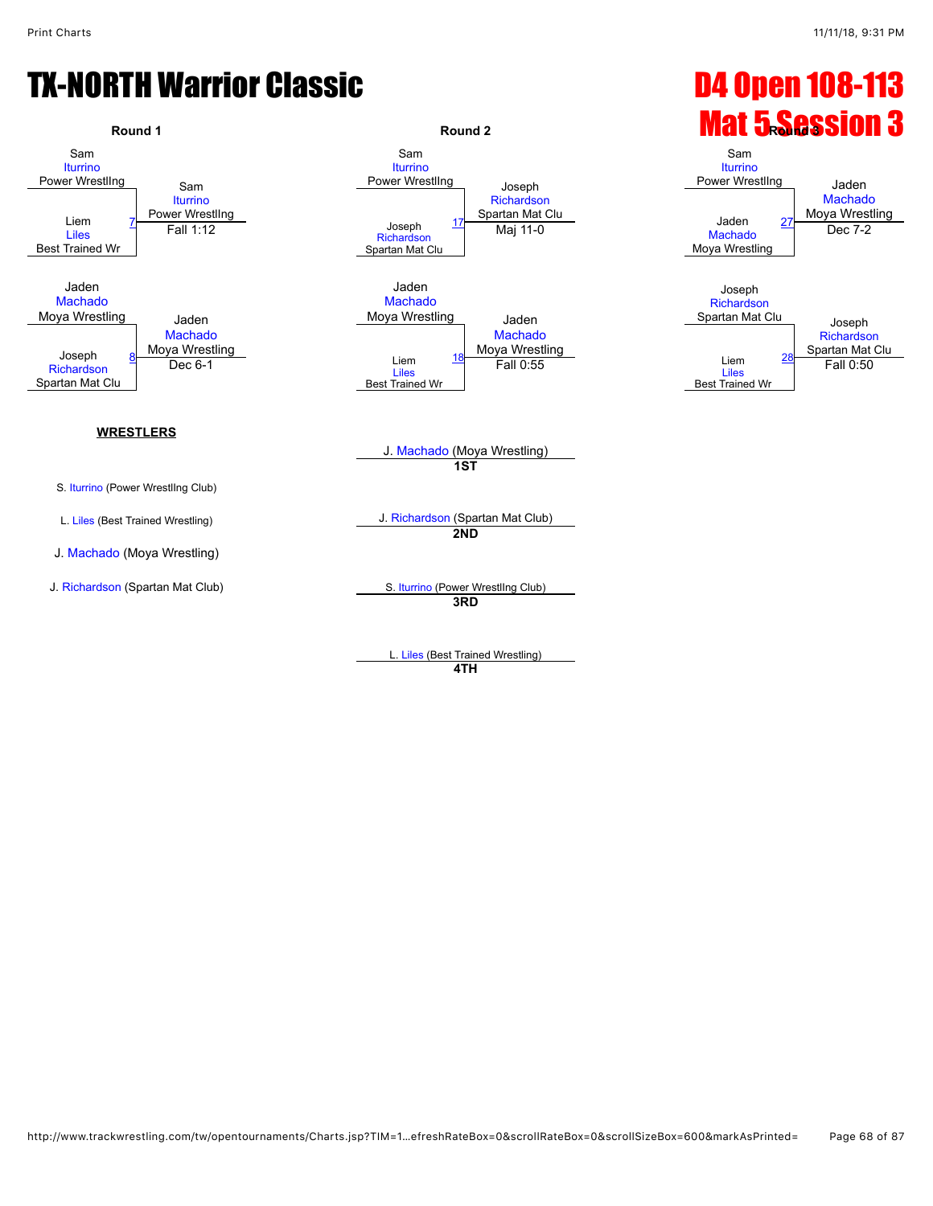# TX-NORTH Warrior Classic

# D4 Open 108-113 Mat 5 Session 3

## Round 1

- Sam Iturrino (Power WrestlIng) vs. Liem Liles (Best Trained Wr) — Match 7 — Winner: Sam Iturrino (Power WrestlIng), Fall 1:12
- Jaden Machado (Moya Wrestling) vs. Joseph Richardson (Spartan Mat Clu) — Match 8 — Winner: Jaden Machado (Moya Wrestling), Dec 6-1

## Round 2

- Sam Iturrino (Power WrestlIng) vs. Joseph Richardson (Spartan Mat Clu) — Match 17 — Winner: Joseph Richardson (Spartan Mat Clu), Maj 11-0
- Jaden Machado (Moya Wrestling) vs. Liem Liles (Best Trained Wr) — Match 18 — Winner: Jaden Machado (Moya Wrestling), Fall 0:55

## Round 3

- Sam Iturrino (Power WrestlIng) vs. Jaden Machado (Moya Wrestling) — Match 27 — Winner: Jaden Machado (Moya Wrestling), Dec 7-2
- Joseph Richardson (Spartan Mat Clu) vs. Liem Liles (Best Trained Wr) — Match 28 — Winner: Joseph Richardson (Spartan Mat Clu), Fall 0:50

## WRESTLERS

- S. Iturrino (Power WrestlIng Club)
- L. Liles (Best Trained Wrestling)
- J. Machado (Moya Wrestling)
- J. Richardson (Spartan Mat Club)

## Placements

- **1ST**: J. Machado (Moya Wrestling)
- **2ND**: J. Richardson (Spartan Mat Club)
- **3RD**: S. Iturrino (Power WrestlIng Club)
- **4TH**: L. Liles (Best Trained Wrestling)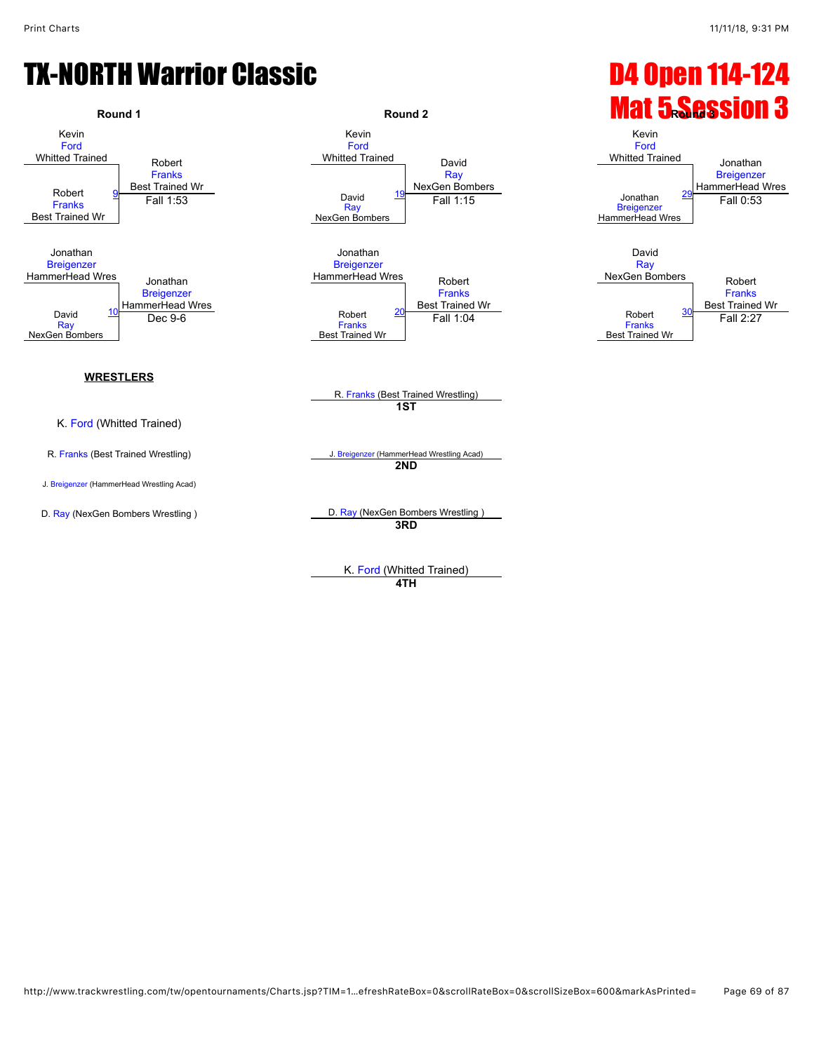# TX-NORTH Warrior Classic

# D4 Open 114-124
# Mat 5 Session 3

### Round 1

- Match 9: Kevin Ford (Whitted Trained) vs Robert Franks (Best Trained Wr) — Winner: Robert Franks (Best Trained Wr), Fall 1:53
- Match 10: Jonathan Breigenzer (HammerHead Wres) vs David Ray (NexGen Bombers) — Winner: Jonathan Breigenzer (HammerHead Wres), Dec 9-6

### Round 2

- Match 19: Kevin Ford (Whitted Trained) vs David Ray (NexGen Bombers) — Winner: David Ray (NexGen Bombers), Fall 1:15
- Match 20: Jonathan Breigenzer (HammerHead Wres) vs Robert Franks (Best Trained Wr) — Winner: Robert Franks (Best Trained Wr), Fall 1:04

### Round 3

- Match 29: Kevin Ford (Whitted Trained) vs Jonathan Breigenzer (HammerHead Wres) — Winner: Jonathan Breigenzer (HammerHead Wres), Fall 0:53
- Match 30: David Ray (NexGen Bombers) vs Robert Franks (Best Trained Wr) — Winner: Robert Franks (Best Trained Wr), Fall 2:27

### WRESTLERS

- K. Ford (Whitted Trained)
- R. Franks (Best Trained Wrestling)
- J. Breigenzer (HammerHead Wrestling Acad)
- D. Ray (NexGen Bombers Wrestling )

### Placements

- **1ST**: R. Franks (Best Trained Wrestling)
- **2ND**: J. Breigenzer (HammerHead Wrestling Acad)
- **3RD**: D. Ray (NexGen Bombers Wrestling )
- **4TH**: K. Ford (Whitted Trained)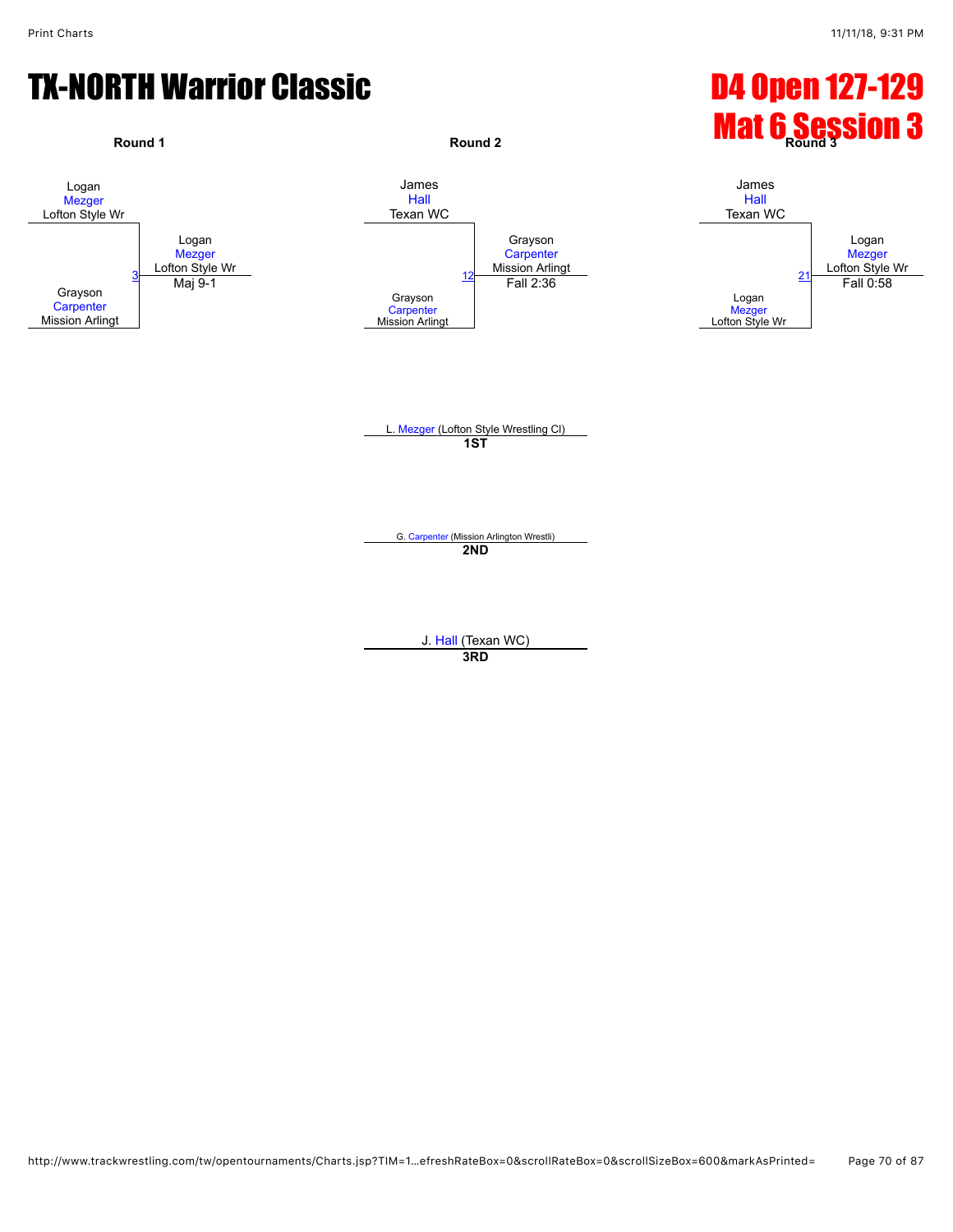# TX-NORTH Warrior Classic

# D4 Open 127-129

# Mat 6 Session 3

### Round 1

Logan Mezger, Lofton Style Wr
vs.
Grayson Carpenter, Mission Arlingt

Bout 3 — Winner: Logan Mezger, Lofton Style Wr — Maj 9-1

### Round 2

James Hall, Texan WC
vs.
Grayson Carpenter, Mission Arlingt

Bout 12 — Winner: Grayson Carpenter, Mission Arlingt — Fall 2:36

### Round 3

James Hall, Texan WC
vs.
Logan Mezger, Lofton Style Wr

Bout 21 — Winner: Logan Mezger, Lofton Style Wr — Fall 0:58

### Placements

**1ST**: L. Mezger (Lofton Style Wrestling Cl)

**2ND**: G. Carpenter (Mission Arlington Wrestli)

**3RD**: J. Hall (Texan WC)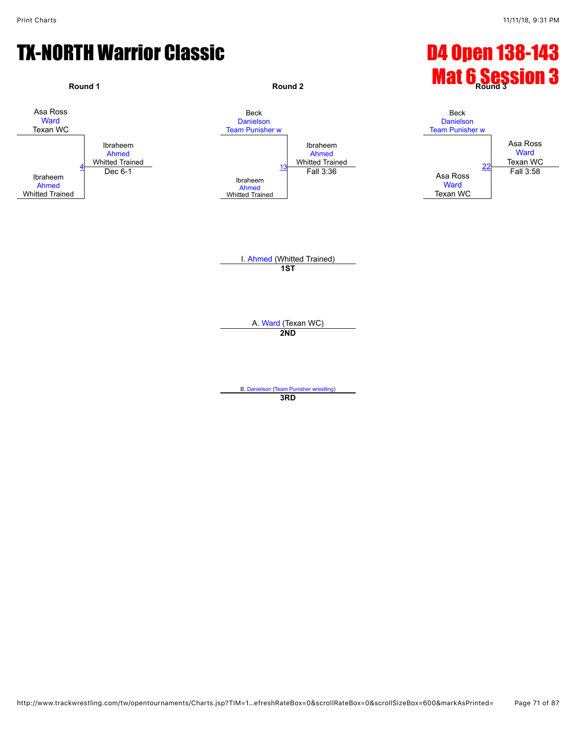# TX-NORTH Warrior Classic

# D4 Open 138-143
# Mat 6 Session 3

### Round 1

Asa Ross
Ward
Texan WC

Ibraheem
Ahmed
Whitted Trained

4

Ibraheem
Ahmed
Whitted Trained
Dec 6-1

### Round 2

Beck
Danielson
Team Punisher w

Ibraheem
Ahmed
Whitted Trained

13

Ibraheem
Ahmed
Whitted Trained
Fall 3:36

### Round 3

Beck
Danielson
Team Punisher w

Asa Ross
Ward
Texan WC

22

Asa Ross
Ward
Texan WC
Fall 3:58

I. Ahmed (Whitted Trained)
**1ST**

A. Ward (Texan WC)
**2ND**

B. Danielson (Team Punisher wrestling)
**3RD**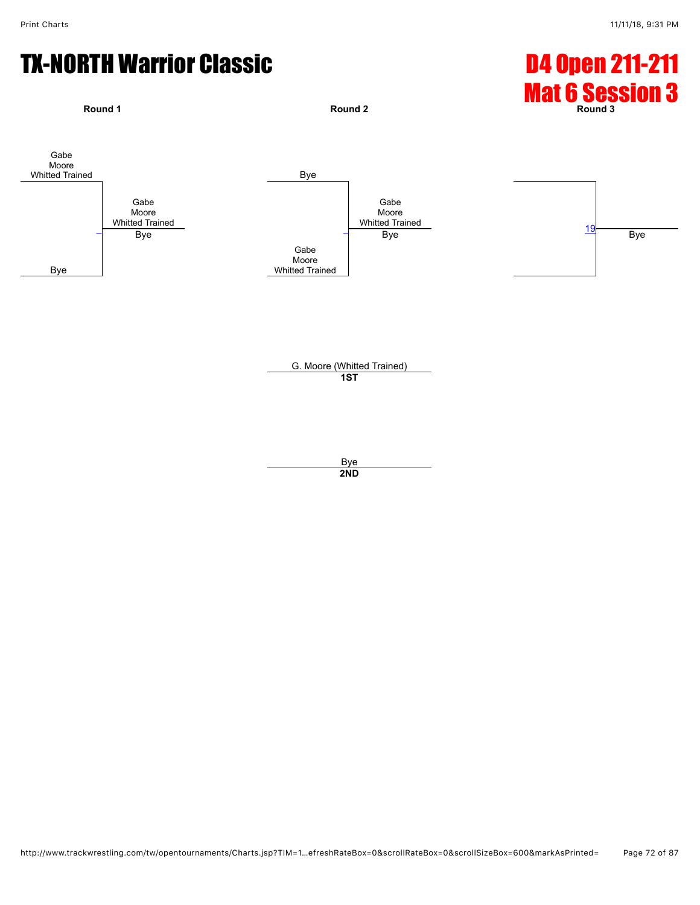# TX-NORTH Warrior Classic

# D4 Open 211-211
# Mat 6 Session 3

**Round 1**

Gabe Moore Whitted Trained

Bye

Winner: Gabe Moore Whitted Trained — Bye

**Round 2**

Bye

Gabe Moore Whitted Trained

Winner: Gabe Moore Whitted Trained — Bye

**Round 3**

19

Bye

G. Moore (Whitted Trained)
**1ST**

Bye
**2ND**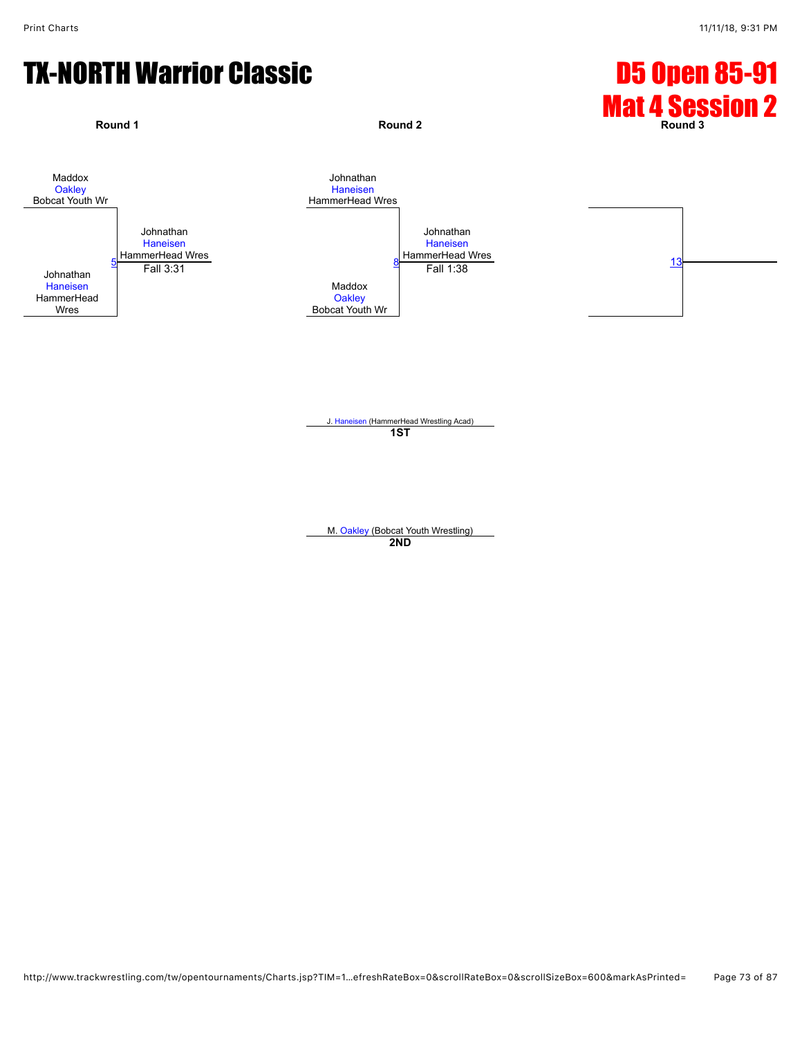# TX-NORTH Warrior Classic

# D5 Open 85-91
# Mat 4 Session 2

**Round 1**

Maddox
Oakley
Bobcat Youth Wr

5

Johnathan
Haneisen
HammerHead Wres

Johnathan
Haneisen
HammerHead Wres
Fall 3:31

**Round 2**

Johnathan
Haneisen
HammerHead Wres

8

Maddox
Oakley
Bobcat Youth Wr

Johnathan
Haneisen
HammerHead Wres
Fall 1:38

**Round 3**

13

J. Haneisen (HammerHead Wrestling Acad)
**1ST**

M. Oakley (Bobcat Youth Wrestling)
**2ND**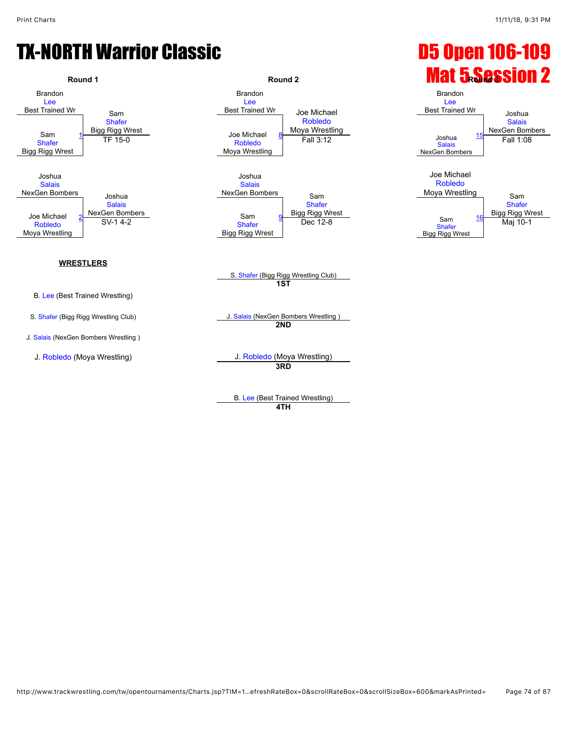# TX-NORTH Warrior Classic

# D5 Open 106-109

# Mat 5 Session 2

## Round 1

**Match 1:**
- Brandon Lee — Best Trained Wr
- Sam Shafer — Bigg Rigg Wrest
- Winner: Sam Shafer (Bigg Rigg Wrest) — TF 15-0

**Match 2:**
- Joshua Salais — NexGen Bombers
- Joe Michael Robledo — Moya Wrestling
- Winner: Joshua Salais (NexGen Bombers) — SV-1 4-2

## Round 2

**Match 8:**
- Brandon Lee — Best Trained Wr
- Joe Michael Robledo — Moya Wrestling
- Winner: Joe Michael Robledo (Moya Wrestling) — Fall 3:12

**Match 9:**
- Joshua Salais — NexGen Bombers
- Sam Shafer — Bigg Rigg Wrest
- Winner: Sam Shafer (Bigg Rigg Wrest) — Dec 12-8

## Round 3

**Match 15:**
- Brandon Lee — Best Trained Wr
- Joshua Salais — NexGen Bombers
- Winner: Joshua Salais (NexGen Bombers) — Fall 1:08

**Match 16:**
- Joe Michael Robledo — Moya Wrestling
- Sam Shafer — Bigg Rigg Wrest
- Winner: Sam Shafer (Bigg Rigg Wrest) — Maj 10-1

## WRESTLERS

- B. Lee (Best Trained Wrestling)
- S. Shafer (Bigg Rigg Wrestling Club)
- J. Salais (NexGen Bombers Wrestling )
- J. Robledo (Moya Wrestling)

## Placements

- **1ST:** S. Shafer (Bigg Rigg Wrestling Club)
- **2ND:** J. Salais (NexGen Bombers Wrestling )
- **3RD:** J. Robledo (Moya Wrestling)
- **4TH:** B. Lee (Best Trained Wrestling)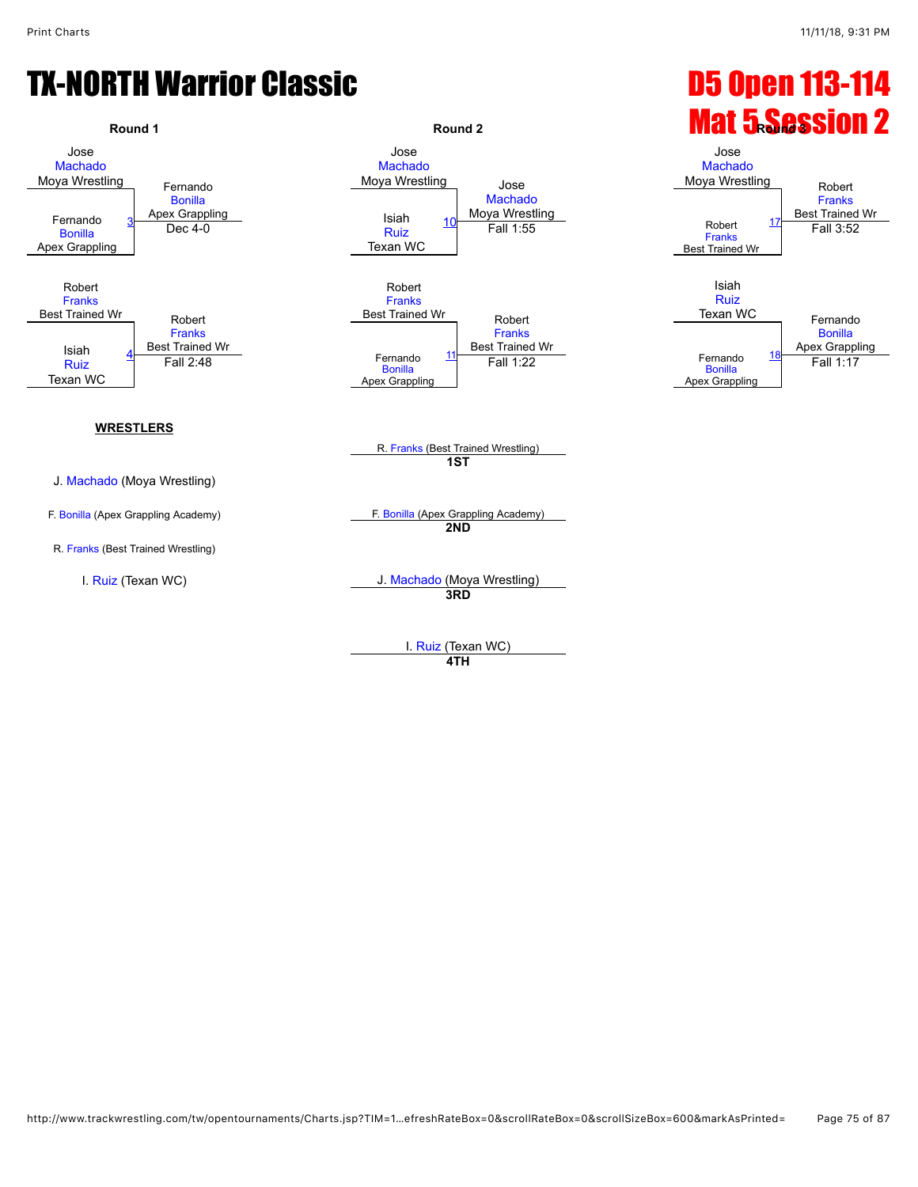# TX-NORTH Warrior Classic

# D5 Open 113-114
# Mat 5 Session 2

### Round 1

**Match 3**
- Jose Machado — Moya Wrestling
- Fernando Bonilla — Apex Grappling
- Winner: Fernando Bonilla — Apex Grappling — Dec 4-0

**Match 4**
- Robert Franks — Best Trained Wr
- Isiah Ruiz — Texan WC
- Winner: Robert Franks — Best Trained Wr — Fall 2:48

### Round 2

**Match 10**
- Jose Machado — Moya Wrestling
- Isiah Ruiz — Texan WC
- Winner: Jose Machado — Moya Wrestling — Fall 1:55

**Match 11**
- Robert Franks — Best Trained Wr
- Fernando Bonilla — Apex Grappling
- Winner: Robert Franks — Best Trained Wr — Fall 1:22

### Round 3

**Match 17**
- Jose Machado — Moya Wrestling
- Robert Franks — Best Trained Wr
- Winner: Robert Franks — Best Trained Wr — Fall 3:52

**Match 18**
- Isiah Ruiz — Texan WC
- Fernando Bonilla — Apex Grappling
- Winner: Fernando Bonilla — Apex Grappling — Fall 1:17

**WRESTLERS**

- J. Machado (Moya Wrestling)
- F. Bonilla (Apex Grappling Academy)
- R. Franks (Best Trained Wrestling)
- I. Ruiz (Texan WC)

| Place | Wrestler |
|---|---|
| 1ST | R. Franks (Best Trained Wrestling) |
| 2ND | F. Bonilla (Apex Grappling Academy) |
| 3RD | J. Machado (Moya Wrestling) |
| 4TH | I. Ruiz (Texan WC) |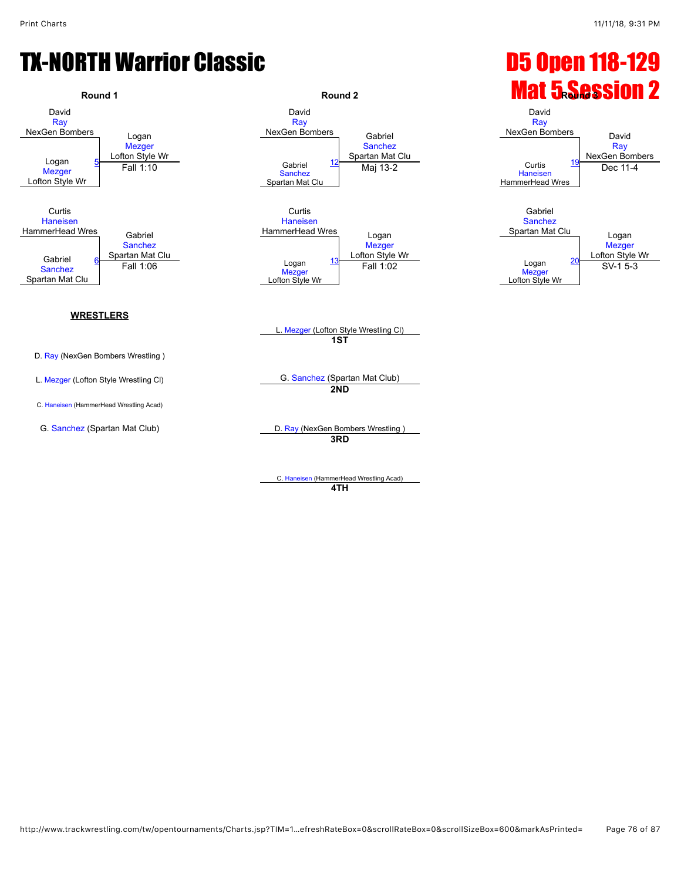# TX-NORTH Warrior Classic

# D5 Open 118-129 Mat 5 Session 2

### Round 1

| Wrestler 1 | Wrestler 2 | Bout | Winner | Result |
|---|---|---|---|---|
| David Ray, NexGen Bombers | Logan Mezger, Lofton Style Wr | 5 | Logan Mezger, Lofton Style Wr | Fall 1:10 |
| Curtis Haneisen, HammerHead Wres | Gabriel Sanchez, Spartan Mat Clu | 6 | Gabriel Sanchez, Spartan Mat Clu | Fall 1:06 |

### Round 2

| Wrestler 1 | Wrestler 2 | Bout | Winner | Result |
|---|---|---|---|---|
| David Ray, NexGen Bombers | Gabriel Sanchez, Spartan Mat Clu | 12 | Gabriel Sanchez, Spartan Mat Clu | Maj 13-2 |
| Curtis Haneisen, HammerHead Wres | Logan Mezger, Lofton Style Wr | 13 | Logan Mezger, Lofton Style Wr | Fall 1:02 |

### Round 3

| Wrestler 1 | Wrestler 2 | Bout | Winner | Result |
|---|---|---|---|---|
| David Ray, NexGen Bombers | Curtis Haneisen, HammerHead Wres | 19 | David Ray, NexGen Bombers | Dec 11-4 |
| Gabriel Sanchez, Spartan Mat Clu | Logan Mezger, Lofton Style Wr | 20 | Logan Mezger, Lofton Style Wr | SV-1 5-3 |

### WRESTLERS

- D. Ray (NexGen Bombers Wrestling )
- L. Mezger (Lofton Style Wrestling Cl)
- C. Haneisen (HammerHead Wrestling Acad)
- G. Sanchez (Spartan Mat Club)

### Placements

- **1ST**: L. Mezger (Lofton Style Wrestling Cl)
- **2ND**: G. Sanchez (Spartan Mat Club)
- **3RD**: D. Ray (NexGen Bombers Wrestling )
- **4TH**: C. Haneisen (HammerHead Wrestling Acad)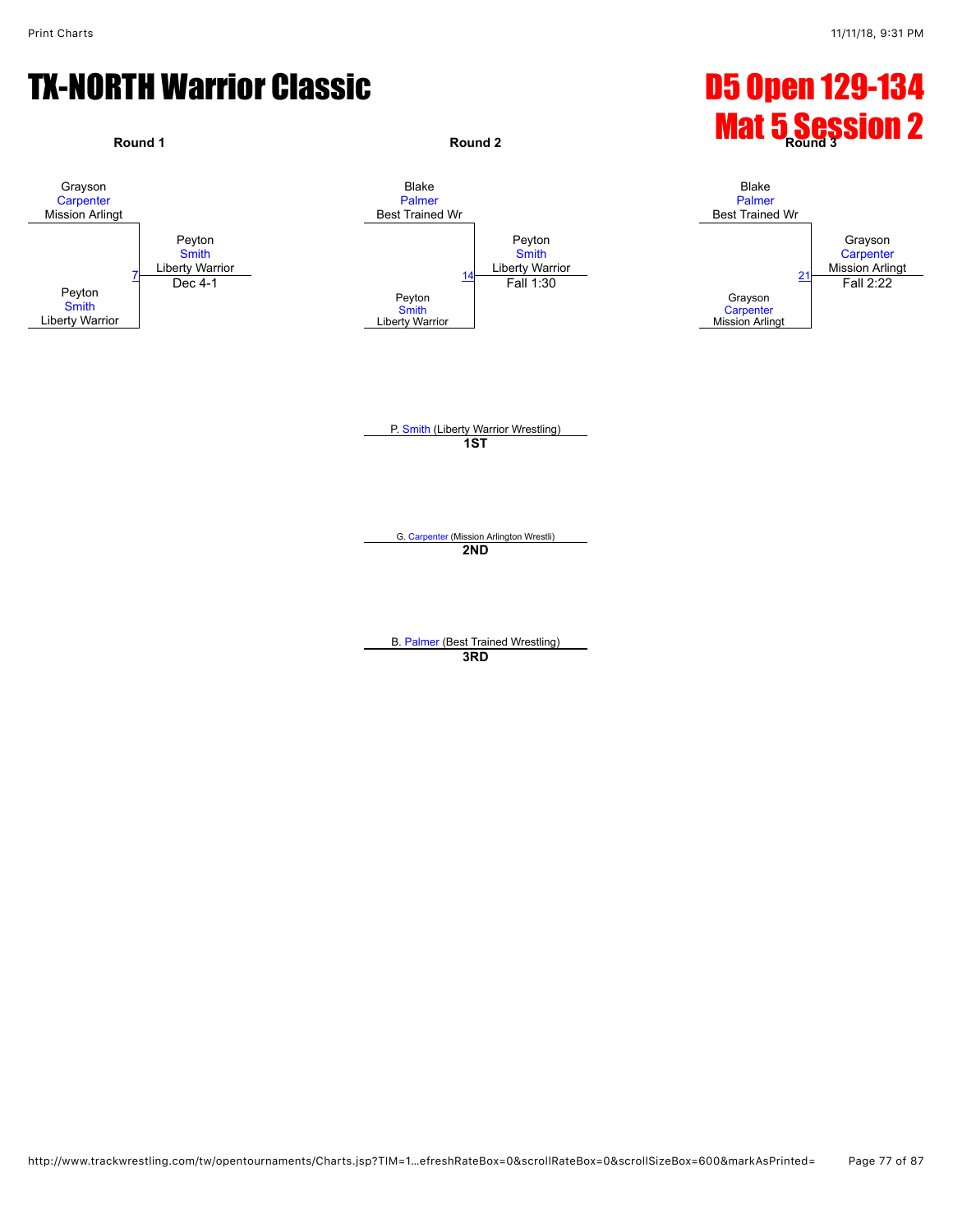# TX-NORTH Warrior Classic

# D5 Open 129-134
## Mat 5 Session 2

### Round 1

Grayson Carpenter, Mission Arlingt
vs.
Peyton Smith, Liberty Warrior

Bout 7 — Winner: Peyton Smith, Liberty Warrior — Dec 4-1

### Round 2

Blake Palmer, Best Trained Wr
vs.
Peyton Smith, Liberty Warrior

Bout 14 — Winner: Peyton Smith, Liberty Warrior — Fall 1:30

### Round 3

Blake Palmer, Best Trained Wr
vs.
Grayson Carpenter, Mission Arlingt

Bout 21 — Winner: Grayson Carpenter, Mission Arlingt — Fall 2:22

### Placements

**1ST:** P. Smith (Liberty Warrior Wrestling)

**2ND:** G. Carpenter (Mission Arlington Wrestli)

**3RD:** B. Palmer (Best Trained Wrestling)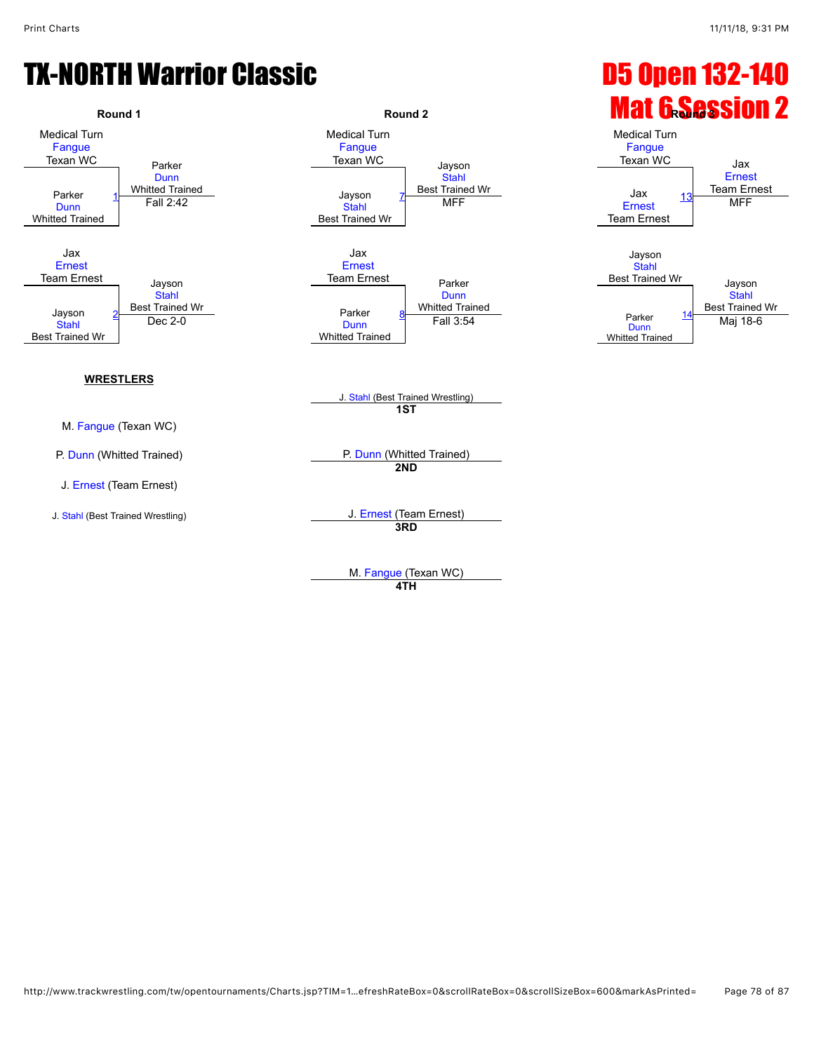# TX-NORTH Warrior Classic

# D5 Open 132-140
# Mat 6 Session 2

## Round 1

**Match 1:** Medical Turn Fangue (Texan WC) vs. Parker Dunn (Whitted Trained) — Winner: Parker Dunn (Whitted Trained), Fall 2:42

**Match 2:** Jax Ernest (Team Ernest) vs. Jayson Stahl (Best Trained Wr) — Winner: Jayson Stahl (Best Trained Wr), Dec 2-0

## Round 2

**Match 7:** Medical Turn Fangue (Texan WC) vs. Jayson Stahl (Best Trained Wr) — Winner: Jayson Stahl (Best Trained Wr), MFF

**Match 8:** Jax Ernest (Team Ernest) vs. Parker Dunn (Whitted Trained) — Winner: Parker Dunn (Whitted Trained), Fall 3:54

## Round 3

**Match 13:** Medical Turn Fangue (Texan WC) vs. Jax Ernest (Team Ernest) — Winner: Jax Ernest (Team Ernest), MFF

**Match 14:** Jayson Stahl (Best Trained Wr) vs. Parker Dunn (Whitted Trained) — Winner: Jayson Stahl (Best Trained Wr), Maj 18-6

**WRESTLERS**

M. Fangue (Texan WC)

P. Dunn (Whitted Trained)

J. Ernest (Team Ernest)

J. Stahl (Best Trained Wrestling)

**1ST:** J. Stahl (Best Trained Wrestling)

**2ND:** P. Dunn (Whitted Trained)

**3RD:** J. Ernest (Team Ernest)

**4TH:** M. Fangue (Texan WC)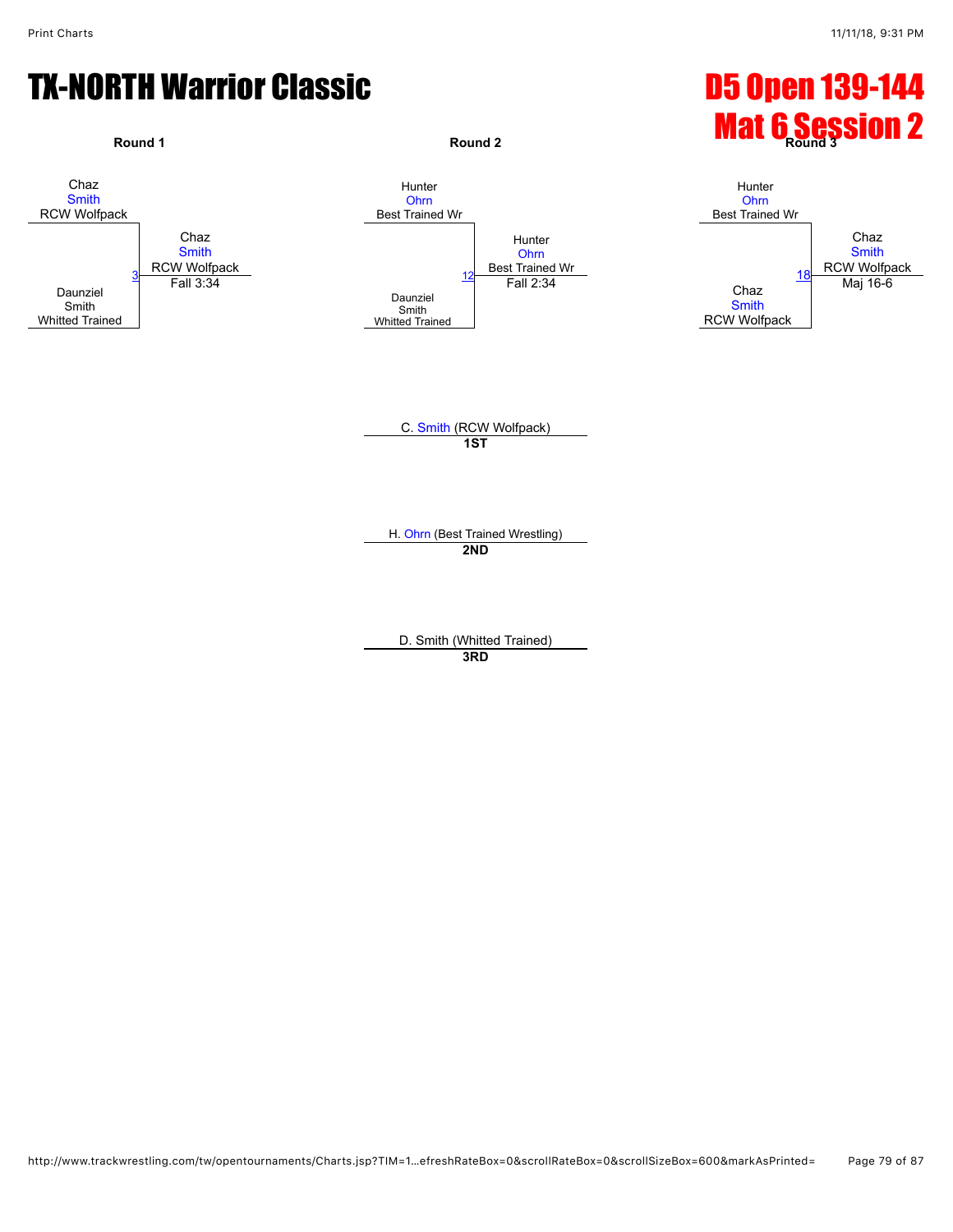# TX-NORTH Warrior Classic

# D5 Open 139-144
# Mat 6 Session 2

**Round 1**

Chaz Smith, RCW Wolfpack
vs.
Daunziel Smith, Whitted Trained

Bout 3 — Winner: Chaz Smith, RCW Wolfpack — Fall 3:34

**Round 2**

Hunter Ohrn, Best Trained Wr
vs.
Daunziel Smith, Whitted Trained

Bout 12 — Winner: Hunter Ohrn, Best Trained Wr — Fall 2:34

**Round 3**

Hunter Ohrn, Best Trained Wr
vs.
Chaz Smith, RCW Wolfpack

Bout 18 — Winner: Chaz Smith, RCW Wolfpack — Maj 16-6

**1ST:** C. Smith (RCW Wolfpack)

**2ND:** H. Ohrn (Best Trained Wrestling)

**3RD:** D. Smith (Whitted Trained)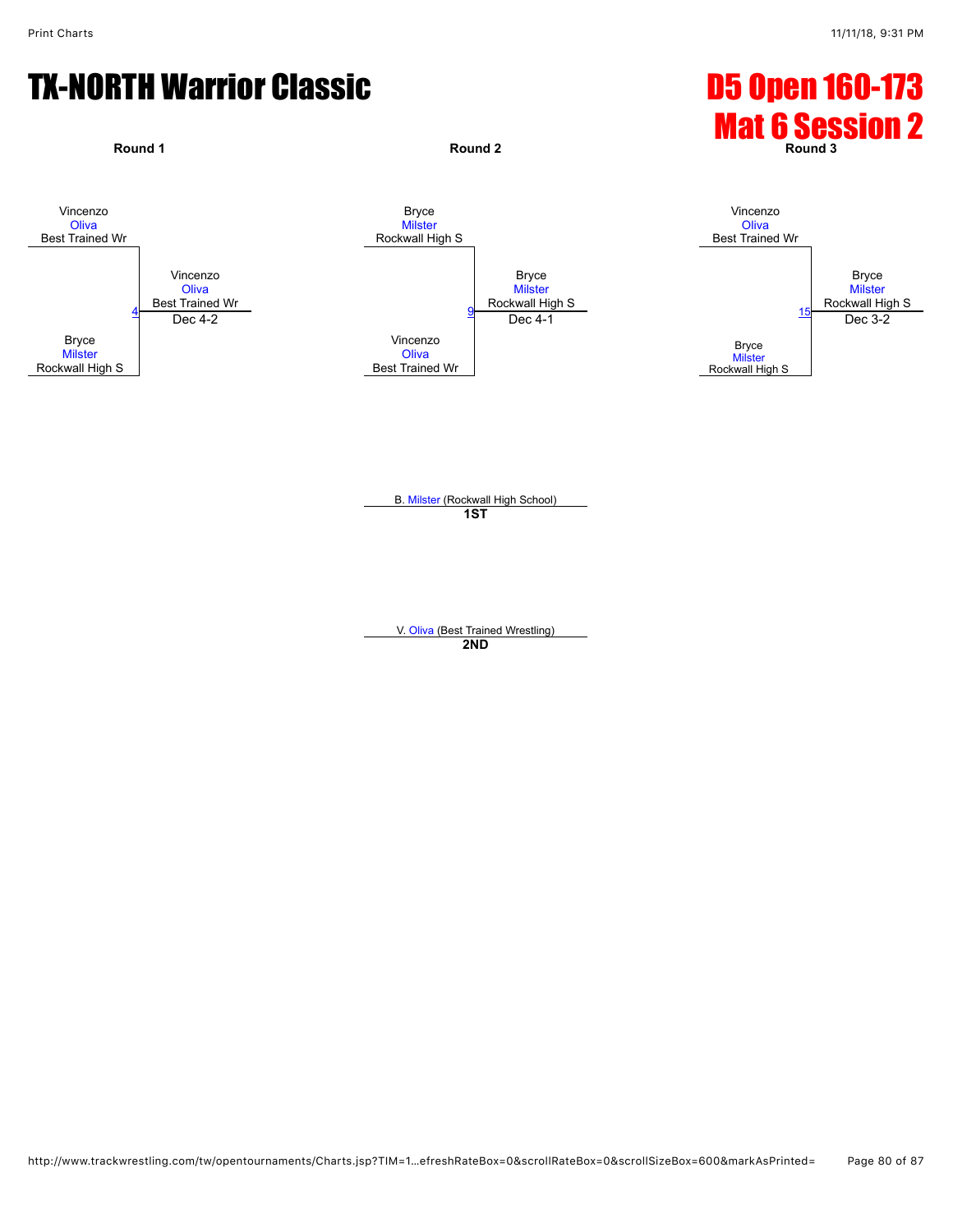# TX-NORTH Warrior Classic

# D5 Open 160-173
# Mat 6 Session 2

### Round 1

Vincenzo Oliva, Best Trained Wr

vs.

Bryce Milster, Rockwall High S

Match 4 — Winner: Vincenzo Oliva, Best Trained Wr — Dec 4-2

### Round 2

Bryce Milster, Rockwall High S

vs.

Vincenzo Oliva, Best Trained Wr

Match 9 — Winner: Bryce Milster, Rockwall High S — Dec 4-1

### Round 3

Vincenzo Oliva, Best Trained Wr

vs.

Bryce Milster, Rockwall High S

Match 15 — Winner: Bryce Milster, Rockwall High S — Dec 3-2

B. Milster (Rockwall High School)
**1ST**

V. Oliva (Best Trained Wrestling)
**2ND**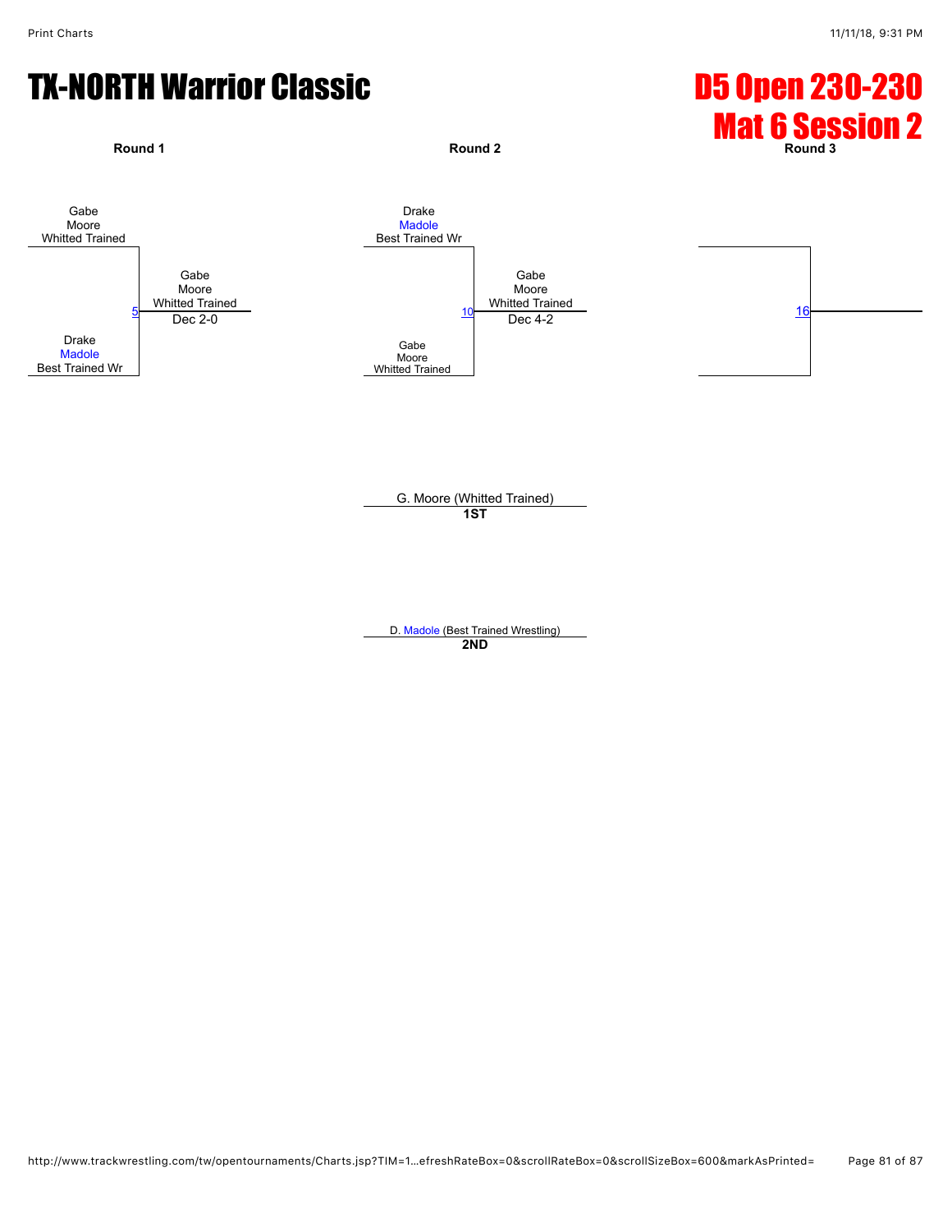# TX-NORTH Warrior Classic

## D5 Open 230-230
## Mat 6 Session 2

**Round 1**

Gabe Moore, Whitted Trained
vs.
Drake Madole, Best Trained Wr

Match 5 — Winner: Gabe Moore, Whitted Trained — Dec 2-0

**Round 2**

Drake Madole, Best Trained Wr
vs.
Gabe Moore, Whitted Trained

Match 10 — Winner: Gabe Moore, Whitted Trained — Dec 4-2

**Round 3**

Match 16

G. Moore (Whitted Trained)
**1ST**

D. Madole (Best Trained Wrestling)
**2ND**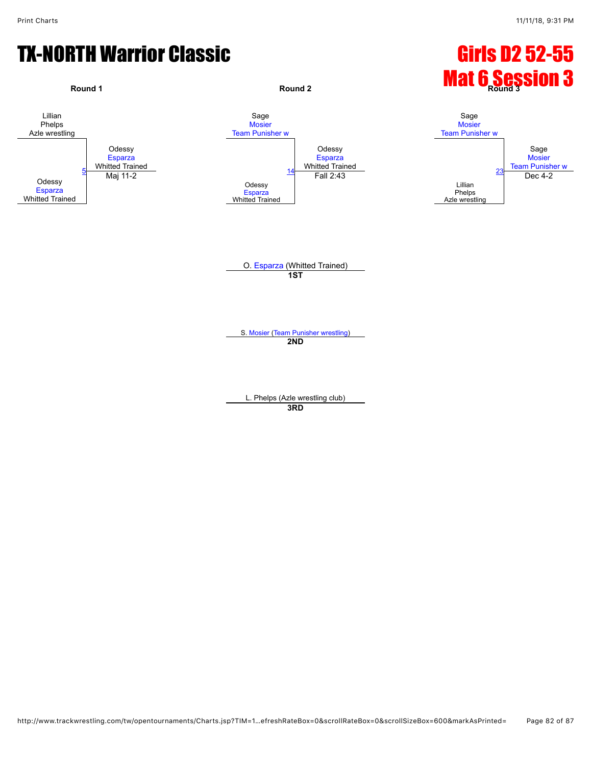# TX-NORTH Warrior Classic

# Girls D2 52-55
# Mat 6 Session 3

### Round 1

Lillian Phelps
Azle wrestling

vs.

Odessy Esparza
Whitted Trained

Match 5 — Winner: Odessy Esparza, Whitted Trained — Maj 11-2

### Round 2

Sage Mosier
Team Punisher w

vs.

Odessy Esparza
Whitted Trained

Match 14 — Winner: Odessy Esparza, Whitted Trained — Fall 2:43

### Round 3

Sage Mosier
Team Punisher w

vs.

Lillian Phelps
Azle wrestling

Match 23 — Winner: Sage Mosier, Team Punisher w — Dec 4-2

O. Esparza (Whitted Trained)
**1ST**

S. Mosier (Team Punisher wrestling)
**2ND**

L. Phelps (Azle wrestling club)
**3RD**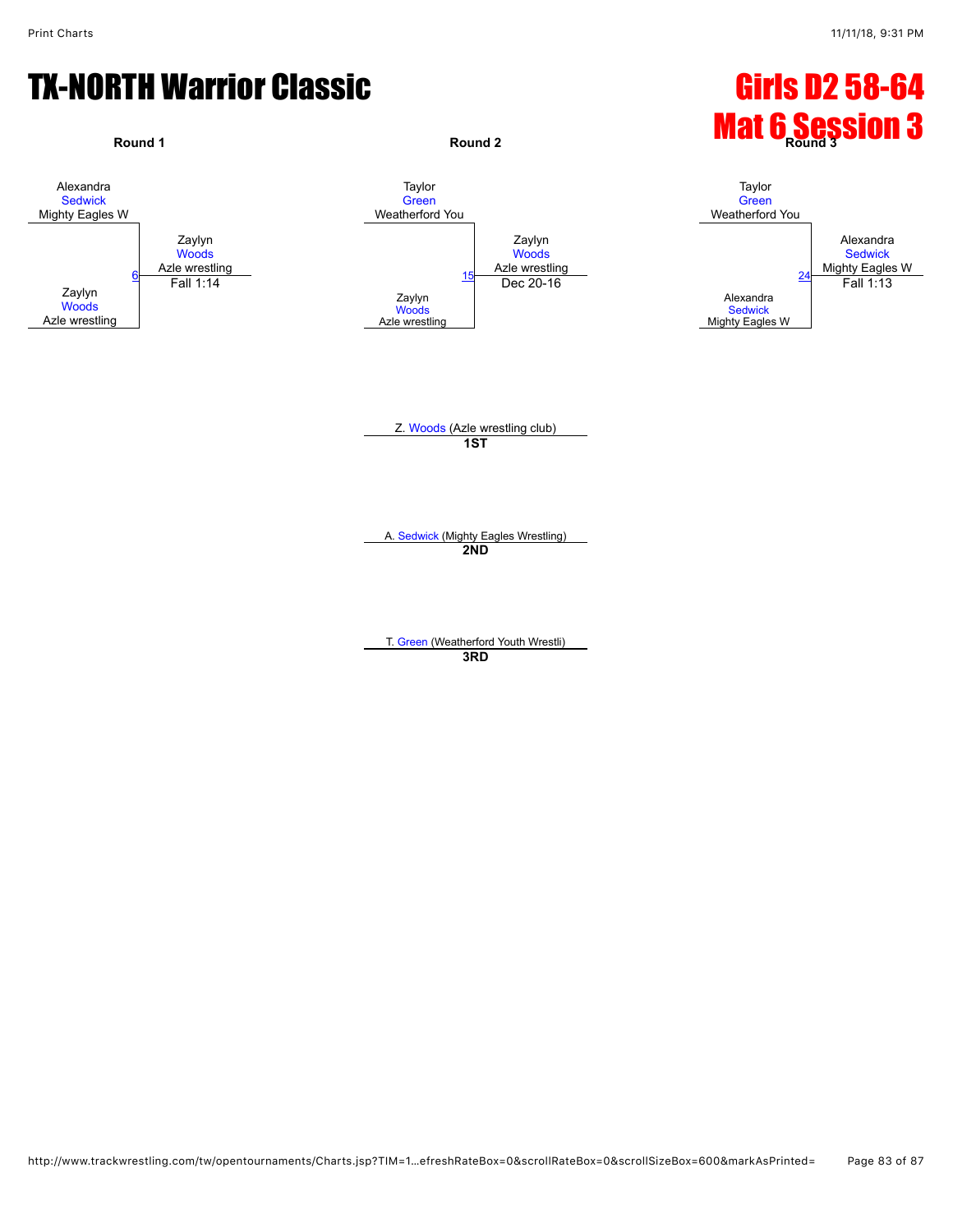# TX-NORTH Warrior Classic

# Girls D2 58-64
# Mat 6 Session 3

### Round 1

Alexandra Sedwick, Mighty Eagles W

Zaylyn Woods, Azle wrestling

6 — Zaylyn Woods, Azle wrestling — Fall 1:14

### Round 2

Taylor Green, Weatherford You

Zaylyn Woods, Azle wrestling

15 — Zaylyn Woods, Azle wrestling — Dec 20-16

### Round 3

Taylor Green, Weatherford You

Alexandra Sedwick, Mighty Eagles W

24 — Alexandra Sedwick, Mighty Eagles W — Fall 1:13

---

Z. Woods (Azle wrestling club)
**1ST**

A. Sedwick (Mighty Eagles Wrestling)
**2ND**

T. Green (Weatherford Youth Wrestli)
**3RD**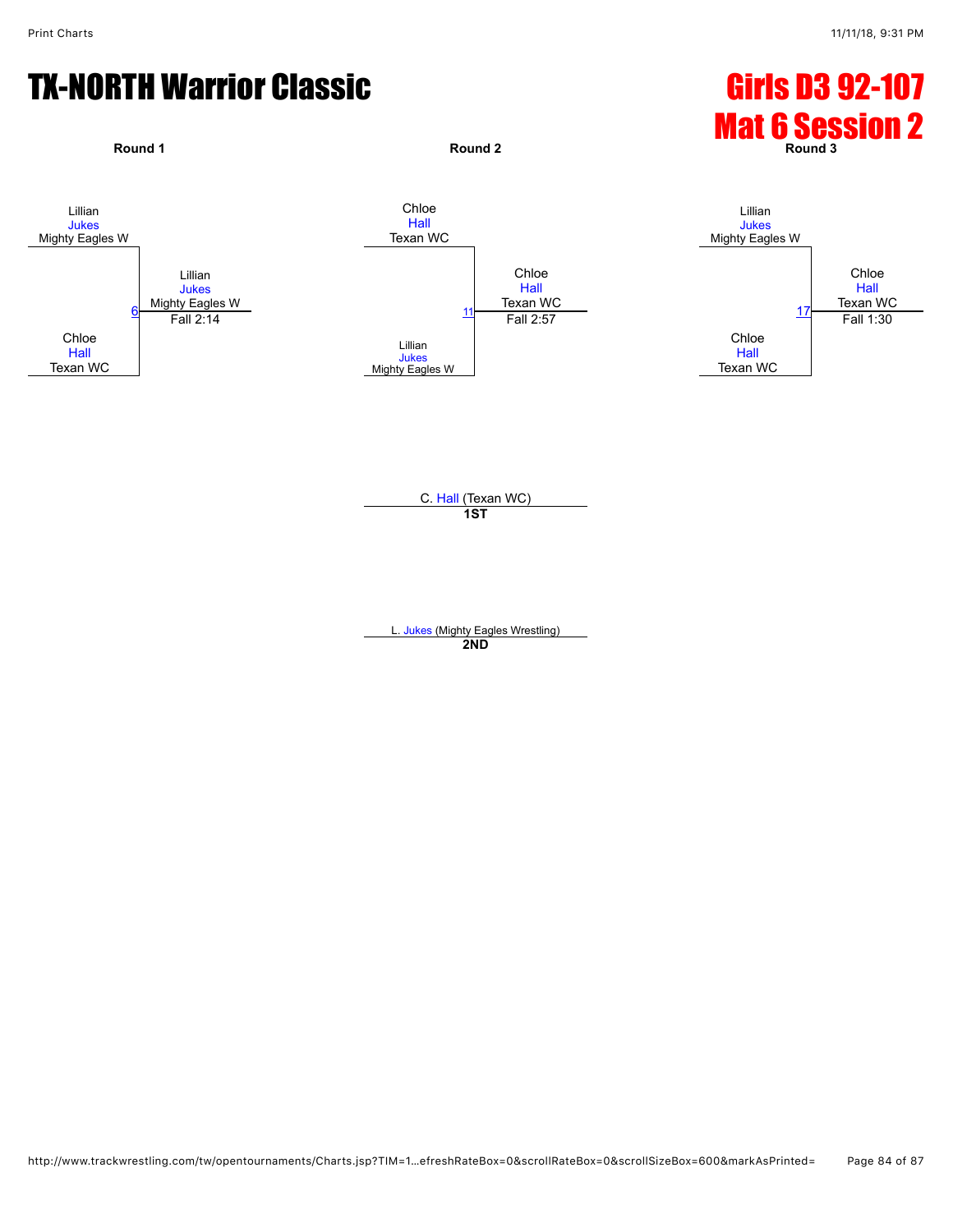# TX-NORTH Warrior Classic

## Girls D3 92-107
## Mat 6 Session 2

**Round 1**

Lillian Jukes, Mighty Eagles W
vs.
Chloe Hall, Texan WC

Bout 6 — Winner: Lillian Jukes, Mighty Eagles W — Fall 2:14

**Round 2**

Chloe Hall, Texan WC
vs.
Lillian Jukes, Mighty Eagles W

Bout 11 — Winner: Chloe Hall, Texan WC — Fall 2:57

**Round 3**

Lillian Jukes, Mighty Eagles W
vs.
Chloe Hall, Texan WC

Bout 17 — Winner: Chloe Hall, Texan WC — Fall 1:30

C. Hall (Texan WC)
**1ST**

L. Jukes (Mighty Eagles Wrestling)
**2ND**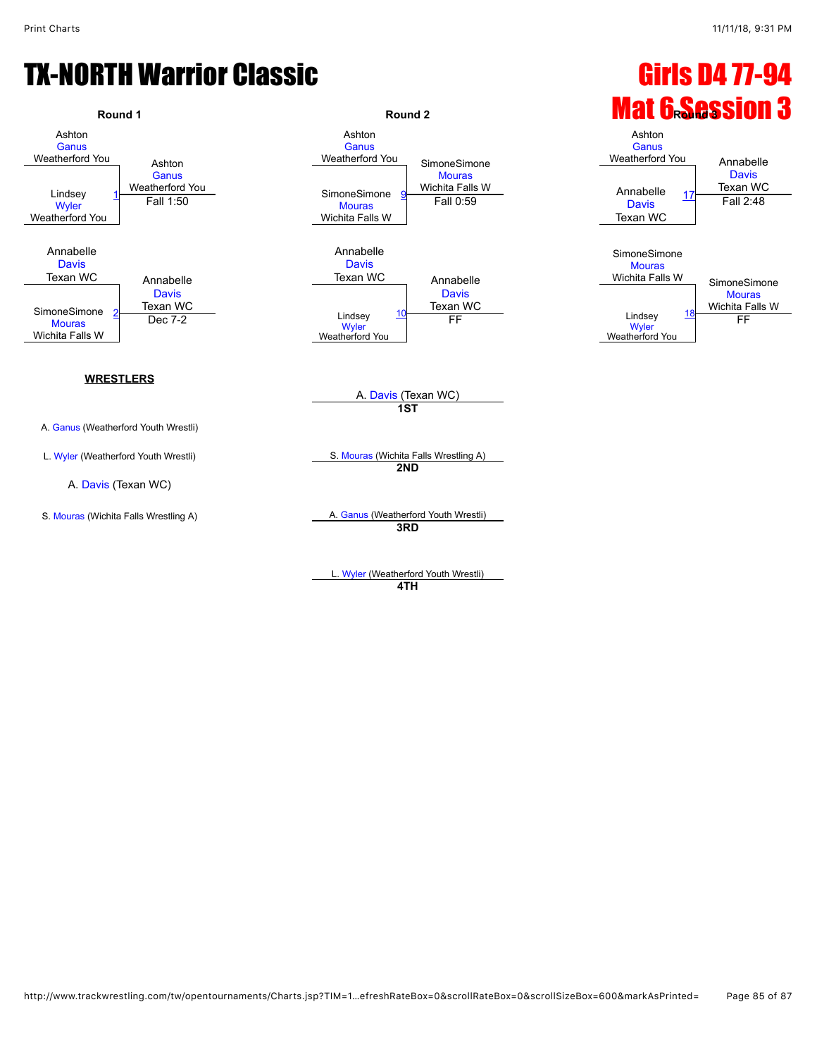# TX-NORTH Warrior Classic

# Girls D4 77-94

## Mat 6 Session 3

### Round 1

Ashton Ganus, Weatherford You
vs.
Lindsey Wyler, Weatherford You — Match 1

Winner: Ashton Ganus, Weatherford You — Fall 1:50

Annabelle Davis, Texan WC
vs.
SimoneSimone Mouras, Wichita Falls W — Match 2

Winner: Annabelle Davis, Texan WC — Dec 7-2

### Round 2

Ashton Ganus, Weatherford You
vs.
SimoneSimone Mouras, Wichita Falls W — Match 9

Winner: SimoneSimone Mouras, Wichita Falls W — Fall 0:59

Annabelle Davis, Texan WC
vs.
Lindsey Wyler, Weatherford You — Match 10

Winner: Annabelle Davis, Texan WC — FF

### Round 3

Ashton Ganus, Weatherford You
vs.
Annabelle Davis, Texan WC — Match 17

Winner: Annabelle Davis, Texan WC — Fall 2:48

SimoneSimone Mouras, Wichita Falls W
vs.
Lindsey Wyler, Weatherford You — Match 18

Winner: SimoneSimone Mouras, Wichita Falls W — FF

### WRESTLERS

A. Ganus (Weatherford Youth Wrestli)

L. Wyler (Weatherford Youth Wrestli)

A. Davis (Texan WC)

S. Mouras (Wichita Falls Wrestling A)

### Placement

**1ST:** A. Davis (Texan WC)

**2ND:** S. Mouras (Wichita Falls Wrestling A)

**3RD:** A. Ganus (Weatherford Youth Wrestli)

**4TH:** L. Wyler (Weatherford Youth Wrestli)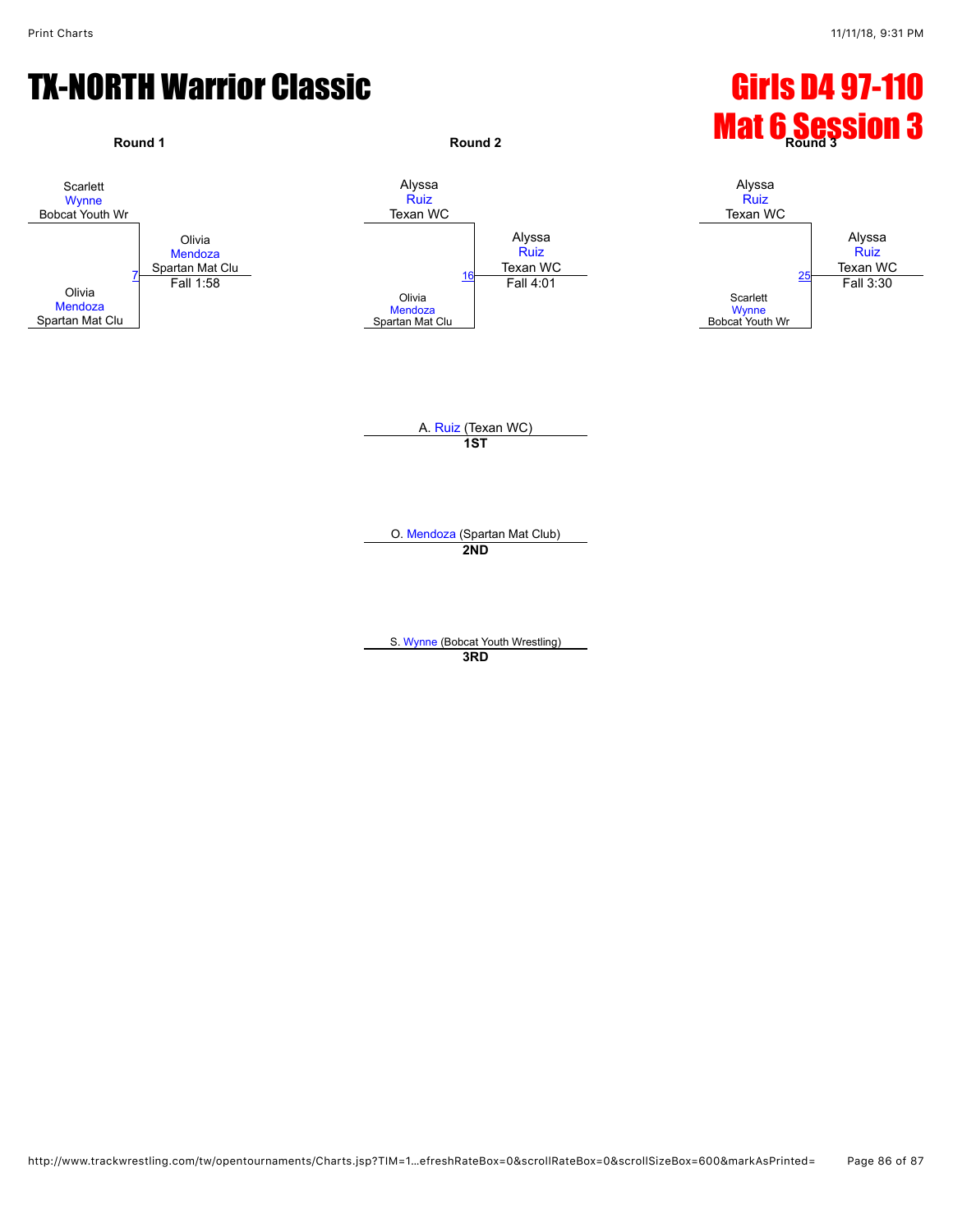# TX-NORTH Warrior Classic

# Girls D4 97-110
# Mat 6 Session 3

### Round 1

Scarlett Wynne, Bobcat Youth Wr
vs.
Olivia Mendoza, Spartan Mat Clu

Match 7 — Winner: Olivia Mendoza, Spartan Mat Clu — Fall 1:58

### Round 2

Alyssa Ruiz, Texan WC
vs.
Olivia Mendoza, Spartan Mat Clu

Match 16 — Winner: Alyssa Ruiz, Texan WC — Fall 4:01

### Round 3

Alyssa Ruiz, Texan WC
vs.
Scarlett Wynne, Bobcat Youth Wr

Match 25 — Winner: Alyssa Ruiz, Texan WC — Fall 3:30

---

**1ST**: A. Ruiz (Texan WC)

**2ND**: O. Mendoza (Spartan Mat Club)

**3RD**: S. Wynne (Bobcat Youth Wrestling)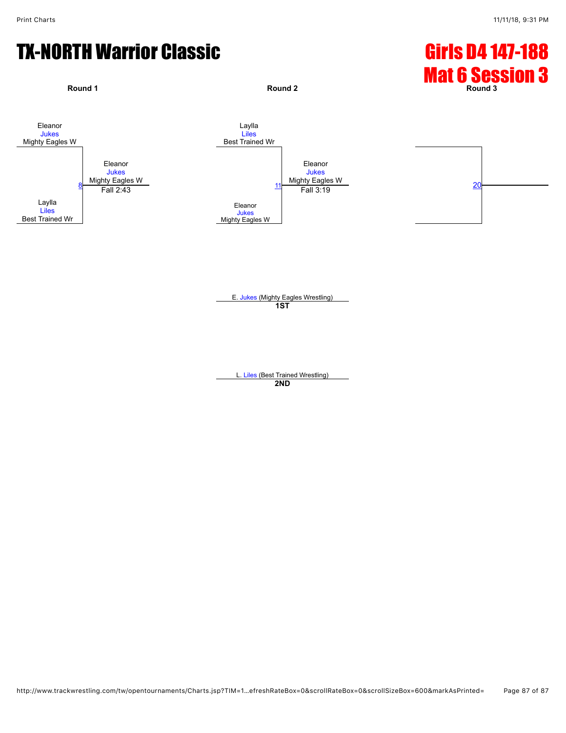# TX-NORTH Warrior Classic

# Girls D4 147-188

## Mat 6 Session 3

**Round 1**

Eleanor
Jukes
Mighty Eagles W

8

Laylla
Liles
Best Trained Wr

Eleanor
Jukes
Mighty Eagles W
Fall 2:43

**Round 2**

Laylla
Liles
Best Trained Wr

11

Eleanor
Jukes
Mighty Eagles W

Eleanor
Jukes
Mighty Eagles W
Fall 3:19

**Round 3**

20

E. Jukes (Mighty Eagles Wrestling)
**1ST**

L. Liles (Best Trained Wrestling)
**2ND**